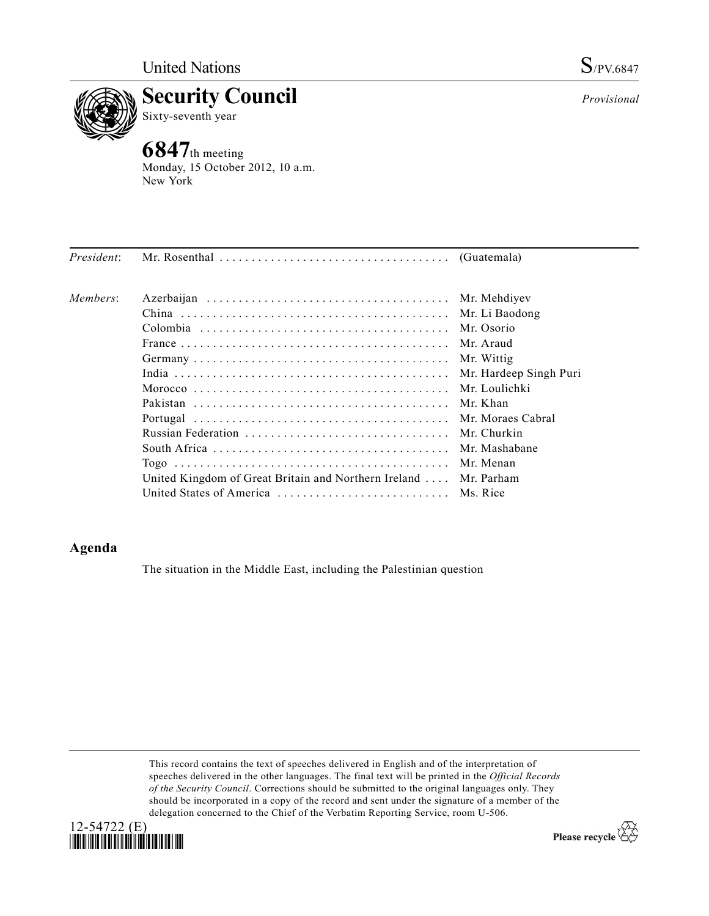United Nations

S/PV.6847

# Security Council

Sixty-seventh year

*Provisional*

## 6847th meeting

Monday, 15 October 2012, 10 a.m.
New York

| | | |
|---|---|---|
| *President*: | Mr. Rosenthal | (Guatemala) |
| *Members*: | Azerbaijan | Mr. Mehdiyev |
| | China | Mr. Li Baodong |
| | Colombia | Mr. Osorio |
| | France | Mr. Araud |
| | Germany | Mr. Wittig |
| | India | Mr. Hardeep Singh Puri |
| | Morocco | Mr. Loulichki |
| | Pakistan | Mr. Khan |
| | Portugal | Mr. Moraes Cabral |
| | Russian Federation | Mr. Churkin |
| | South Africa | Mr. Mashabane |
| | Togo | Mr. Menan |
| | United Kingdom of Great Britain and Northern Ireland | Mr. Parham |
| | United States of America | Ms. Rice |

## Agenda

The situation in the Middle East, including the Palestinian question

This record contains the text of speeches delivered in English and of the interpretation of speeches delivered in the other languages. The final text will be printed in the *Official Records of the Security Council*. Corrections should be submitted to the original languages only. They should be incorporated in a copy of the record and sent under the signature of a member of the delegation concerned to the Chief of the Verbatim Reporting Service, room U-506.

12-54722 (E)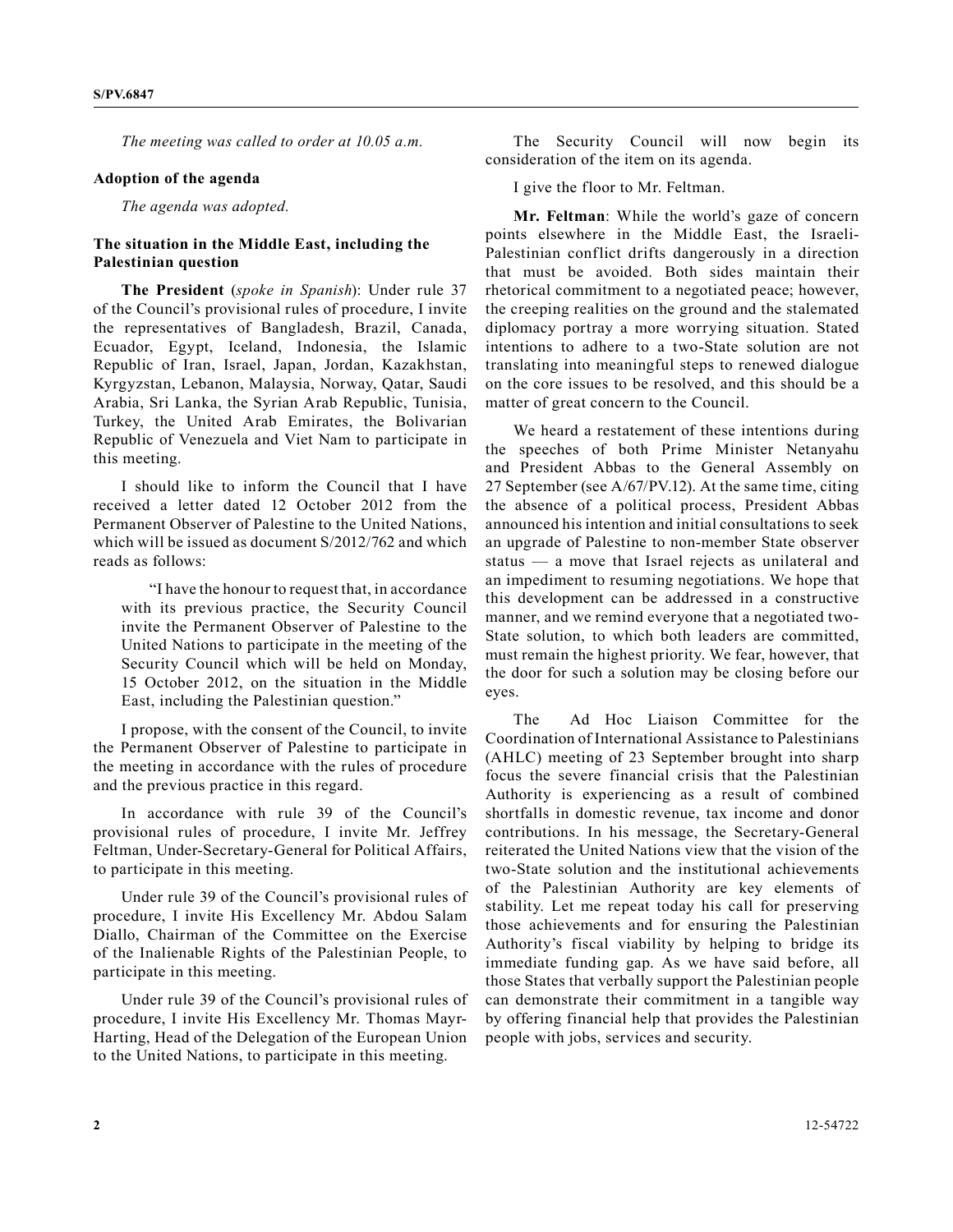*The meeting was called to order at 10.05 a.m.*

## Adoption of the agenda

*The agenda was adopted.*

## The situation in the Middle East, including the Palestinian question

**The President** (*spoke in Spanish*): Under rule 37 of the Council's provisional rules of procedure, I invite the representatives of Bangladesh, Brazil, Canada, Ecuador, Egypt, Iceland, Indonesia, the Islamic Republic of Iran, Israel, Japan, Jordan, Kazakhstan, Kyrgyzstan, Lebanon, Malaysia, Norway, Qatar, Saudi Arabia, Sri Lanka, the Syrian Arab Republic, Tunisia, Turkey, the United Arab Emirates, the Bolivarian Republic of Venezuela and Viet Nam to participate in this meeting.

I should like to inform the Council that I have received a letter dated 12 October 2012 from the Permanent Observer of Palestine to the United Nations, which will be issued as document S/2012/762 and which reads as follows:

> "I have the honour to request that, in accordance with its previous practice, the Security Council invite the Permanent Observer of Palestine to the United Nations to participate in the meeting of the Security Council which will be held on Monday, 15 October 2012, on the situation in the Middle East, including the Palestinian question."

I propose, with the consent of the Council, to invite the Permanent Observer of Palestine to participate in the meeting in accordance with the rules of procedure and the previous practice in this regard.

In accordance with rule 39 of the Council's provisional rules of procedure, I invite Mr. Jeffrey Feltman, Under-Secretary-General for Political Affairs, to participate in this meeting.

Under rule 39 of the Council's provisional rules of procedure, I invite His Excellency Mr. Abdou Salam Diallo, Chairman of the Committee on the Exercise of the Inalienable Rights of the Palestinian People, to participate in this meeting.

Under rule 39 of the Council's provisional rules of procedure, I invite His Excellency Mr. Thomas Mayr-Harting, Head of the Delegation of the European Union to the United Nations, to participate in this meeting.

The Security Council will now begin its consideration of the item on its agenda.

I give the floor to Mr. Feltman.

**Mr. Feltman**: While the world's gaze of concern points elsewhere in the Middle East, the Israeli-Palestinian conflict drifts dangerously in a direction that must be avoided. Both sides maintain their rhetorical commitment to a negotiated peace; however, the creeping realities on the ground and the stalemated diplomacy portray a more worrying situation. Stated intentions to adhere to a two-State solution are not translating into meaningful steps to renewed dialogue on the core issues to be resolved, and this should be a matter of great concern to the Council.

We heard a restatement of these intentions during the speeches of both Prime Minister Netanyahu and President Abbas to the General Assembly on 27 September (see A/67/PV.12). At the same time, citing the absence of a political process, President Abbas announced his intention and initial consultations to seek an upgrade of Palestine to non-member State observer status — a move that Israel rejects as unilateral and an impediment to resuming negotiations. We hope that this development can be addressed in a constructive manner, and we remind everyone that a negotiated two-State solution, to which both leaders are committed, must remain the highest priority. We fear, however, that the door for such a solution may be closing before our eyes.

The Ad Hoc Liaison Committee for the Coordination of International Assistance to Palestinians (AHLC) meeting of 23 September brought into sharp focus the severe financial crisis that the Palestinian Authority is experiencing as a result of combined shortfalls in domestic revenue, tax income and donor contributions. In his message, the Secretary-General reiterated the United Nations view that the vision of the two-State solution and the institutional achievements of the Palestinian Authority are key elements of stability. Let me repeat today his call for preserving those achievements and for ensuring the Palestinian Authority's fiscal viability by helping to bridge its immediate funding gap. As we have said before, all those States that verbally support the Palestinian people can demonstrate their commitment in a tangible way by offering financial help that provides the Palestinian people with jobs, services and security.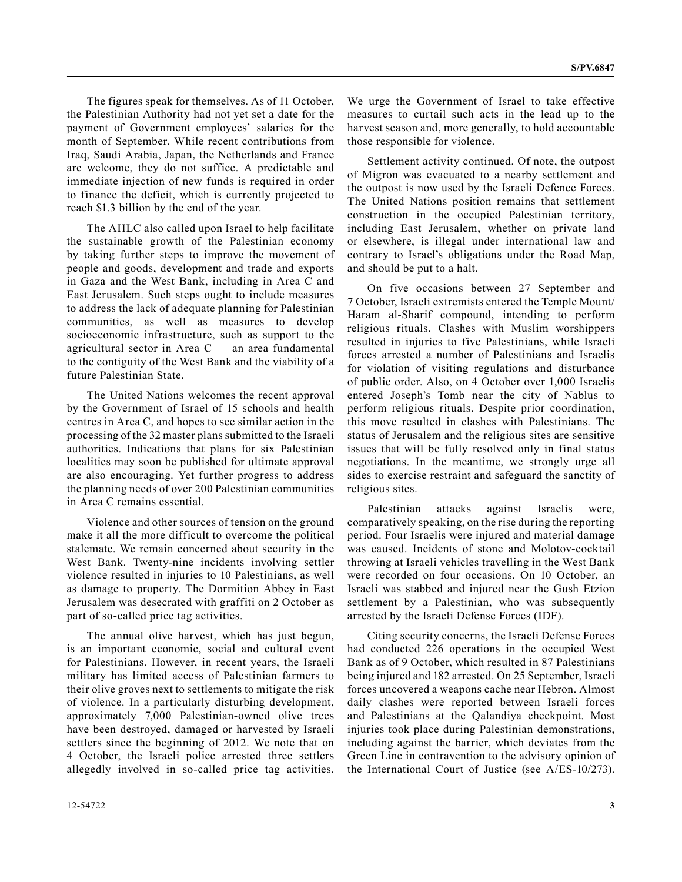The figures speak for themselves. As of 11 October, the Palestinian Authority had not yet set a date for the payment of Government employees' salaries for the month of September. While recent contributions from Iraq, Saudi Arabia, Japan, the Netherlands and France are welcome, they do not suffice. A predictable and immediate injection of new funds is required in order to finance the deficit, which is currently projected to reach $1.3 billion by the end of the year.

The AHLC also called upon Israel to help facilitate the sustainable growth of the Palestinian economy by taking further steps to improve the movement of people and goods, development and trade and exports in Gaza and the West Bank, including in Area C and East Jerusalem. Such steps ought to include measures to address the lack of adequate planning for Palestinian communities, as well as measures to develop socioeconomic infrastructure, such as support to the agricultural sector in Area C — an area fundamental to the contiguity of the West Bank and the viability of a future Palestinian State.

The United Nations welcomes the recent approval by the Government of Israel of 15 schools and health centres in Area C, and hopes to see similar action in the processing of the 32 master plans submitted to the Israeli authorities. Indications that plans for six Palestinian localities may soon be published for ultimate approval are also encouraging. Yet further progress to address the planning needs of over 200 Palestinian communities in Area C remains essential.

Violence and other sources of tension on the ground make it all the more difficult to overcome the political stalemate. We remain concerned about security in the West Bank. Twenty-nine incidents involving settler violence resulted in injuries to 10 Palestinians, as well as damage to property. The Dormition Abbey in East Jerusalem was desecrated with graffiti on 2 October as part of so-called price tag activities.

The annual olive harvest, which has just begun, is an important economic, social and cultural event for Palestinians. However, in recent years, the Israeli military has limited access of Palestinian farmers to their olive groves next to settlements to mitigate the risk of violence. In a particularly disturbing development, approximately 7,000 Palestinian-owned olive trees have been destroyed, damaged or harvested by Israeli settlers since the beginning of 2012. We note that on 4 October, the Israeli police arrested three settlers allegedly involved in so-called price tag activities. We urge the Government of Israel to take effective measures to curtail such acts in the lead up to the harvest season and, more generally, to hold accountable those responsible for violence.

Settlement activity continued. Of note, the outpost of Migron was evacuated to a nearby settlement and the outpost is now used by the Israeli Defence Forces. The United Nations position remains that settlement construction in the occupied Palestinian territory, including East Jerusalem, whether on private land or elsewhere, is illegal under international law and contrary to Israel's obligations under the Road Map, and should be put to a halt.

On five occasions between 27 September and 7 October, Israeli extremists entered the Temple Mount/Haram al-Sharif compound, intending to perform religious rituals. Clashes with Muslim worshippers resulted in injuries to five Palestinians, while Israeli forces arrested a number of Palestinians and Israelis for violation of visiting regulations and disturbance of public order. Also, on 4 October over 1,000 Israelis entered Joseph's Tomb near the city of Nablus to perform religious rituals. Despite prior coordination, this move resulted in clashes with Palestinians. The status of Jerusalem and the religious sites are sensitive issues that will be fully resolved only in final status negotiations. In the meantime, we strongly urge all sides to exercise restraint and safeguard the sanctity of religious sites.

Palestinian attacks against Israelis were, comparatively speaking, on the rise during the reporting period. Four Israelis were injured and material damage was caused. Incidents of stone and Molotov-cocktail throwing at Israeli vehicles travelling in the West Bank were recorded on four occasions. On 10 October, an Israeli was stabbed and injured near the Gush Etzion settlement by a Palestinian, who was subsequently arrested by the Israeli Defense Forces (IDF).

Citing security concerns, the Israeli Defense Forces had conducted 226 operations in the occupied West Bank as of 9 October, which resulted in 87 Palestinians being injured and 182 arrested. On 25 September, Israeli forces uncovered a weapons cache near Hebron. Almost daily clashes were reported between Israeli forces and Palestinians at the Qalandiya checkpoint. Most injuries took place during Palestinian demonstrations, including against the barrier, which deviates from the Green Line in contravention to the advisory opinion of the International Court of Justice (see A/ES-10/273).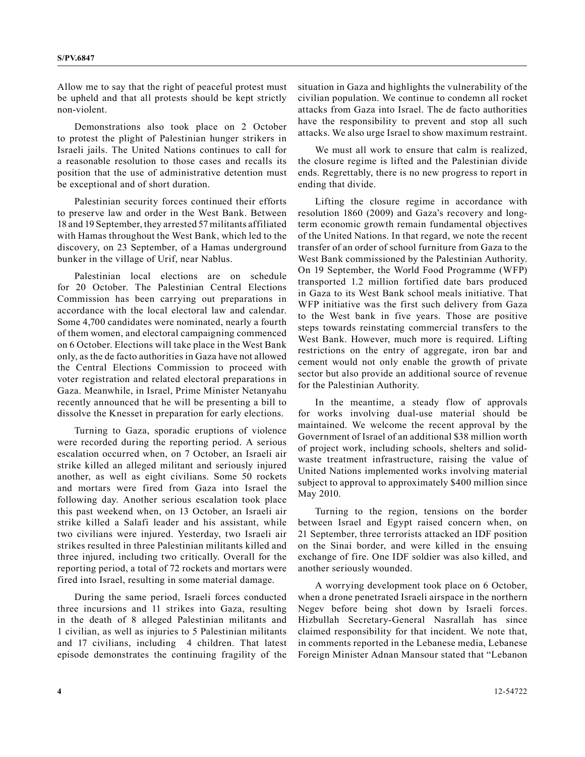Allow me to say that the right of peaceful protest must be upheld and that all protests should be kept strictly non-violent.

Demonstrations also took place on 2 October to protest the plight of Palestinian hunger strikers in Israeli jails. The United Nations continues to call for a reasonable resolution to those cases and recalls its position that the use of administrative detention must be exceptional and of short duration.

Palestinian security forces continued their efforts to preserve law and order in the West Bank. Between 18 and 19 September, they arrested 57 militants affiliated with Hamas throughout the West Bank, which led to the discovery, on 23 September, of a Hamas underground bunker in the village of Urif, near Nablus.

Palestinian local elections are on schedule for 20 October. The Palestinian Central Elections Commission has been carrying out preparations in accordance with the local electoral law and calendar. Some 4,700 candidates were nominated, nearly a fourth of them women, and electoral campaigning commenced on 6 October. Elections will take place in the West Bank only, as the de facto authorities in Gaza have not allowed the Central Elections Commission to proceed with voter registration and related electoral preparations in Gaza. Meanwhile, in Israel, Prime Minister Netanyahu recently announced that he will be presenting a bill to dissolve the Knesset in preparation for early elections.

Turning to Gaza, sporadic eruptions of violence were recorded during the reporting period. A serious escalation occurred when, on 7 October, an Israeli air strike killed an alleged militant and seriously injured another, as well as eight civilians. Some 50 rockets and mortars were fired from Gaza into Israel the following day. Another serious escalation took place this past weekend when, on 13 October, an Israeli air strike killed a Salafi leader and his assistant, while two civilians were injured. Yesterday, two Israeli air strikes resulted in three Palestinian militants killed and three injured, including two critically. Overall for the reporting period, a total of 72 rockets and mortars were fired into Israel, resulting in some material damage.

During the same period, Israeli forces conducted three incursions and 11 strikes into Gaza, resulting in the death of 8 alleged Palestinian militants and 1 civilian, as well as injuries to 5 Palestinian militants and 17 civilians, including 4 children. That latest episode demonstrates the continuing fragility of the situation in Gaza and highlights the vulnerability of the civilian population. We continue to condemn all rocket attacks from Gaza into Israel. The de facto authorities have the responsibility to prevent and stop all such attacks. We also urge Israel to show maximum restraint.

We must all work to ensure that calm is realized, the closure regime is lifted and the Palestinian divide ends. Regrettably, there is no new progress to report in ending that divide.

Lifting the closure regime in accordance with resolution 1860 (2009) and Gaza's recovery and long-term economic growth remain fundamental objectives of the United Nations. In that regard, we note the recent transfer of an order of school furniture from Gaza to the West Bank commissioned by the Palestinian Authority. On 19 September, the World Food Programme (WFP) transported 1.2 million fortified date bars produced in Gaza to its West Bank school meals initiative. That WFP initiative was the first such delivery from Gaza to the West bank in five years. Those are positive steps towards reinstating commercial transfers to the West Bank. However, much more is required. Lifting restrictions on the entry of aggregate, iron bar and cement would not only enable the growth of private sector but also provide an additional source of revenue for the Palestinian Authority.

In the meantime, a steady flow of approvals for works involving dual-use material should be maintained. We welcome the recent approval by the Government of Israel of an additional $38 million worth of project work, including schools, shelters and solid-waste treatment infrastructure, raising the value of United Nations implemented works involving material subject to approval to approximately $400 million since May 2010.

Turning to the region, tensions on the border between Israel and Egypt raised concern when, on 21 September, three terrorists attacked an IDF position on the Sinai border, and were killed in the ensuing exchange of fire. One IDF soldier was also killed, and another seriously wounded.

A worrying development took place on 6 October, when a drone penetrated Israeli airspace in the northern Negev before being shot down by Israeli forces. Hizbullah Secretary-General Nasrallah has since claimed responsibility for that incident. We note that, in comments reported in the Lebanese media, Lebanese Foreign Minister Adnan Mansour stated that "Lebanon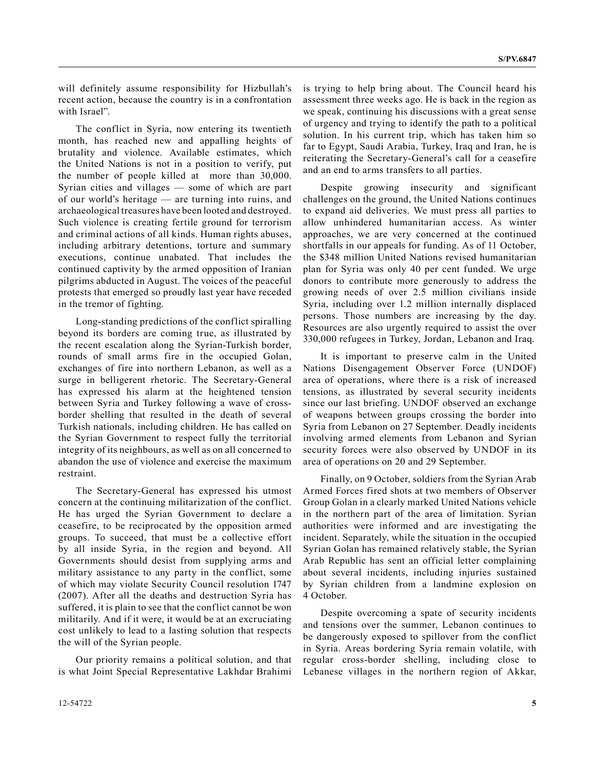will definitely assume responsibility for Hizbullah's recent action, because the country is in a confrontation with Israel".

The conflict in Syria, now entering its twentieth month, has reached new and appalling heights of brutality and violence. Available estimates, which the United Nations is not in a position to verify, put the number of people killed at more than 30,000. Syrian cities and villages — some of which are part of our world's heritage — are turning into ruins, and archaeological treasures have been looted and destroyed. Such violence is creating fertile ground for terrorism and criminal actions of all kinds. Human rights abuses, including arbitrary detentions, torture and summary executions, continue unabated. That includes the continued captivity by the armed opposition of Iranian pilgrims abducted in August. The voices of the peaceful protests that emerged so proudly last year have receded in the tremor of fighting.

Long-standing predictions of the conflict spiralling beyond its borders are coming true, as illustrated by the recent escalation along the Syrian-Turkish border, rounds of small arms fire in the occupied Golan, exchanges of fire into northern Lebanon, as well as a surge in belligerent rhetoric. The Secretary-General has expressed his alarm at the heightened tension between Syria and Turkey following a wave of cross-border shelling that resulted in the death of several Turkish nationals, including children. He has called on the Syrian Government to respect fully the territorial integrity of its neighbours, as well as on all concerned to abandon the use of violence and exercise the maximum restraint.

The Secretary-General has expressed his utmost concern at the continuing militarization of the conflict. He has urged the Syrian Government to declare a ceasefire, to be reciprocated by the opposition armed groups. To succeed, that must be a collective effort by all inside Syria, in the region and beyond. All Governments should desist from supplying arms and military assistance to any party in the conflict, some of which may violate Security Council resolution 1747 (2007). After all the deaths and destruction Syria has suffered, it is plain to see that the conflict cannot be won militarily. And if it were, it would be at an excruciating cost unlikely to lead to a lasting solution that respects the will of the Syrian people.

Our priority remains a political solution, and that is what Joint Special Representative Lakhdar Brahimi is trying to help bring about. The Council heard his assessment three weeks ago. He is back in the region as we speak, continuing his discussions with a great sense of urgency and trying to identify the path to a political solution. In his current trip, which has taken him so far to Egypt, Saudi Arabia, Turkey, Iraq and Iran, he is reiterating the Secretary-General's call for a ceasefire and an end to arms transfers to all parties.

Despite growing insecurity and significant challenges on the ground, the United Nations continues to expand aid deliveries. We must press all parties to allow unhindered humanitarian access. As winter approaches, we are very concerned at the continued shortfalls in our appeals for funding. As of 11 October, the $348 million United Nations revised humanitarian plan for Syria was only 40 per cent funded. We urge donors to contribute more generously to address the growing needs of over 2.5 million civilians inside Syria, including over 1.2 million internally displaced persons. Those numbers are increasing by the day. Resources are also urgently required to assist the over 330,000 refugees in Turkey, Jordan, Lebanon and Iraq.

It is important to preserve calm in the United Nations Disengagement Observer Force (UNDOF) area of operations, where there is a risk of increased tensions, as illustrated by several security incidents since our last briefing. UNDOF observed an exchange of weapons between groups crossing the border into Syria from Lebanon on 27 September. Deadly incidents involving armed elements from Lebanon and Syrian security forces were also observed by UNDOF in its area of operations on 20 and 29 September.

Finally, on 9 October, soldiers from the Syrian Arab Armed Forces fired shots at two members of Observer Group Golan in a clearly marked United Nations vehicle in the northern part of the area of limitation. Syrian authorities were informed and are investigating the incident. Separately, while the situation in the occupied Syrian Golan has remained relatively stable, the Syrian Arab Republic has sent an official letter complaining about several incidents, including injuries sustained by Syrian children from a landmine explosion on 4 October.

Despite overcoming a spate of security incidents and tensions over the summer, Lebanon continues to be dangerously exposed to spillover from the conflict in Syria. Areas bordering Syria remain volatile, with regular cross-border shelling, including close to Lebanese villages in the northern region of Akkar,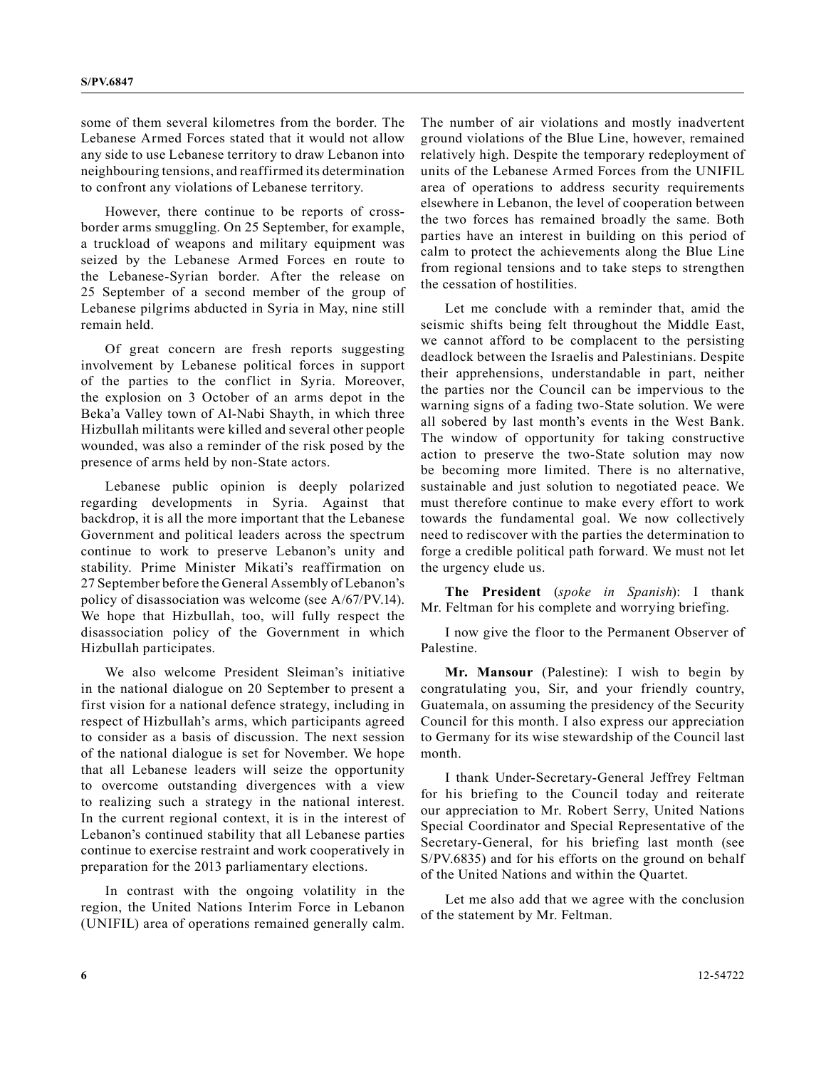some of them several kilometres from the border. The Lebanese Armed Forces stated that it would not allow any side to use Lebanese territory to draw Lebanon into neighbouring tensions, and reaffirmed its determination to confront any violations of Lebanese territory.

However, there continue to be reports of cross-border arms smuggling. On 25 September, for example, a truckload of weapons and military equipment was seized by the Lebanese Armed Forces en route to the Lebanese-Syrian border. After the release on 25 September of a second member of the group of Lebanese pilgrims abducted in Syria in May, nine still remain held.

Of great concern are fresh reports suggesting involvement by Lebanese political forces in support of the parties to the conflict in Syria. Moreover, the explosion on 3 October of an arms depot in the Beka'a Valley town of Al-Nabi Shayth, in which three Hizbullah militants were killed and several other people wounded, was also a reminder of the risk posed by the presence of arms held by non-State actors.

Lebanese public opinion is deeply polarized regarding developments in Syria. Against that backdrop, it is all the more important that the Lebanese Government and political leaders across the spectrum continue to work to preserve Lebanon's unity and stability. Prime Minister Mikati's reaffirmation on 27 September before the General Assembly of Lebanon's policy of disassociation was welcome (see A/67/PV.14). We hope that Hizbullah, too, will fully respect the disassociation policy of the Government in which Hizbullah participates.

We also welcome President Sleiman's initiative in the national dialogue on 20 September to present a first vision for a national defence strategy, including in respect of Hizbullah's arms, which participants agreed to consider as a basis of discussion. The next session of the national dialogue is set for November. We hope that all Lebanese leaders will seize the opportunity to overcome outstanding divergences with a view to realizing such a strategy in the national interest. In the current regional context, it is in the interest of Lebanon's continued stability that all Lebanese parties continue to exercise restraint and work cooperatively in preparation for the 2013 parliamentary elections.

In contrast with the ongoing volatility in the region, the United Nations Interim Force in Lebanon (UNIFIL) area of operations remained generally calm. The number of air violations and mostly inadvertent ground violations of the Blue Line, however, remained relatively high. Despite the temporary redeployment of units of the Lebanese Armed Forces from the UNIFIL area of operations to address security requirements elsewhere in Lebanon, the level of cooperation between the two forces has remained broadly the same. Both parties have an interest in building on this period of calm to protect the achievements along the Blue Line from regional tensions and to take steps to strengthen the cessation of hostilities.

Let me conclude with a reminder that, amid the seismic shifts being felt throughout the Middle East, we cannot afford to be complacent to the persisting deadlock between the Israelis and Palestinians. Despite their apprehensions, understandable in part, neither the parties nor the Council can be impervious to the warning signs of a fading two-State solution. We were all sobered by last month's events in the West Bank. The window of opportunity for taking constructive action to preserve the two-State solution may now be becoming more limited. There is no alternative, sustainable and just solution to negotiated peace. We must therefore continue to make every effort to work towards the fundamental goal. We now collectively need to rediscover with the parties the determination to forge a credible political path forward. We must not let the urgency elude us.

**The President** (*spoke in Spanish*): I thank Mr. Feltman for his complete and worrying briefing.

I now give the floor to the Permanent Observer of Palestine.

**Mr. Mansour** (Palestine): I wish to begin by congratulating you, Sir, and your friendly country, Guatemala, on assuming the presidency of the Security Council for this month. I also express our appreciation to Germany for its wise stewardship of the Council last month.

I thank Under-Secretary-General Jeffrey Feltman for his briefing to the Council today and reiterate our appreciation to Mr. Robert Serry, United Nations Special Coordinator and Special Representative of the Secretary-General, for his briefing last month (see S/PV.6835) and for his efforts on the ground on behalf of the United Nations and within the Quartet.

Let me also add that we agree with the conclusion of the statement by Mr. Feltman.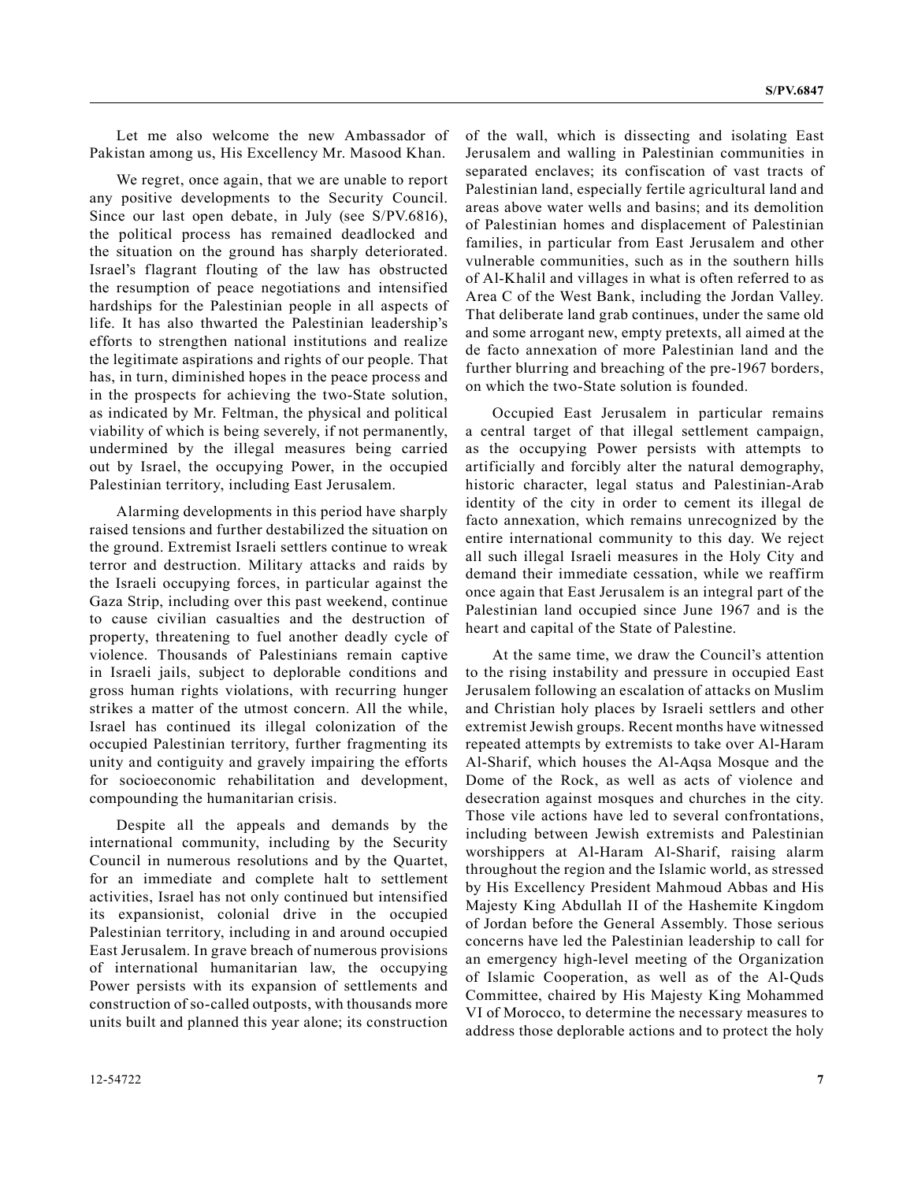Let me also welcome the new Ambassador of Pakistan among us, His Excellency Mr. Masood Khan.

We regret, once again, that we are unable to report any positive developments to the Security Council. Since our last open debate, in July (see S/PV.6816), the political process has remained deadlocked and the situation on the ground has sharply deteriorated. Israel's flagrant flouting of the law has obstructed the resumption of peace negotiations and intensified hardships for the Palestinian people in all aspects of life. It has also thwarted the Palestinian leadership's efforts to strengthen national institutions and realize the legitimate aspirations and rights of our people. That has, in turn, diminished hopes in the peace process and in the prospects for achieving the two-State solution, as indicated by Mr. Feltman, the physical and political viability of which is being severely, if not permanently, undermined by the illegal measures being carried out by Israel, the occupying Power, in the occupied Palestinian territory, including East Jerusalem.

Alarming developments in this period have sharply raised tensions and further destabilized the situation on the ground. Extremist Israeli settlers continue to wreak terror and destruction. Military attacks and raids by the Israeli occupying forces, in particular against the Gaza Strip, including over this past weekend, continue to cause civilian casualties and the destruction of property, threatening to fuel another deadly cycle of violence. Thousands of Palestinians remain captive in Israeli jails, subject to deplorable conditions and gross human rights violations, with recurring hunger strikes a matter of the utmost concern. All the while, Israel has continued its illegal colonization of the occupied Palestinian territory, further fragmenting its unity and contiguity and gravely impairing the efforts for socioeconomic rehabilitation and development, compounding the humanitarian crisis.

Despite all the appeals and demands by the international community, including by the Security Council in numerous resolutions and by the Quartet, for an immediate and complete halt to settlement activities, Israel has not only continued but intensified its expansionist, colonial drive in the occupied Palestinian territory, including in and around occupied East Jerusalem. In grave breach of numerous provisions of international humanitarian law, the occupying Power persists with its expansion of settlements and construction of so-called outposts, with thousands more units built and planned this year alone; its construction of the wall, which is dissecting and isolating East Jerusalem and walling in Palestinian communities in separated enclaves; its confiscation of vast tracts of Palestinian land, especially fertile agricultural land and areas above water wells and basins; and its demolition of Palestinian homes and displacement of Palestinian families, in particular from East Jerusalem and other vulnerable communities, such as in the southern hills of Al-Khalil and villages in what is often referred to as Area C of the West Bank, including the Jordan Valley. That deliberate land grab continues, under the same old and some arrogant new, empty pretexts, all aimed at the de facto annexation of more Palestinian land and the further blurring and breaching of the pre-1967 borders, on which the two-State solution is founded.

Occupied East Jerusalem in particular remains a central target of that illegal settlement campaign, as the occupying Power persists with attempts to artificially and forcibly alter the natural demography, historic character, legal status and Palestinian-Arab identity of the city in order to cement its illegal de facto annexation, which remains unrecognized by the entire international community to this day. We reject all such illegal Israeli measures in the Holy City and demand their immediate cessation, while we reaffirm once again that East Jerusalem is an integral part of the Palestinian land occupied since June 1967 and is the heart and capital of the State of Palestine.

At the same time, we draw the Council's attention to the rising instability and pressure in occupied East Jerusalem following an escalation of attacks on Muslim and Christian holy places by Israeli settlers and other extremist Jewish groups. Recent months have witnessed repeated attempts by extremists to take over Al-Haram Al-Sharif, which houses the Al-Aqsa Mosque and the Dome of the Rock, as well as acts of violence and desecration against mosques and churches in the city. Those vile actions have led to several confrontations, including between Jewish extremists and Palestinian worshippers at Al-Haram Al-Sharif, raising alarm throughout the region and the Islamic world, as stressed by His Excellency President Mahmoud Abbas and His Majesty King Abdullah II of the Hashemite Kingdom of Jordan before the General Assembly. Those serious concerns have led the Palestinian leadership to call for an emergency high-level meeting of the Organization of Islamic Cooperation, as well as of the Al-Quds Committee, chaired by His Majesty King Mohammed VI of Morocco, to determine the necessary measures to address those deplorable actions and to protect the holy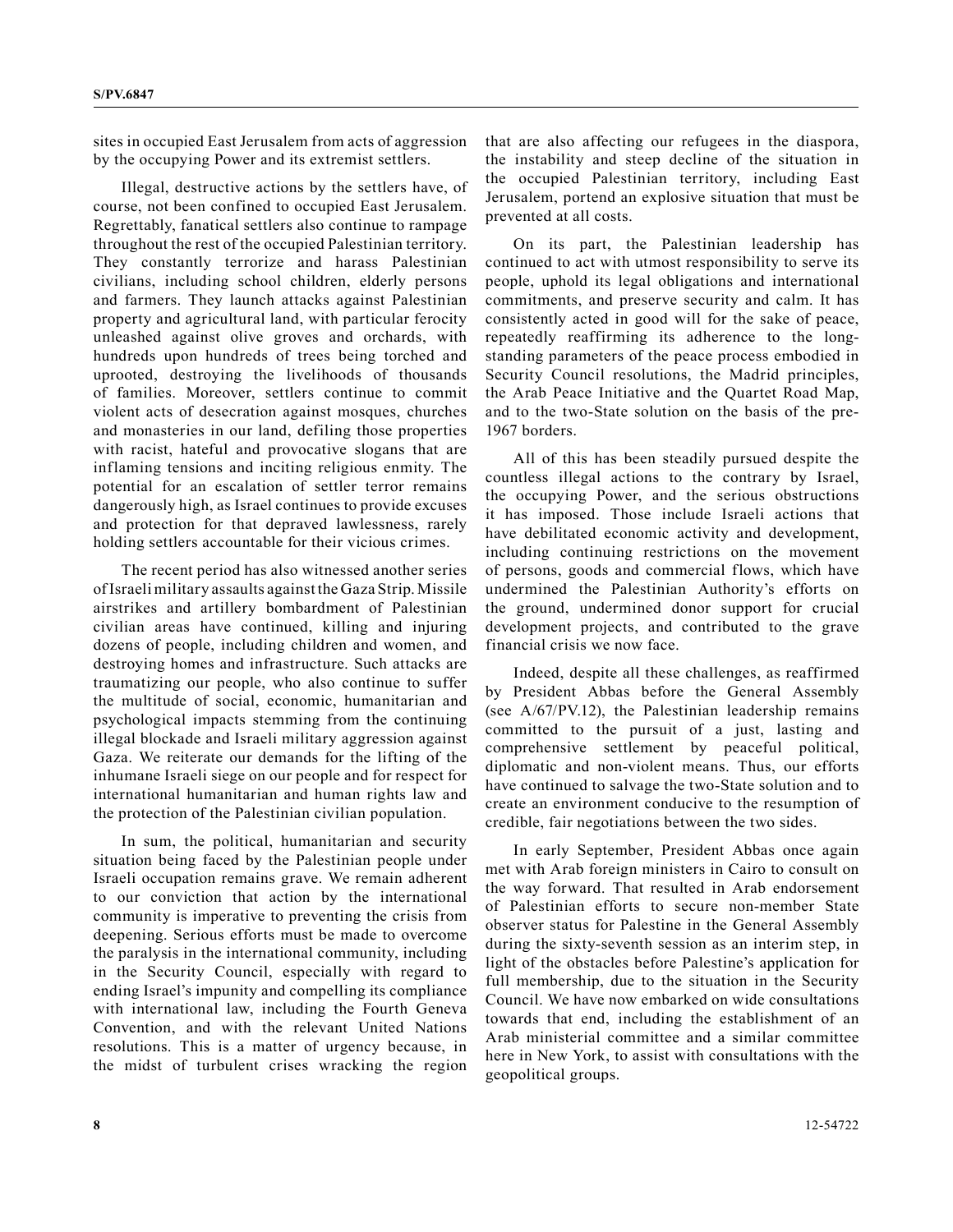sites in occupied East Jerusalem from acts of aggression by the occupying Power and its extremist settlers.

Illegal, destructive actions by the settlers have, of course, not been confined to occupied East Jerusalem. Regrettably, fanatical settlers also continue to rampage throughout the rest of the occupied Palestinian territory. They constantly terrorize and harass Palestinian civilians, including school children, elderly persons and farmers. They launch attacks against Palestinian property and agricultural land, with particular ferocity unleashed against olive groves and orchards, with hundreds upon hundreds of trees being torched and uprooted, destroying the livelihoods of thousands of families. Moreover, settlers continue to commit violent acts of desecration against mosques, churches and monasteries in our land, defiling those properties with racist, hateful and provocative slogans that are inflaming tensions and inciting religious enmity. The potential for an escalation of settler terror remains dangerously high, as Israel continues to provide excuses and protection for that depraved lawlessness, rarely holding settlers accountable for their vicious crimes.

The recent period has also witnessed another series of Israeli military assaults against the Gaza Strip. Missile airstrikes and artillery bombardment of Palestinian civilian areas have continued, killing and injuring dozens of people, including children and women, and destroying homes and infrastructure. Such attacks are traumatizing our people, who also continue to suffer the multitude of social, economic, humanitarian and psychological impacts stemming from the continuing illegal blockade and Israeli military aggression against Gaza. We reiterate our demands for the lifting of the inhumane Israeli siege on our people and for respect for international humanitarian and human rights law and the protection of the Palestinian civilian population.

In sum, the political, humanitarian and security situation being faced by the Palestinian people under Israeli occupation remains grave. We remain adherent to our conviction that action by the international community is imperative to preventing the crisis from deepening. Serious efforts must be made to overcome the paralysis in the international community, including in the Security Council, especially with regard to ending Israel's impunity and compelling its compliance with international law, including the Fourth Geneva Convention, and with the relevant United Nations resolutions. This is a matter of urgency because, in the midst of turbulent crises wracking the region that are also affecting our refugees in the diaspora, the instability and steep decline of the situation in the occupied Palestinian territory, including East Jerusalem, portend an explosive situation that must be prevented at all costs.

On its part, the Palestinian leadership has continued to act with utmost responsibility to serve its people, uphold its legal obligations and international commitments, and preserve security and calm. It has consistently acted in good will for the sake of peace, repeatedly reaffirming its adherence to the long-standing parameters of the peace process embodied in Security Council resolutions, the Madrid principles, the Arab Peace Initiative and the Quartet Road Map, and to the two-State solution on the basis of the pre-1967 borders.

All of this has been steadily pursued despite the countless illegal actions to the contrary by Israel, the occupying Power, and the serious obstructions it has imposed. Those include Israeli actions that have debilitated economic activity and development, including continuing restrictions on the movement of persons, goods and commercial flows, which have undermined the Palestinian Authority's efforts on the ground, undermined donor support for crucial development projects, and contributed to the grave financial crisis we now face.

Indeed, despite all these challenges, as reaffirmed by President Abbas before the General Assembly (see A/67/PV.12), the Palestinian leadership remains committed to the pursuit of a just, lasting and comprehensive settlement by peaceful political, diplomatic and non-violent means. Thus, our efforts have continued to salvage the two-State solution and to create an environment conducive to the resumption of credible, fair negotiations between the two sides.

In early September, President Abbas once again met with Arab foreign ministers in Cairo to consult on the way forward. That resulted in Arab endorsement of Palestinian efforts to secure non-member State observer status for Palestine in the General Assembly during the sixty-seventh session as an interim step, in light of the obstacles before Palestine's application for full membership, due to the situation in the Security Council. We have now embarked on wide consultations towards that end, including the establishment of an Arab ministerial committee and a similar committee here in New York, to assist with consultations with the geopolitical groups.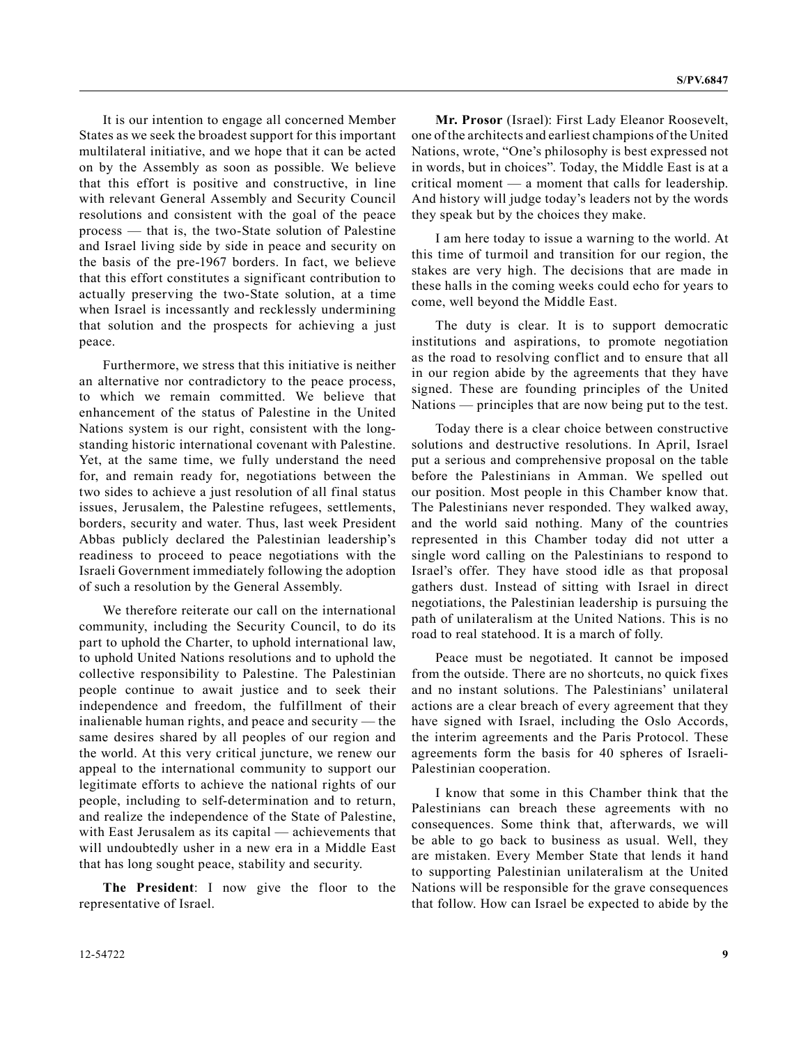It is our intention to engage all concerned Member States as we seek the broadest support for this important multilateral initiative, and we hope that it can be acted on by the Assembly as soon as possible. We believe that this effort is positive and constructive, in line with relevant General Assembly and Security Council resolutions and consistent with the goal of the peace process — that is, the two-State solution of Palestine and Israel living side by side in peace and security on the basis of the pre-1967 borders. In fact, we believe that this effort constitutes a significant contribution to actually preserving the two-State solution, at a time when Israel is incessantly and recklessly undermining that solution and the prospects for achieving a just peace.

Furthermore, we stress that this initiative is neither an alternative nor contradictory to the peace process, to which we remain committed. We believe that enhancement of the status of Palestine in the United Nations system is our right, consistent with the long-standing historic international covenant with Palestine. Yet, at the same time, we fully understand the need for, and remain ready for, negotiations between the two sides to achieve a just resolution of all final status issues, Jerusalem, the Palestine refugees, settlements, borders, security and water. Thus, last week President Abbas publicly declared the Palestinian leadership's readiness to proceed to peace negotiations with the Israeli Government immediately following the adoption of such a resolution by the General Assembly.

We therefore reiterate our call on the international community, including the Security Council, to do its part to uphold the Charter, to uphold international law, to uphold United Nations resolutions and to uphold the collective responsibility to Palestine. The Palestinian people continue to await justice and to seek their independence and freedom, the fulfillment of their inalienable human rights, and peace and security — the same desires shared by all peoples of our region and the world. At this very critical juncture, we renew our appeal to the international community to support our legitimate efforts to achieve the national rights of our people, including to self-determination and to return, and realize the independence of the State of Palestine, with East Jerusalem as its capital — achievements that will undoubtedly usher in a new era in a Middle East that has long sought peace, stability and security.

**The President**: I now give the floor to the representative of Israel.

**Mr. Prosor** (Israel): First Lady Eleanor Roosevelt, one of the architects and earliest champions of the United Nations, wrote, "One's philosophy is best expressed not in words, but in choices". Today, the Middle East is at a critical moment — a moment that calls for leadership. And history will judge today's leaders not by the words they speak but by the choices they make.

I am here today to issue a warning to the world. At this time of turmoil and transition for our region, the stakes are very high. The decisions that are made in these halls in the coming weeks could echo for years to come, well beyond the Middle East.

The duty is clear. It is to support democratic institutions and aspirations, to promote negotiation as the road to resolving conflict and to ensure that all in our region abide by the agreements that they have signed. These are founding principles of the United Nations — principles that are now being put to the test.

Today there is a clear choice between constructive solutions and destructive resolutions. In April, Israel put a serious and comprehensive proposal on the table before the Palestinians in Amman. We spelled out our position. Most people in this Chamber know that. The Palestinians never responded. They walked away, and the world said nothing. Many of the countries represented in this Chamber today did not utter a single word calling on the Palestinians to respond to Israel's offer. They have stood idle as that proposal gathers dust. Instead of sitting with Israel in direct negotiations, the Palestinian leadership is pursuing the path of unilateralism at the United Nations. This is no road to real statehood. It is a march of folly.

Peace must be negotiated. It cannot be imposed from the outside. There are no shortcuts, no quick fixes and no instant solutions. The Palestinians' unilateral actions are a clear breach of every agreement that they have signed with Israel, including the Oslo Accords, the interim agreements and the Paris Protocol. These agreements form the basis for 40 spheres of Israeli-Palestinian cooperation.

I know that some in this Chamber think that the Palestinians can breach these agreements with no consequences. Some think that, afterwards, we will be able to go back to business as usual. Well, they are mistaken. Every Member State that lends it hand to supporting Palestinian unilateralism at the United Nations will be responsible for the grave consequences that follow. How can Israel be expected to abide by the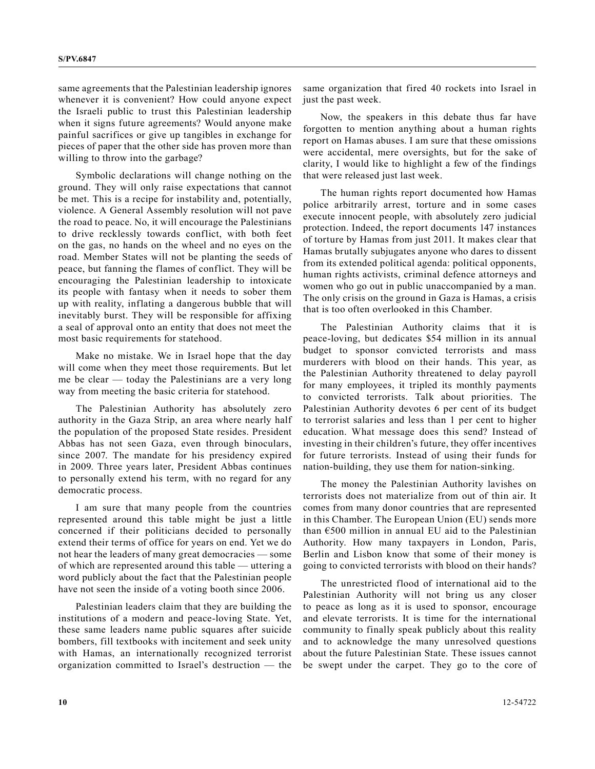same agreements that the Palestinian leadership ignores whenever it is convenient? How could anyone expect the Israeli public to trust this Palestinian leadership when it signs future agreements? Would anyone make painful sacrifices or give up tangibles in exchange for pieces of paper that the other side has proven more than willing to throw into the garbage?

Symbolic declarations will change nothing on the ground. They will only raise expectations that cannot be met. This is a recipe for instability and, potentially, violence. A General Assembly resolution will not pave the road to peace. No, it will encourage the Palestinians to drive recklessly towards conflict, with both feet on the gas, no hands on the wheel and no eyes on the road. Member States will not be planting the seeds of peace, but fanning the flames of conflict. They will be encouraging the Palestinian leadership to intoxicate its people with fantasy when it needs to sober them up with reality, inflating a dangerous bubble that will inevitably burst. They will be responsible for affixing a seal of approval onto an entity that does not meet the most basic requirements for statehood.

Make no mistake. We in Israel hope that the day will come when they meet those requirements. But let me be clear — today the Palestinians are a very long way from meeting the basic criteria for statehood.

The Palestinian Authority has absolutely zero authority in the Gaza Strip, an area where nearly half the population of the proposed State resides. President Abbas has not seen Gaza, even through binoculars, since 2007. The mandate for his presidency expired in 2009. Three years later, President Abbas continues to personally extend his term, with no regard for any democratic process.

I am sure that many people from the countries represented around this table might be just a little concerned if their politicians decided to personally extend their terms of office for years on end. Yet we do not hear the leaders of many great democracies — some of which are represented around this table — uttering a word publicly about the fact that the Palestinian people have not seen the inside of a voting booth since 2006.

Palestinian leaders claim that they are building the institutions of a modern and peace-loving State. Yet, these same leaders name public squares after suicide bombers, fill textbooks with incitement and seek unity with Hamas, an internationally recognized terrorist organization committed to Israel's destruction — the same organization that fired 40 rockets into Israel in just the past week.

Now, the speakers in this debate thus far have forgotten to mention anything about a human rights report on Hamas abuses. I am sure that these omissions were accidental, mere oversights, but for the sake of clarity, I would like to highlight a few of the findings that were released just last week.

The human rights report documented how Hamas police arbitrarily arrest, torture and in some cases execute innocent people, with absolutely zero judicial protection. Indeed, the report documents 147 instances of torture by Hamas from just 2011. It makes clear that Hamas brutally subjugates anyone who dares to dissent from its extended political agenda: political opponents, human rights activists, criminal defence attorneys and women who go out in public unaccompanied by a man. The only crisis on the ground in Gaza is Hamas, a crisis that is too often overlooked in this Chamber.

The Palestinian Authority claims that it is peace-loving, but dedicates \$54 million in its annual budget to sponsor convicted terrorists and mass murderers with blood on their hands. This year, as the Palestinian Authority threatened to delay payroll for many employees, it tripled its monthly payments to convicted terrorists. Talk about priorities. The Palestinian Authority devotes 6 per cent of its budget to terrorist salaries and less than 1 per cent to higher education. What message does this send? Instead of investing in their children's future, they offer incentives for future terrorists. Instead of using their funds for nation-building, they use them for nation-sinking.

The money the Palestinian Authority lavishes on terrorists does not materialize from out of thin air. It comes from many donor countries that are represented in this Chamber. The European Union (EU) sends more than €500 million in annual EU aid to the Palestinian Authority. How many taxpayers in London, Paris, Berlin and Lisbon know that some of their money is going to convicted terrorists with blood on their hands?

The unrestricted flood of international aid to the Palestinian Authority will not bring us any closer to peace as long as it is used to sponsor, encourage and elevate terrorists. It is time for the international community to finally speak publicly about this reality and to acknowledge the many unresolved questions about the future Palestinian State. These issues cannot be swept under the carpet. They go to the core of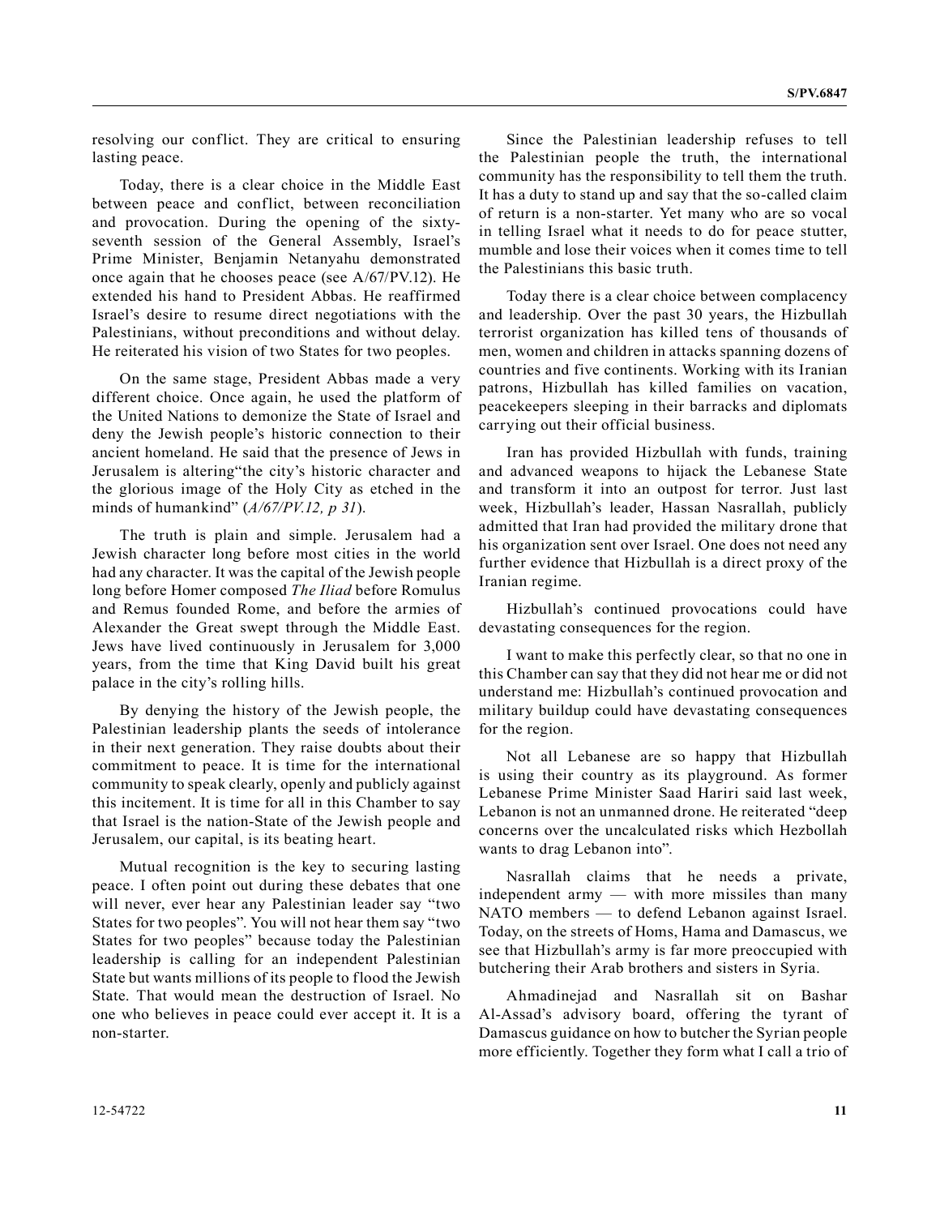resolving our conflict. They are critical to ensuring lasting peace.

Today, there is a clear choice in the Middle East between peace and conflict, between reconciliation and provocation. During the opening of the sixty-seventh session of the General Assembly, Israel's Prime Minister, Benjamin Netanyahu demonstrated once again that he chooses peace (see A/67/PV.12). He extended his hand to President Abbas. He reaffirmed Israel's desire to resume direct negotiations with the Palestinians, without preconditions and without delay. He reiterated his vision of two States for two peoples.

On the same stage, President Abbas made a very different choice. Once again, he used the platform of the United Nations to demonize the State of Israel and deny the Jewish people's historic connection to their ancient homeland. He said that the presence of Jews in Jerusalem is altering"the city's historic character and the glorious image of the Holy City as etched in the minds of humankind" (*A/67/PV.12, p 31*).

The truth is plain and simple. Jerusalem had a Jewish character long before most cities in the world had any character. It was the capital of the Jewish people long before Homer composed *The Iliad* before Romulus and Remus founded Rome, and before the armies of Alexander the Great swept through the Middle East. Jews have lived continuously in Jerusalem for 3,000 years, from the time that King David built his great palace in the city's rolling hills.

By denying the history of the Jewish people, the Palestinian leadership plants the seeds of intolerance in their next generation. They raise doubts about their commitment to peace. It is time for the international community to speak clearly, openly and publicly against this incitement. It is time for all in this Chamber to say that Israel is the nation-State of the Jewish people and Jerusalem, our capital, is its beating heart.

Mutual recognition is the key to securing lasting peace. I often point out during these debates that one will never, ever hear any Palestinian leader say "two States for two peoples". You will not hear them say "two States for two peoples" because today the Palestinian leadership is calling for an independent Palestinian State but wants millions of its people to flood the Jewish State. That would mean the destruction of Israel. No one who believes in peace could ever accept it. It is a non-starter.

Since the Palestinian leadership refuses to tell the Palestinian people the truth, the international community has the responsibility to tell them the truth. It has a duty to stand up and say that the so-called claim of return is a non-starter. Yet many who are so vocal in telling Israel what it needs to do for peace stutter, mumble and lose their voices when it comes time to tell the Palestinians this basic truth.

Today there is a clear choice between complacency and leadership. Over the past 30 years, the Hizbullah terrorist organization has killed tens of thousands of men, women and children in attacks spanning dozens of countries and five continents. Working with its Iranian patrons, Hizbullah has killed families on vacation, peacekeepers sleeping in their barracks and diplomats carrying out their official business.

Iran has provided Hizbullah with funds, training and advanced weapons to hijack the Lebanese State and transform it into an outpost for terror. Just last week, Hizbullah's leader, Hassan Nasrallah, publicly admitted that Iran had provided the military drone that his organization sent over Israel. One does not need any further evidence that Hizbullah is a direct proxy of the Iranian regime.

Hizbullah's continued provocations could have devastating consequences for the region.

I want to make this perfectly clear, so that no one in this Chamber can say that they did not hear me or did not understand me: Hizbullah's continued provocation and military buildup could have devastating consequences for the region.

Not all Lebanese are so happy that Hizbullah is using their country as its playground. As former Lebanese Prime Minister Saad Hariri said last week, Lebanon is not an unmanned drone. He reiterated "deep concerns over the uncalculated risks which Hezbollah wants to drag Lebanon into".

Nasrallah claims that he needs a private, independent army — with more missiles than many NATO members — to defend Lebanon against Israel. Today, on the streets of Homs, Hama and Damascus, we see that Hizbullah's army is far more preoccupied with butchering their Arab brothers and sisters in Syria.

Ahmadinejad and Nasrallah sit on Bashar Al-Assad's advisory board, offering the tyrant of Damascus guidance on how to butcher the Syrian people more efficiently. Together they form what I call a trio of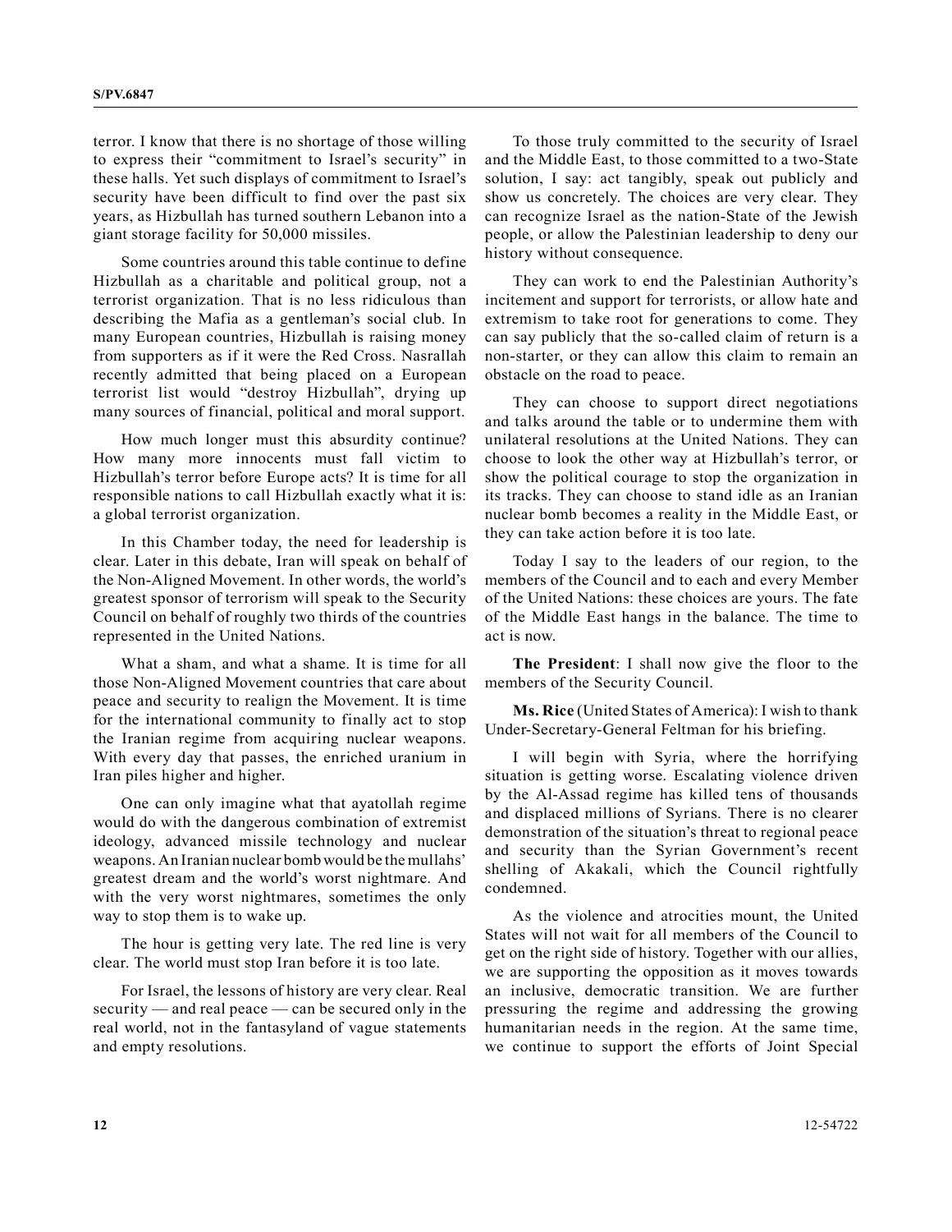terror. I know that there is no shortage of those willing to express their "commitment to Israel's security" in these halls. Yet such displays of commitment to Israel's security have been difficult to find over the past six years, as Hizbullah has turned southern Lebanon into a giant storage facility for 50,000 missiles.

Some countries around this table continue to define Hizbullah as a charitable and political group, not a terrorist organization. That is no less ridiculous than describing the Mafia as a gentleman's social club. In many European countries, Hizbullah is raising money from supporters as if it were the Red Cross. Nasrallah recently admitted that being placed on a European terrorist list would "destroy Hizbullah", drying up many sources of financial, political and moral support.

How much longer must this absurdity continue? How many more innocents must fall victim to Hizbullah's terror before Europe acts? It is time for all responsible nations to call Hizbullah exactly what it is: a global terrorist organization.

In this Chamber today, the need for leadership is clear. Later in this debate, Iran will speak on behalf of the Non-Aligned Movement. In other words, the world's greatest sponsor of terrorism will speak to the Security Council on behalf of roughly two thirds of the countries represented in the United Nations.

What a sham, and what a shame. It is time for all those Non-Aligned Movement countries that care about peace and security to realign the Movement. It is time for the international community to finally act to stop the Iranian regime from acquiring nuclear weapons. With every day that passes, the enriched uranium in Iran piles higher and higher.

One can only imagine what that ayatollah regime would do with the dangerous combination of extremist ideology, advanced missile technology and nuclear weapons. An Iranian nuclear bomb would be the mullahs' greatest dream and the world's worst nightmare. And with the very worst nightmares, sometimes the only way to stop them is to wake up.

The hour is getting very late. The red line is very clear. The world must stop Iran before it is too late.

For Israel, the lessons of history are very clear. Real security — and real peace — can be secured only in the real world, not in the fantasyland of vague statements and empty resolutions.

To those truly committed to the security of Israel and the Middle East, to those committed to a two-State solution, I say: act tangibly, speak out publicly and show us concretely. The choices are very clear. They can recognize Israel as the nation-State of the Jewish people, or allow the Palestinian leadership to deny our history without consequence.

They can work to end the Palestinian Authority's incitement and support for terrorists, or allow hate and extremism to take root for generations to come. They can say publicly that the so-called claim of return is a non-starter, or they can allow this claim to remain an obstacle on the road to peace.

They can choose to support direct negotiations and talks around the table or to undermine them with unilateral resolutions at the United Nations. They can choose to look the other way at Hizbullah's terror, or show the political courage to stop the organization in its tracks. They can choose to stand idle as an Iranian nuclear bomb becomes a reality in the Middle East, or they can take action before it is too late.

Today I say to the leaders of our region, to the members of the Council and to each and every Member of the United Nations: these choices are yours. The fate of the Middle East hangs in the balance. The time to act is now.

**The President**: I shall now give the floor to the members of the Security Council.

**Ms. Rice** (United States of America): I wish to thank Under-Secretary-General Feltman for his briefing.

I will begin with Syria, where the horrifying situation is getting worse. Escalating violence driven by the Al-Assad regime has killed tens of thousands and displaced millions of Syrians. There is no clearer demonstration of the situation's threat to regional peace and security than the Syrian Government's recent shelling of Akakali, which the Council rightfully condemned.

As the violence and atrocities mount, the United States will not wait for all members of the Council to get on the right side of history. Together with our allies, we are supporting the opposition as it moves towards an inclusive, democratic transition. We are further pressuring the regime and addressing the growing humanitarian needs in the region. At the same time, we continue to support the efforts of Joint Special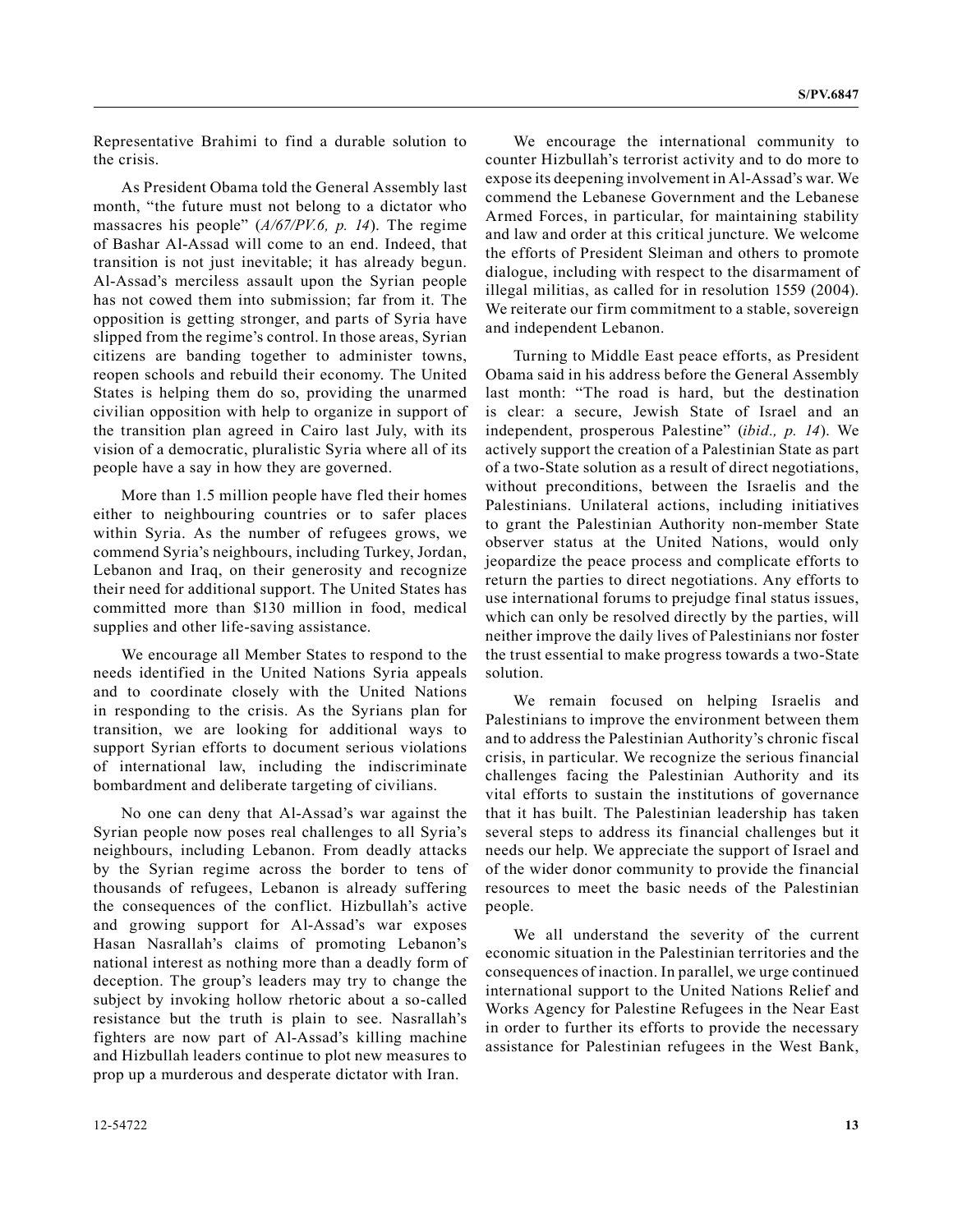Representative Brahimi to find a durable solution to the crisis.

As President Obama told the General Assembly last month, "the future must not belong to a dictator who massacres his people" (*A/67/PV.6, p. 14*). The regime of Bashar Al-Assad will come to an end. Indeed, that transition is not just inevitable; it has already begun. Al-Assad's merciless assault upon the Syrian people has not cowed them into submission; far from it. The opposition is getting stronger, and parts of Syria have slipped from the regime's control. In those areas, Syrian citizens are banding together to administer towns, reopen schools and rebuild their economy. The United States is helping them do so, providing the unarmed civilian opposition with help to organize in support of the transition plan agreed in Cairo last July, with its vision of a democratic, pluralistic Syria where all of its people have a say in how they are governed.

More than 1.5 million people have fled their homes either to neighbouring countries or to safer places within Syria. As the number of refugees grows, we commend Syria's neighbours, including Turkey, Jordan, Lebanon and Iraq, on their generosity and recognize their need for additional support. The United States has committed more than $130 million in food, medical supplies and other life-saving assistance.

We encourage all Member States to respond to the needs identified in the United Nations Syria appeals and to coordinate closely with the United Nations in responding to the crisis. As the Syrians plan for transition, we are looking for additional ways to support Syrian efforts to document serious violations of international law, including the indiscriminate bombardment and deliberate targeting of civilians.

No one can deny that Al-Assad's war against the Syrian people now poses real challenges to all Syria's neighbours, including Lebanon. From deadly attacks by the Syrian regime across the border to tens of thousands of refugees, Lebanon is already suffering the consequences of the conflict. Hizbullah's active and growing support for Al-Assad's war exposes Hasan Nasrallah's claims of promoting Lebanon's national interest as nothing more than a deadly form of deception. The group's leaders may try to change the subject by invoking hollow rhetoric about a so-called resistance but the truth is plain to see. Nasrallah's fighters are now part of Al-Assad's killing machine and Hizbullah leaders continue to plot new measures to prop up a murderous and desperate dictator with Iran.

We encourage the international community to counter Hizbullah's terrorist activity and to do more to expose its deepening involvement in Al-Assad's war. We commend the Lebanese Government and the Lebanese Armed Forces, in particular, for maintaining stability and law and order at this critical juncture. We welcome the efforts of President Sleiman and others to promote dialogue, including with respect to the disarmament of illegal militias, as called for in resolution 1559 (2004). We reiterate our firm commitment to a stable, sovereign and independent Lebanon.

Turning to Middle East peace efforts, as President Obama said in his address before the General Assembly last month: "The road is hard, but the destination is clear: a secure, Jewish State of Israel and an independent, prosperous Palestine" (*ibid., p. 14*). We actively support the creation of a Palestinian State as part of a two-State solution as a result of direct negotiations, without preconditions, between the Israelis and the Palestinians. Unilateral actions, including initiatives to grant the Palestinian Authority non-member State observer status at the United Nations, would only jeopardize the peace process and complicate efforts to return the parties to direct negotiations. Any efforts to use international forums to prejudge final status issues, which can only be resolved directly by the parties, will neither improve the daily lives of Palestinians nor foster the trust essential to make progress towards a two-State solution.

We remain focused on helping Israelis and Palestinians to improve the environment between them and to address the Palestinian Authority's chronic fiscal crisis, in particular. We recognize the serious financial challenges facing the Palestinian Authority and its vital efforts to sustain the institutions of governance that it has built. The Palestinian leadership has taken several steps to address its financial challenges but it needs our help. We appreciate the support of Israel and of the wider donor community to provide the financial resources to meet the basic needs of the Palestinian people.

We all understand the severity of the current economic situation in the Palestinian territories and the consequences of inaction. In parallel, we urge continued international support to the United Nations Relief and Works Agency for Palestine Refugees in the Near East in order to further its efforts to provide the necessary assistance for Palestinian refugees in the West Bank,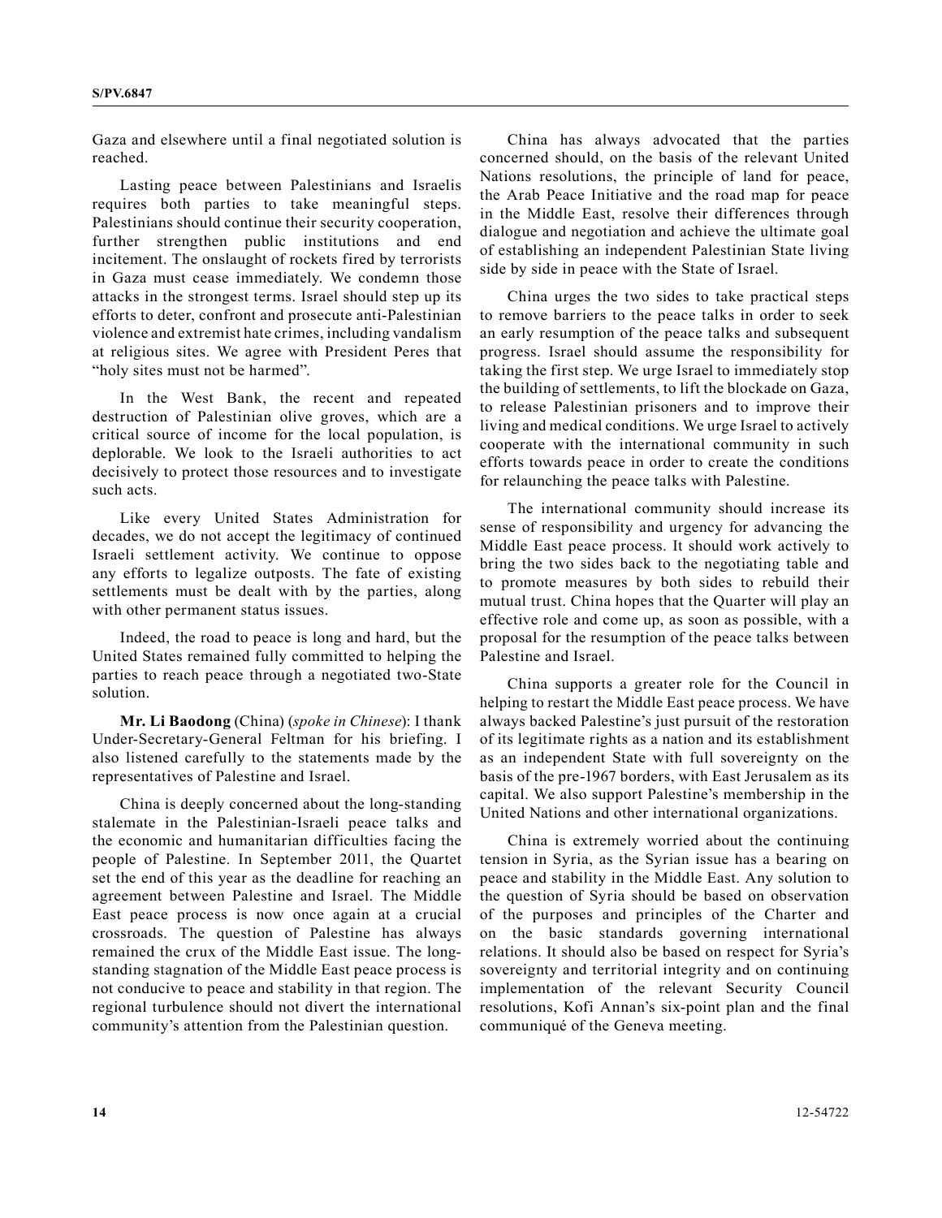Gaza and elsewhere until a final negotiated solution is reached.

Lasting peace between Palestinians and Israelis requires both parties to take meaningful steps. Palestinians should continue their security cooperation, further strengthen public institutions and end incitement. The onslaught of rockets fired by terrorists in Gaza must cease immediately. We condemn those attacks in the strongest terms. Israel should step up its efforts to deter, confront and prosecute anti-Palestinian violence and extremist hate crimes, including vandalism at religious sites. We agree with President Peres that "holy sites must not be harmed".

In the West Bank, the recent and repeated destruction of Palestinian olive groves, which are a critical source of income for the local population, is deplorable. We look to the Israeli authorities to act decisively to protect those resources and to investigate such acts.

Like every United States Administration for decades, we do not accept the legitimacy of continued Israeli settlement activity. We continue to oppose any efforts to legalize outposts. The fate of existing settlements must be dealt with by the parties, along with other permanent status issues.

Indeed, the road to peace is long and hard, but the United States remained fully committed to helping the parties to reach peace through a negotiated two-State solution.

**Mr. Li Baodong** (China) (*spoke in Chinese*): I thank Under-Secretary-General Feltman for his briefing. I also listened carefully to the statements made by the representatives of Palestine and Israel.

China is deeply concerned about the long-standing stalemate in the Palestinian-Israeli peace talks and the economic and humanitarian difficulties facing the people of Palestine. In September 2011, the Quartet set the end of this year as the deadline for reaching an agreement between Palestine and Israel. The Middle East peace process is now once again at a crucial crossroads. The question of Palestine has always remained the crux of the Middle East issue. The long-standing stagnation of the Middle East peace process is not conducive to peace and stability in that region. The regional turbulence should not divert the international community's attention from the Palestinian question.

China has always advocated that the parties concerned should, on the basis of the relevant United Nations resolutions, the principle of land for peace, the Arab Peace Initiative and the road map for peace in the Middle East, resolve their differences through dialogue and negotiation and achieve the ultimate goal of establishing an independent Palestinian State living side by side in peace with the State of Israel.

China urges the two sides to take practical steps to remove barriers to the peace talks in order to seek an early resumption of the peace talks and subsequent progress. Israel should assume the responsibility for taking the first step. We urge Israel to immediately stop the building of settlements, to lift the blockade on Gaza, to release Palestinian prisoners and to improve their living and medical conditions. We urge Israel to actively cooperate with the international community in such efforts towards peace in order to create the conditions for relaunching the peace talks with Palestine.

The international community should increase its sense of responsibility and urgency for advancing the Middle East peace process. It should work actively to bring the two sides back to the negotiating table and to promote measures by both sides to rebuild their mutual trust. China hopes that the Quartet will play an effective role and come up, as soon as possible, with a proposal for the resumption of the peace talks between Palestine and Israel.

China supports a greater role for the Council in helping to restart the Middle East peace process. We have always backed Palestine's just pursuit of the restoration of its legitimate rights as a nation and its establishment as an independent State with full sovereignty on the basis of the pre-1967 borders, with East Jerusalem as its capital. We also support Palestine's membership in the United Nations and other international organizations.

China is extremely worried about the continuing tension in Syria, as the Syrian issue has a bearing on peace and stability in the Middle East. Any solution to the question of Syria should be based on observation of the purposes and principles of the Charter and on the basic standards governing international relations. It should also be based on respect for Syria's sovereignty and territorial integrity and on continuing implementation of the relevant Security Council resolutions, Kofi Annan's six-point plan and the final communiqué of the Geneva meeting.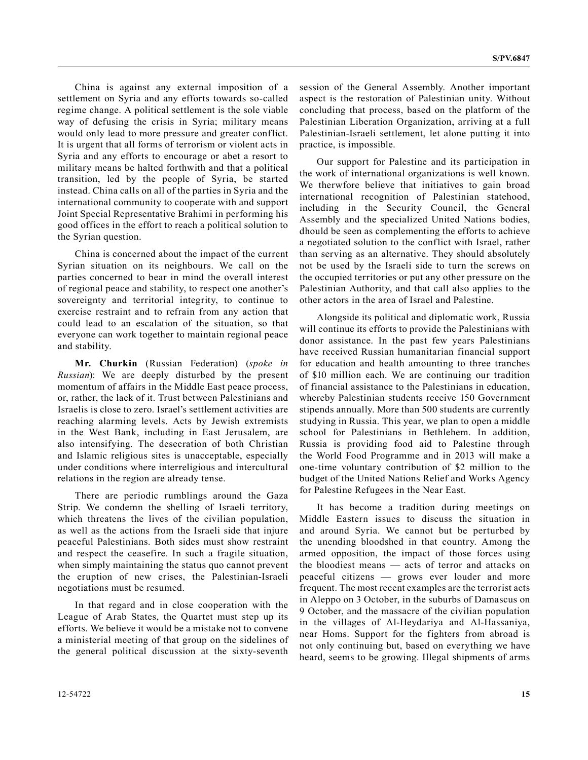China is against any external imposition of a settlement on Syria and any efforts towards so-called regime change. A political settlement is the sole viable way of defusing the crisis in Syria; military means would only lead to more pressure and greater conflict. It is urgent that all forms of terrorism or violent acts in Syria and any efforts to encourage or abet a resort to military means be halted forthwith and that a political transition, led by the people of Syria, be started instead. China calls on all of the parties in Syria and the international community to cooperate with and support Joint Special Representative Brahimi in performing his good offices in the effort to reach a political solution to the Syrian question.

China is concerned about the impact of the current Syrian situation on its neighbours. We call on the parties concerned to bear in mind the overall interest of regional peace and stability, to respect one another's sovereignty and territorial integrity, to continue to exercise restraint and to refrain from any action that could lead to an escalation of the situation, so that everyone can work together to maintain regional peace and stability.

**Mr. Churkin** (Russian Federation) (*spoke in Russian*): We are deeply disturbed by the present momentum of affairs in the Middle East peace process, or, rather, the lack of it. Trust between Palestinians and Israelis is close to zero. Israel's settlement activities are reaching alarming levels. Acts by Jewish extremists in the West Bank, including in East Jerusalem, are also intensifying. The desecration of both Christian and Islamic religious sites is unacceptable, especially under conditions where interreligious and intercultural relations in the region are already tense.

There are periodic rumblings around the Gaza Strip. We condemn the shelling of Israeli territory, which threatens the lives of the civilian population, as well as the actions from the Israeli side that injure peaceful Palestinians. Both sides must show restraint and respect the ceasefire. In such a fragile situation, when simply maintaining the status quo cannot prevent the eruption of new crises, the Palestinian-Israeli negotiations must be resumed.

In that regard and in close cooperation with the League of Arab States, the Quartet must step up its efforts. We believe it would be a mistake not to convene a ministerial meeting of that group on the sidelines of the general political discussion at the sixty-seventh session of the General Assembly. Another important aspect is the restoration of Palestinian unity. Without concluding that process, based on the platform of the Palestinian Liberation Organization, arriving at a full Palestinian-Israeli settlement, let alone putting it into practice, is impossible.

Our support for Palestine and its participation in the work of international organizations is well known. We therwfore believe that initiatives to gain broad international recognition of Palestinian statehood, including in the Security Council, the General Assembly and the specialized United Nations bodies, dhould be seen as complementing the efforts to achieve a negotiated solution to the conflict with Israel, rather than serving as an alternative. They should absolutely not be used by the Israeli side to turn the screws on the occupied territories or put any other pressure on the Palestinian Authority, and that call also applies to the other actors in the area of Israel and Palestine.

Alongside its political and diplomatic work, Russia will continue its efforts to provide the Palestinians with donor assistance. In the past few years Palestinians have received Russian humanitarian financial support for education and health amounting to three tranches of $10 million each. We are continuing our tradition of financial assistance to the Palestinians in education, whereby Palestinian students receive 150 Government stipends annually. More than 500 students are currently studying in Russia. This year, we plan to open a middle school for Palestinians in Bethlehem. In addition, Russia is providing food aid to Palestine through the World Food Programme and in 2013 will make a one-time voluntary contribution of $2 million to the budget of the United Nations Relief and Works Agency for Palestine Refugees in the Near East.

It has become a tradition during meetings on Middle Eastern issues to discuss the situation in and around Syria. We cannot but be perturbed by the unending bloodshed in that country. Among the armed opposition, the impact of those forces using the bloodiest means — acts of terror and attacks on peaceful citizens — grows ever louder and more frequent. The most recent examples are the terrorist acts in Aleppo on 3 October, in the suburbs of Damascus on 9 October, and the massacre of the civilian population in the villages of Al-Heydariya and Al-Hassaniya, near Homs. Support for the fighters from abroad is not only continuing but, based on everything we have heard, seems to be growing. Illegal shipments of arms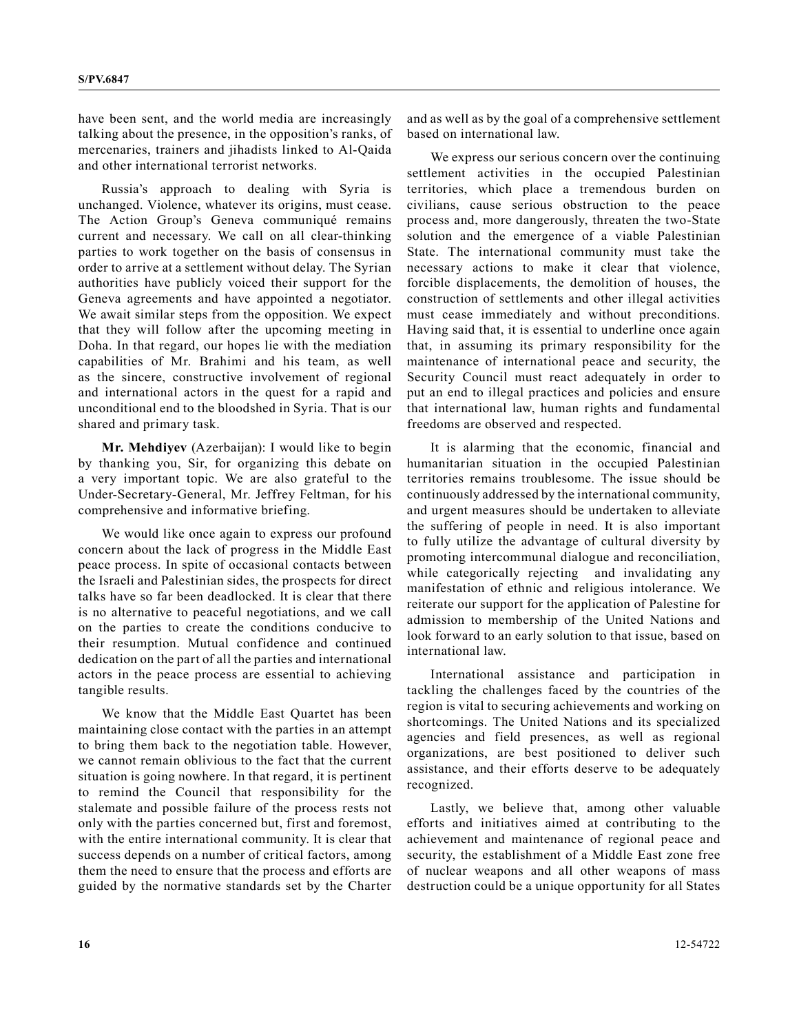have been sent, and the world media are increasingly talking about the presence, in the opposition's ranks, of mercenaries, trainers and jihadists linked to Al-Qaida and other international terrorist networks.

Russia's approach to dealing with Syria is unchanged. Violence, whatever its origins, must cease. The Action Group's Geneva communiqué remains current and necessary. We call on all clear-thinking parties to work together on the basis of consensus in order to arrive at a settlement without delay. The Syrian authorities have publicly voiced their support for the Geneva agreements and have appointed a negotiator. We await similar steps from the opposition. We expect that they will follow after the upcoming meeting in Doha. In that regard, our hopes lie with the mediation capabilities of Mr. Brahimi and his team, as well as the sincere, constructive involvement of regional and international actors in the quest for a rapid and unconditional end to the bloodshed in Syria. That is our shared and primary task.

**Mr. Mehdiyev** (Azerbaijan): I would like to begin by thanking you, Sir, for organizing this debate on a very important topic. We are also grateful to the Under-Secretary-General, Mr. Jeffrey Feltman, for his comprehensive and informative briefing.

We would like once again to express our profound concern about the lack of progress in the Middle East peace process. In spite of occasional contacts between the Israeli and Palestinian sides, the prospects for direct talks have so far been deadlocked. It is clear that there is no alternative to peaceful negotiations, and we call on the parties to create the conditions conducive to their resumption. Mutual confidence and continued dedication on the part of all the parties and international actors in the peace process are essential to achieving tangible results.

We know that the Middle East Quartet has been maintaining close contact with the parties in an attempt to bring them back to the negotiation table. However, we cannot remain oblivious to the fact that the current situation is going nowhere. In that regard, it is pertinent to remind the Council that responsibility for the stalemate and possible failure of the process rests not only with the parties concerned but, first and foremost, with the entire international community. It is clear that success depends on a number of critical factors, among them the need to ensure that the process and efforts are guided by the normative standards set by the Charter and as well as by the goal of a comprehensive settlement based on international law.

We express our serious concern over the continuing settlement activities in the occupied Palestinian territories, which place a tremendous burden on civilians, cause serious obstruction to the peace process and, more dangerously, threaten the two-State solution and the emergence of a viable Palestinian State. The international community must take the necessary actions to make it clear that violence, forcible displacements, the demolition of houses, the construction of settlements and other illegal activities must cease immediately and without preconditions. Having said that, it is essential to underline once again that, in assuming its primary responsibility for the maintenance of international peace and security, the Security Council must react adequately in order to put an end to illegal practices and policies and ensure that international law, human rights and fundamental freedoms are observed and respected.

It is alarming that the economic, financial and humanitarian situation in the occupied Palestinian territories remains troublesome. The issue should be continuously addressed by the international community, and urgent measures should be undertaken to alleviate the suffering of people in need. It is also important to fully utilize the advantage of cultural diversity by promoting intercommunal dialogue and reconciliation, while categorically rejecting and invalidating any manifestation of ethnic and religious intolerance. We reiterate our support for the application of Palestine for admission to membership of the United Nations and look forward to an early solution to that issue, based on international law.

International assistance and participation in tackling the challenges faced by the countries of the region is vital to securing achievements and working on shortcomings. The United Nations and its specialized agencies and field presences, as well as regional organizations, are best positioned to deliver such assistance, and their efforts deserve to be adequately recognized.

Lastly, we believe that, among other valuable efforts and initiatives aimed at contributing to the achievement and maintenance of regional peace and security, the establishment of a Middle East zone free of nuclear weapons and all other weapons of mass destruction could be a unique opportunity for all States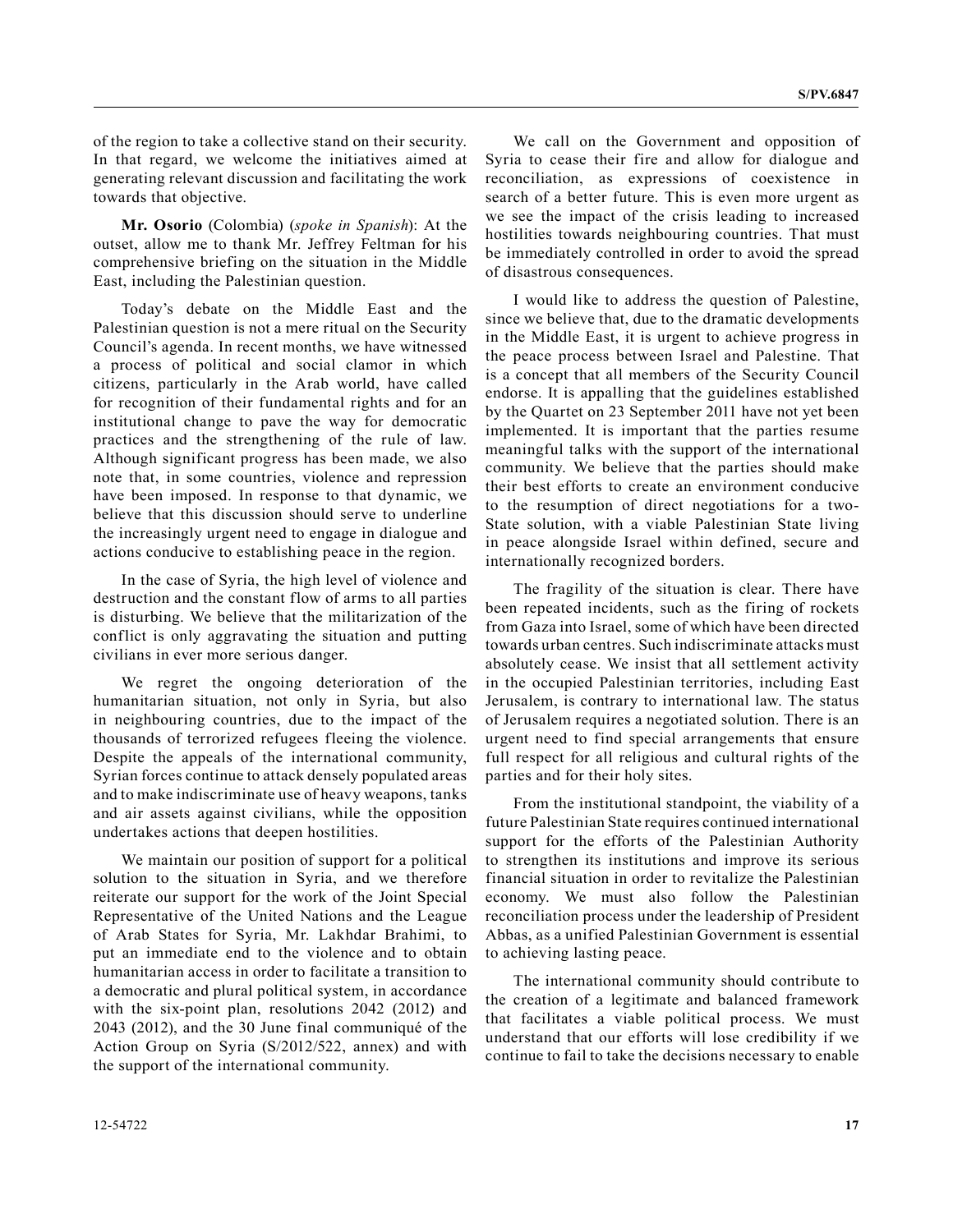of the region to take a collective stand on their security. In that regard, we welcome the initiatives aimed at generating relevant discussion and facilitating the work towards that objective.

**Mr. Osorio** (Colombia) (*spoke in Spanish*): At the outset, allow me to thank Mr. Jeffrey Feltman for his comprehensive briefing on the situation in the Middle East, including the Palestinian question.

Today's debate on the Middle East and the Palestinian question is not a mere ritual on the Security Council's agenda. In recent months, we have witnessed a process of political and social clamor in which citizens, particularly in the Arab world, have called for recognition of their fundamental rights and for an institutional change to pave the way for democratic practices and the strengthening of the rule of law. Although significant progress has been made, we also note that, in some countries, violence and repression have been imposed. In response to that dynamic, we believe that this discussion should serve to underline the increasingly urgent need to engage in dialogue and actions conducive to establishing peace in the region.

In the case of Syria, the high level of violence and destruction and the constant flow of arms to all parties is disturbing. We believe that the militarization of the conflict is only aggravating the situation and putting civilians in ever more serious danger.

We regret the ongoing deterioration of the humanitarian situation, not only in Syria, but also in neighbouring countries, due to the impact of the thousands of terrorized refugees fleeing the violence. Despite the appeals of the international community, Syrian forces continue to attack densely populated areas and to make indiscriminate use of heavy weapons, tanks and air assets against civilians, while the opposition undertakes actions that deepen hostilities.

We maintain our position of support for a political solution to the situation in Syria, and we therefore reiterate our support for the work of the Joint Special Representative of the United Nations and the League of Arab States for Syria, Mr. Lakhdar Brahimi, to put an immediate end to the violence and to obtain humanitarian access in order to facilitate a transition to a democratic and plural political system, in accordance with the six-point plan, resolutions 2042 (2012) and 2043 (2012), and the 30 June final communiqué of the Action Group on Syria (S/2012/522, annex) and with the support of the international community.

We call on the Government and opposition of Syria to cease their fire and allow for dialogue and reconciliation, as expressions of coexistence in search of a better future. This is even more urgent as we see the impact of the crisis leading to increased hostilities towards neighbouring countries. That must be immediately controlled in order to avoid the spread of disastrous consequences.

I would like to address the question of Palestine, since we believe that, due to the dramatic developments in the Middle East, it is urgent to achieve progress in the peace process between Israel and Palestine. That is a concept that all members of the Security Council endorse. It is appalling that the guidelines established by the Quartet on 23 September 2011 have not yet been implemented. It is important that the parties resume meaningful talks with the support of the international community. We believe that the parties should make their best efforts to create an environment conducive to the resumption of direct negotiations for a two-State solution, with a viable Palestinian State living in peace alongside Israel within defined, secure and internationally recognized borders.

The fragility of the situation is clear. There have been repeated incidents, such as the firing of rockets from Gaza into Israel, some of which have been directed towards urban centres. Such indiscriminate attacks must absolutely cease. We insist that all settlement activity in the occupied Palestinian territories, including East Jerusalem, is contrary to international law. The status of Jerusalem requires a negotiated solution. There is an urgent need to find special arrangements that ensure full respect for all religious and cultural rights of the parties and for their holy sites.

From the institutional standpoint, the viability of a future Palestinian State requires continued international support for the efforts of the Palestinian Authority to strengthen its institutions and improve its serious financial situation in order to revitalize the Palestinian economy. We must also follow the Palestinian reconciliation process under the leadership of President Abbas, as a unified Palestinian Government is essential to achieving lasting peace.

The international community should contribute to the creation of a legitimate and balanced framework that facilitates a viable political process. We must understand that our efforts will lose credibility if we continue to fail to take the decisions necessary to enable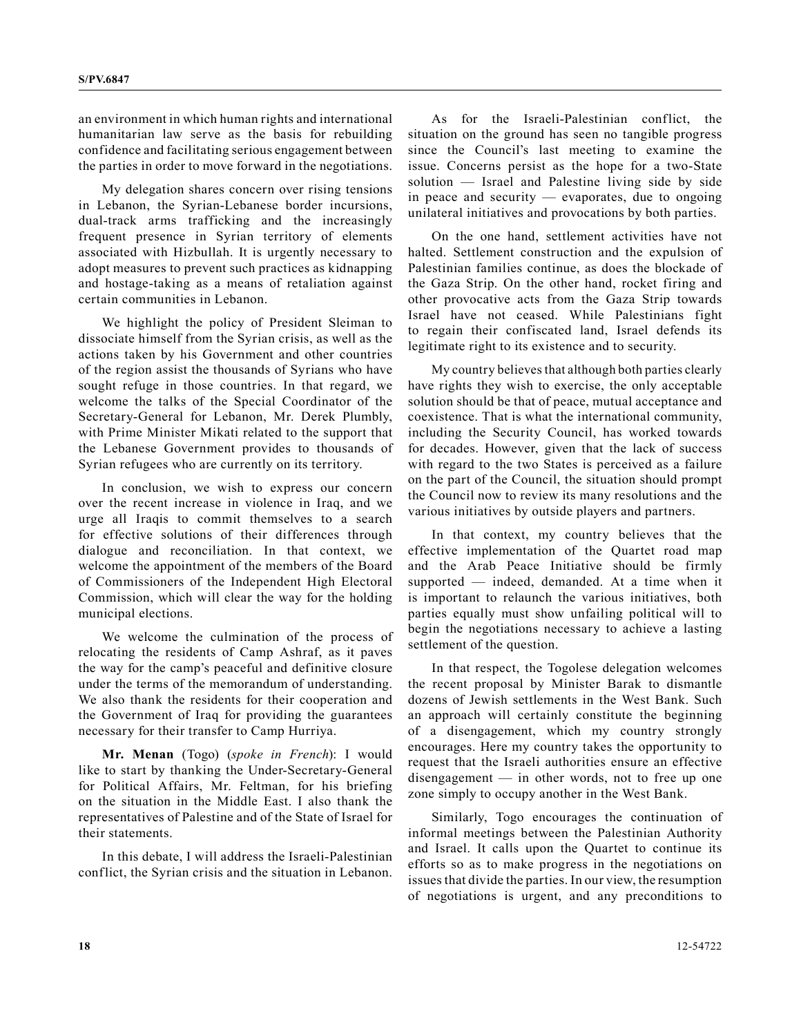an environment in which human rights and international humanitarian law serve as the basis for rebuilding confidence and facilitating serious engagement between the parties in order to move forward in the negotiations.

My delegation shares concern over rising tensions in Lebanon, the Syrian-Lebanese border incursions, dual-track arms trafficking and the increasingly frequent presence in Syrian territory of elements associated with Hizbullah. It is urgently necessary to adopt measures to prevent such practices as kidnapping and hostage-taking as a means of retaliation against certain communities in Lebanon.

We highlight the policy of President Sleiman to dissociate himself from the Syrian crisis, as well as the actions taken by his Government and other countries of the region assist the thousands of Syrians who have sought refuge in those countries. In that regard, we welcome the talks of the Special Coordinator of the Secretary-General for Lebanon, Mr. Derek Plumbly, with Prime Minister Mikati related to the support that the Lebanese Government provides to thousands of Syrian refugees who are currently on its territory.

In conclusion, we wish to express our concern over the recent increase in violence in Iraq, and we urge all Iraqis to commit themselves to a search for effective solutions of their differences through dialogue and reconciliation. In that context, we welcome the appointment of the members of the Board of Commissioners of the Independent High Electoral Commission, which will clear the way for the holding municipal elections.

We welcome the culmination of the process of relocating the residents of Camp Ashraf, as it paves the way for the camp's peaceful and definitive closure under the terms of the memorandum of understanding. We also thank the residents for their cooperation and the Government of Iraq for providing the guarantees necessary for their transfer to Camp Hurriya.

**Mr. Menan** (Togo) (*spoke in French*): I would like to start by thanking the Under-Secretary-General for Political Affairs, Mr. Feltman, for his briefing on the situation in the Middle East. I also thank the representatives of Palestine and of the State of Israel for their statements.

In this debate, I will address the Israeli-Palestinian conflict, the Syrian crisis and the situation in Lebanon.

As for the Israeli-Palestinian conflict, the situation on the ground has seen no tangible progress since the Council's last meeting to examine the issue. Concerns persist as the hope for a two-State solution — Israel and Palestine living side by side in peace and security — evaporates, due to ongoing unilateral initiatives and provocations by both parties.

On the one hand, settlement activities have not halted. Settlement construction and the expulsion of Palestinian families continue, as does the blockade of the Gaza Strip. On the other hand, rocket firing and other provocative acts from the Gaza Strip towards Israel have not ceased. While Palestinians fight to regain their confiscated land, Israel defends its legitimate right to its existence and to security.

My country believes that although both parties clearly have rights they wish to exercise, the only acceptable solution should be that of peace, mutual acceptance and coexistence. That is what the international community, including the Security Council, has worked towards for decades. However, given that the lack of success with regard to the two States is perceived as a failure on the part of the Council, the situation should prompt the Council now to review its many resolutions and the various initiatives by outside players and partners.

In that context, my country believes that the effective implementation of the Quartet road map and the Arab Peace Initiative should be firmly supported — indeed, demanded. At a time when it is important to relaunch the various initiatives, both parties equally must show unfailing political will to begin the negotiations necessary to achieve a lasting settlement of the question.

In that respect, the Togolese delegation welcomes the recent proposal by Minister Barak to dismantle dozens of Jewish settlements in the West Bank. Such an approach will certainly constitute the beginning of a disengagement, which my country strongly encourages. Here my country takes the opportunity to request that the Israeli authorities ensure an effective disengagement — in other words, not to free up one zone simply to occupy another in the West Bank.

Similarly, Togo encourages the continuation of informal meetings between the Palestinian Authority and Israel. It calls upon the Quartet to continue its efforts so as to make progress in the negotiations on issues that divide the parties. In our view, the resumption of negotiations is urgent, and any preconditions to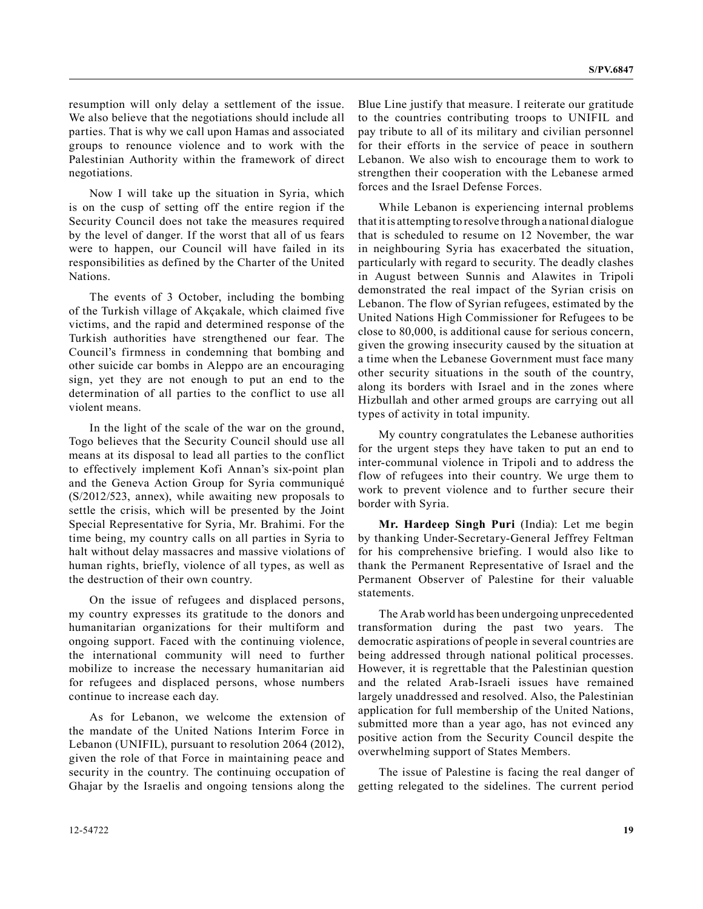resumption will only delay a settlement of the issue. We also believe that the negotiations should include all parties. That is why we call upon Hamas and associated groups to renounce violence and to work with the Palestinian Authority within the framework of direct negotiations.

Now I will take up the situation in Syria, which is on the cusp of setting off the entire region if the Security Council does not take the measures required by the level of danger. If the worst that all of us fears were to happen, our Council will have failed in its responsibilities as defined by the Charter of the United Nations.

The events of 3 October, including the bombing of the Turkish village of Akçakale, which claimed five victims, and the rapid and determined response of the Turkish authorities have strengthened our fear. The Council's firmness in condemning that bombing and other suicide car bombs in Aleppo are an encouraging sign, yet they are not enough to put an end to the determination of all parties to the conflict to use all violent means.

In the light of the scale of the war on the ground, Togo believes that the Security Council should use all means at its disposal to lead all parties to the conflict to effectively implement Kofi Annan's six-point plan and the Geneva Action Group for Syria communiqué (S/2012/523, annex), while awaiting new proposals to settle the crisis, which will be presented by the Joint Special Representative for Syria, Mr. Brahimi. For the time being, my country calls on all parties in Syria to halt without delay massacres and massive violations of human rights, briefly, violence of all types, as well as the destruction of their own country.

On the issue of refugees and displaced persons, my country expresses its gratitude to the donors and humanitarian organizations for their multiform and ongoing support. Faced with the continuing violence, the international community will need to further mobilize to increase the necessary humanitarian aid for refugees and displaced persons, whose numbers continue to increase each day.

As for Lebanon, we welcome the extension of the mandate of the United Nations Interim Force in Lebanon (UNIFIL), pursuant to resolution 2064 (2012), given the role of that Force in maintaining peace and security in the country. The continuing occupation of Ghajar by the Israelis and ongoing tensions along the Blue Line justify that measure. I reiterate our gratitude to the countries contributing troops to UNIFIL and pay tribute to all of its military and civilian personnel for their efforts in the service of peace in southern Lebanon. We also wish to encourage them to work to strengthen their cooperation with the Lebanese armed forces and the Israel Defense Forces.

While Lebanon is experiencing internal problems that it is attempting to resolve through a national dialogue that is scheduled to resume on 12 November, the war in neighbouring Syria has exacerbated the situation, particularly with regard to security. The deadly clashes in August between Sunnis and Alawites in Tripoli demonstrated the real impact of the Syrian crisis on Lebanon. The flow of Syrian refugees, estimated by the United Nations High Commissioner for Refugees to be close to 80,000, is additional cause for serious concern, given the growing insecurity caused by the situation at a time when the Lebanese Government must face many other security situations in the south of the country, along its borders with Israel and in the zones where Hizbullah and other armed groups are carrying out all types of activity in total impunity.

My country congratulates the Lebanese authorities for the urgent steps they have taken to put an end to inter-communal violence in Tripoli and to address the flow of refugees into their country. We urge them to work to prevent violence and to further secure their border with Syria.

**Mr. Hardeep Singh Puri** (India): Let me begin by thanking Under-Secretary-General Jeffrey Feltman for his comprehensive briefing. I would also like to thank the Permanent Representative of Israel and the Permanent Observer of Palestine for their valuable statements.

The Arab world has been undergoing unprecedented transformation during the past two years. The democratic aspirations of people in several countries are being addressed through national political processes. However, it is regrettable that the Palestinian question and the related Arab-Israeli issues have remained largely unaddressed and resolved. Also, the Palestinian application for full membership of the United Nations, submitted more than a year ago, has not evinced any positive action from the Security Council despite the overwhelming support of States Members.

The issue of Palestine is facing the real danger of getting relegated to the sidelines. The current period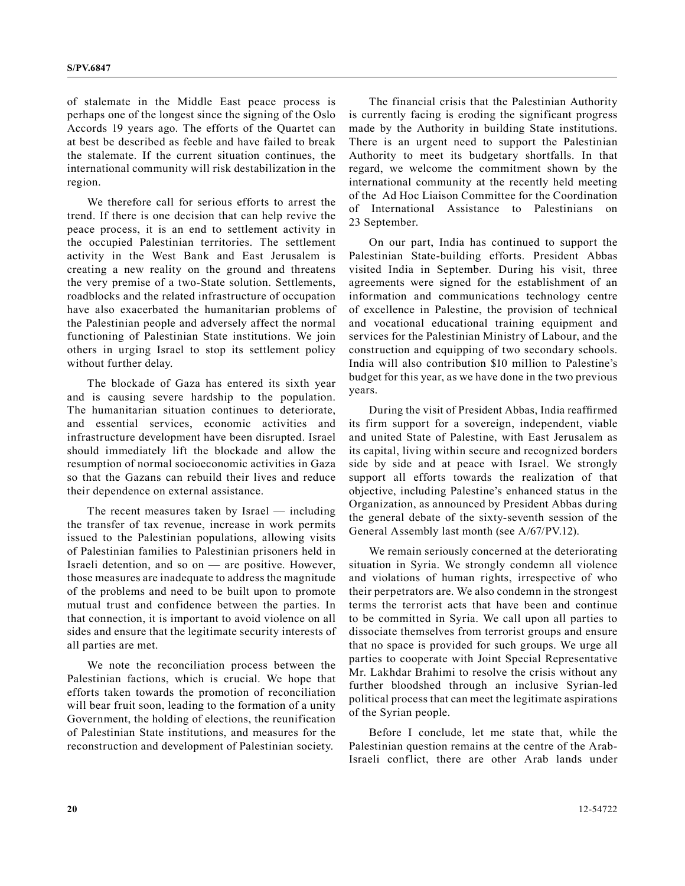of stalemate in the Middle East peace process is perhaps one of the longest since the signing of the Oslo Accords 19 years ago. The efforts of the Quartet can at best be described as feeble and have failed to break the stalemate. If the current situation continues, the international community will risk destabilization in the region.

We therefore call for serious efforts to arrest the trend. If there is one decision that can help revive the peace process, it is an end to settlement activity in the occupied Palestinian territories. The settlement activity in the West Bank and East Jerusalem is creating a new reality on the ground and threatens the very premise of a two-State solution. Settlements, roadblocks and the related infrastructure of occupation have also exacerbated the humanitarian problems of the Palestinian people and adversely affect the normal functioning of Palestinian State institutions. We join others in urging Israel to stop its settlement policy without further delay.

The blockade of Gaza has entered its sixth year and is causing severe hardship to the population. The humanitarian situation continues to deteriorate, and essential services, economic activities and infrastructure development have been disrupted. Israel should immediately lift the blockade and allow the resumption of normal socioeconomic activities in Gaza so that the Gazans can rebuild their lives and reduce their dependence on external assistance.

The recent measures taken by Israel — including the transfer of tax revenue, increase in work permits issued to the Palestinian populations, allowing visits of Palestinian families to Palestinian prisoners held in Israeli detention, and so on — are positive. However, those measures are inadequate to address the magnitude of the problems and need to be built upon to promote mutual trust and confidence between the parties. In that connection, it is important to avoid violence on all sides and ensure that the legitimate security interests of all parties are met.

We note the reconciliation process between the Palestinian factions, which is crucial. We hope that efforts taken towards the promotion of reconciliation will bear fruit soon, leading to the formation of a unity Government, the holding of elections, the reunification of Palestinian State institutions, and measures for the reconstruction and development of Palestinian society.

The financial crisis that the Palestinian Authority is currently facing is eroding the significant progress made by the Authority in building State institutions. There is an urgent need to support the Palestinian Authority to meet its budgetary shortfalls. In that regard, we welcome the commitment shown by the international community at the recently held meeting of the Ad Hoc Liaison Committee for the Coordination of International Assistance to Palestinians on 23 September.

On our part, India has continued to support the Palestinian State-building efforts. President Abbas visited India in September. During his visit, three agreements were signed for the establishment of an information and communications technology centre of excellence in Palestine, the provision of technical and vocational educational training equipment and services for the Palestinian Ministry of Labour, and the construction and equipping of two secondary schools. India will also contribution \$10 million to Palestine's budget for this year, as we have done in the two previous years.

During the visit of President Abbas, India reaffirmed its firm support for a sovereign, independent, viable and united State of Palestine, with East Jerusalem as its capital, living within secure and recognized borders side by side and at peace with Israel. We strongly support all efforts towards the realization of that objective, including Palestine's enhanced status in the Organization, as announced by President Abbas during the general debate of the sixty-seventh session of the General Assembly last month (see A/67/PV.12).

We remain seriously concerned at the deteriorating situation in Syria. We strongly condemn all violence and violations of human rights, irrespective of who their perpetrators are. We also condemn in the strongest terms the terrorist acts that have been and continue to be committed in Syria. We call upon all parties to dissociate themselves from terrorist groups and ensure that no space is provided for such groups. We urge all parties to cooperate with Joint Special Representative Mr. Lakhdar Brahimi to resolve the crisis without any further bloodshed through an inclusive Syrian-led political process that can meet the legitimate aspirations of the Syrian people.

Before I conclude, let me state that, while the Palestinian question remains at the centre of the Arab-Israeli conflict, there are other Arab lands under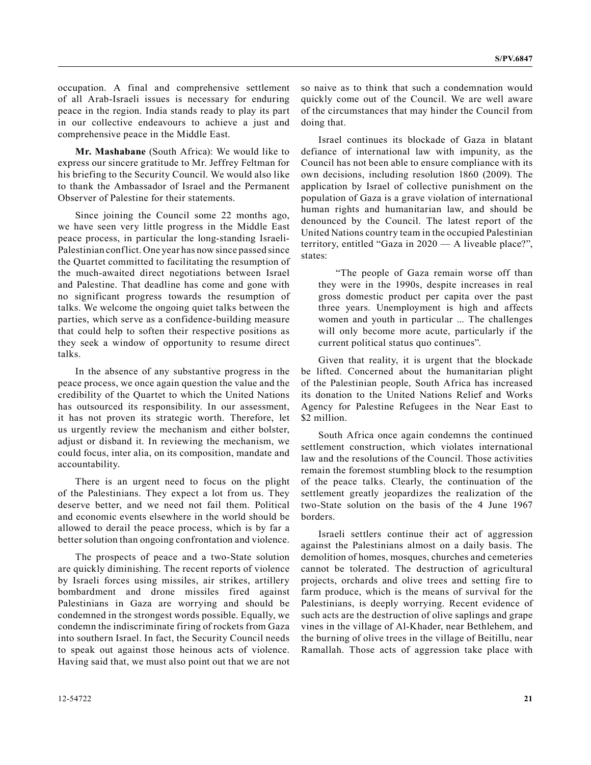occupation. A final and comprehensive settlement of all Arab-Israeli issues is necessary for enduring peace in the region. India stands ready to play its part in our collective endeavours to achieve a just and comprehensive peace in the Middle East.

**Mr. Mashabane** (South Africa): We would like to express our sincere gratitude to Mr. Jeffrey Feltman for his briefing to the Security Council. We would also like to thank the Ambassador of Israel and the Permanent Observer of Palestine for their statements.

Since joining the Council some 22 months ago, we have seen very little progress in the Middle East peace process, in particular the long-standing Israeli-Palestinian conflict. One year has now since passed since the Quartet committed to facilitating the resumption of the much-awaited direct negotiations between Israel and Palestine. That deadline has come and gone with no significant progress towards the resumption of talks. We welcome the ongoing quiet talks between the parties, which serve as a confidence-building measure that could help to soften their respective positions as they seek a window of opportunity to resume direct talks.

In the absence of any substantive progress in the peace process, we once again question the value and the credibility of the Quartet to which the United Nations has outsourced its responsibility. In our assessment, it has not proven its strategic worth. Therefore, let us urgently review the mechanism and either bolster, adjust or disband it. In reviewing the mechanism, we could focus, inter alia, on its composition, mandate and accountability.

There is an urgent need to focus on the plight of the Palestinians. They expect a lot from us. They deserve better, and we need not fail them. Political and economic events elsewhere in the world should be allowed to derail the peace process, which is by far a better solution than ongoing confrontation and violence.

The prospects of peace and a two-State solution are quickly diminishing. The recent reports of violence by Israeli forces using missiles, air strikes, artillery bombardment and drone missiles fired against Palestinians in Gaza are worrying and should be condemned in the strongest words possible. Equally, we condemn the indiscriminate firing of rockets from Gaza into southern Israel. In fact, the Security Council needs to speak out against those heinous acts of violence. Having said that, we must also point out that we are not so naive as to think that such a condemnation would quickly come out of the Council. We are well aware of the circumstances that may hinder the Council from doing that.

Israel continues its blockade of Gaza in blatant defiance of international law with impunity, as the Council has not been able to ensure compliance with its own decisions, including resolution 1860 (2009). The application by Israel of collective punishment on the population of Gaza is a grave violation of international human rights and humanitarian law, and should be denounced by the Council. The latest report of the United Nations country team in the occupied Palestinian territory, entitled "Gaza in 2020 — A liveable place?", states:

> "The people of Gaza remain worse off than they were in the 1990s, despite increases in real gross domestic product per capita over the past three years. Unemployment is high and affects women and youth in particular ... The challenges will only become more acute, particularly if the current political status quo continues".

Given that reality, it is urgent that the blockade be lifted. Concerned about the humanitarian plight of the Palestinian people, South Africa has increased its donation to the United Nations Relief and Works Agency for Palestine Refugees in the Near East to $2 million.

South Africa once again condemns the continued settlement construction, which violates international law and the resolutions of the Council. Those activities remain the foremost stumbling block to the resumption of the peace talks. Clearly, the continuation of the settlement greatly jeopardizes the realization of the two-State solution on the basis of the 4 June 1967 borders.

Israeli settlers continue their act of aggression against the Palestinians almost on a daily basis. The demolition of homes, mosques, churches and cemeteries cannot be tolerated. The destruction of agricultural projects, orchards and olive trees and setting fire to farm produce, which is the means of survival for the Palestinians, is deeply worrying. Recent evidence of such acts are the destruction of olive saplings and grape vines in the village of Al-Khader, near Bethlehem, and the burning of olive trees in the village of Beitillu, near Ramallah. Those acts of aggression take place with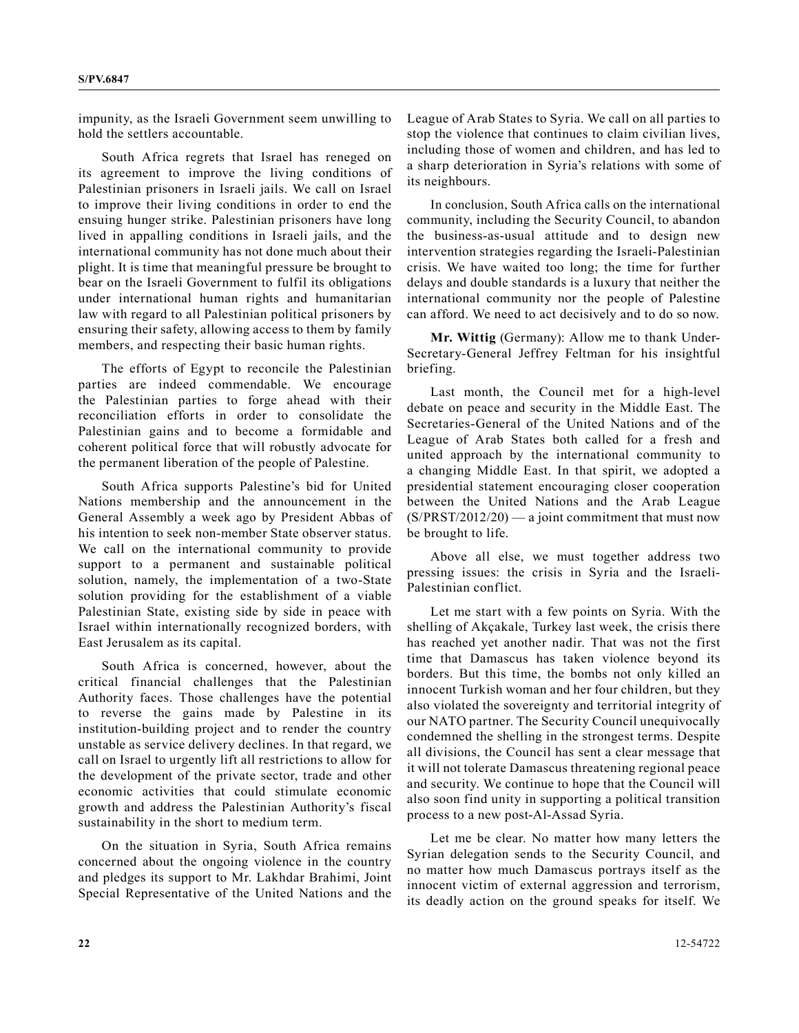impunity, as the Israeli Government seem unwilling to hold the settlers accountable.

South Africa regrets that Israel has reneged on its agreement to improve the living conditions of Palestinian prisoners in Israeli jails. We call on Israel to improve their living conditions in order to end the ensuing hunger strike. Palestinian prisoners have long lived in appalling conditions in Israeli jails, and the international community has not done much about their plight. It is time that meaningful pressure be brought to bear on the Israeli Government to fulfil its obligations under international human rights and humanitarian law with regard to all Palestinian political prisoners by ensuring their safety, allowing access to them by family members, and respecting their basic human rights.

The efforts of Egypt to reconcile the Palestinian parties are indeed commendable. We encourage the Palestinian parties to forge ahead with their reconciliation efforts in order to consolidate the Palestinian gains and to become a formidable and coherent political force that will robustly advocate for the permanent liberation of the people of Palestine.

South Africa supports Palestine's bid for United Nations membership and the announcement in the General Assembly a week ago by President Abbas of his intention to seek non-member State observer status. We call on the international community to provide support to a permanent and sustainable political solution, namely, the implementation of a two-State solution providing for the establishment of a viable Palestinian State, existing side by side in peace with Israel within internationally recognized borders, with East Jerusalem as its capital.

South Africa is concerned, however, about the critical financial challenges that the Palestinian Authority faces. Those challenges have the potential to reverse the gains made by Palestine in its institution-building project and to render the country unstable as service delivery declines. In that regard, we call on Israel to urgently lift all restrictions to allow for the development of the private sector, trade and other economic activities that could stimulate economic growth and address the Palestinian Authority's fiscal sustainability in the short to medium term.

On the situation in Syria, South Africa remains concerned about the ongoing violence in the country and pledges its support to Mr. Lakhdar Brahimi, Joint Special Representative of the United Nations and the League of Arab States to Syria. We call on all parties to stop the violence that continues to claim civilian lives, including those of women and children, and has led to a sharp deterioration in Syria's relations with some of its neighbours.

In conclusion, South Africa calls on the international community, including the Security Council, to abandon the business-as-usual attitude and to design new intervention strategies regarding the Israeli-Palestinian crisis. We have waited too long; the time for further delays and double standards is a luxury that neither the international community nor the people of Palestine can afford. We need to act decisively and to do so now.

**Mr. Wittig** (Germany): Allow me to thank Under-Secretary-General Jeffrey Feltman for his insightful briefing.

Last month, the Council met for a high-level debate on peace and security in the Middle East. The Secretaries-General of the United Nations and of the League of Arab States both called for a fresh and united approach by the international community to a changing Middle East. In that spirit, we adopted a presidential statement encouraging closer cooperation between the United Nations and the Arab League (S/PRST/2012/20) — a joint commitment that must now be brought to life.

Above all else, we must together address two pressing issues: the crisis in Syria and the Israeli-Palestinian conflict.

Let me start with a few points on Syria. With the shelling of Akçakale, Turkey last week, the crisis there has reached yet another nadir. That was not the first time that Damascus has taken violence beyond its borders. But this time, the bombs not only killed an innocent Turkish woman and her four children, but they also violated the sovereignty and territorial integrity of our NATO partner. The Security Council unequivocally condemned the shelling in the strongest terms. Despite all divisions, the Council has sent a clear message that it will not tolerate Damascus threatening regional peace and security. We continue to hope that the Council will also soon find unity in supporting a political transition process to a new post-Al-Assad Syria.

Let me be clear. No matter how many letters the Syrian delegation sends to the Security Council, and no matter how much Damascus portrays itself as the innocent victim of external aggression and terrorism, its deadly action on the ground speaks for itself. We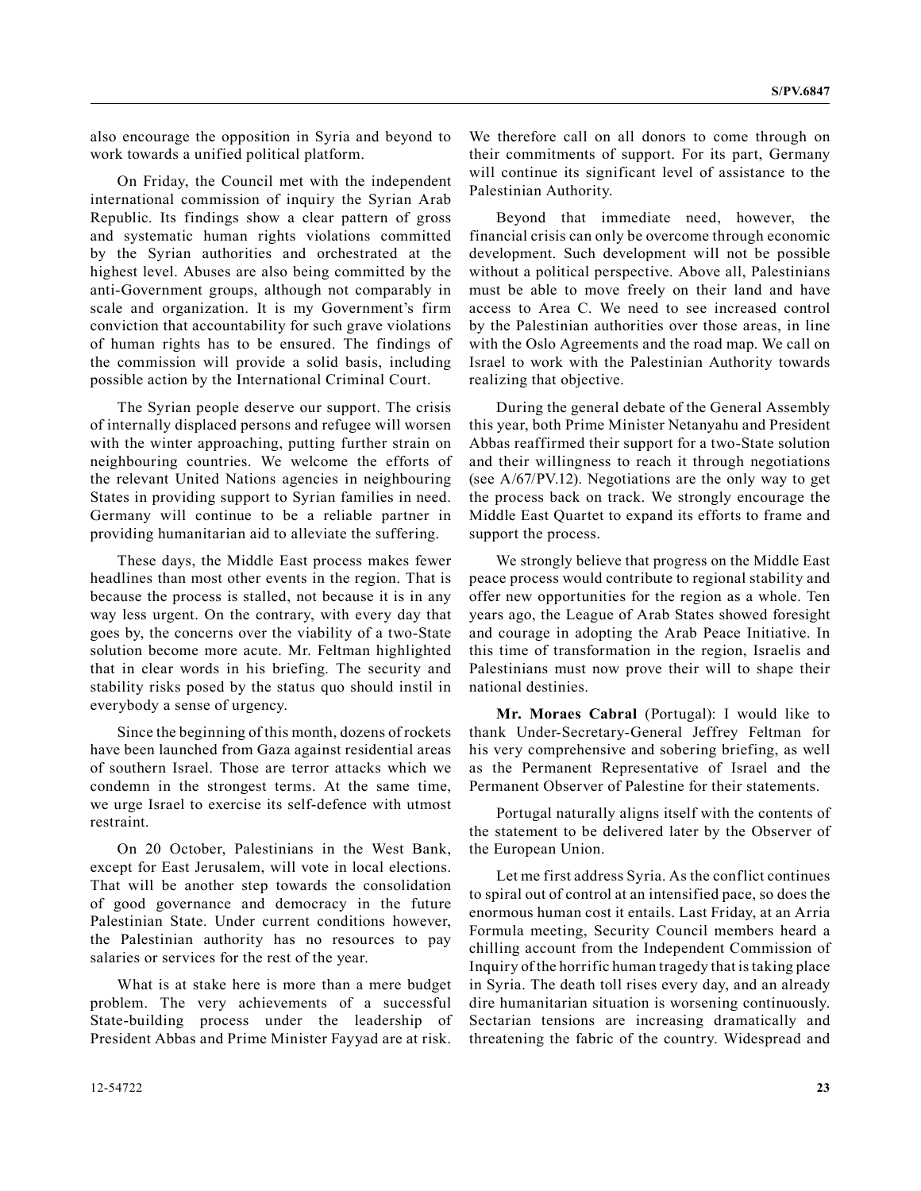also encourage the opposition in Syria and beyond to work towards a unified political platform.

On Friday, the Council met with the independent international commission of inquiry the Syrian Arab Republic. Its findings show a clear pattern of gross and systematic human rights violations committed by the Syrian authorities and orchestrated at the highest level. Abuses are also being committed by the anti-Government groups, although not comparably in scale and organization. It is my Government's firm conviction that accountability for such grave violations of human rights has to be ensured. The findings of the commission will provide a solid basis, including possible action by the International Criminal Court.

The Syrian people deserve our support. The crisis of internally displaced persons and refugee will worsen with the winter approaching, putting further strain on neighbouring countries. We welcome the efforts of the relevant United Nations agencies in neighbouring States in providing support to Syrian families in need. Germany will continue to be a reliable partner in providing humanitarian aid to alleviate the suffering.

These days, the Middle East process makes fewer headlines than most other events in the region. That is because the process is stalled, not because it is in any way less urgent. On the contrary, with every day that goes by, the concerns over the viability of a two-State solution become more acute. Mr. Feltman highlighted that in clear words in his briefing. The security and stability risks posed by the status quo should instil in everybody a sense of urgency.

Since the beginning of this month, dozens of rockets have been launched from Gaza against residential areas of southern Israel. Those are terror attacks which we condemn in the strongest terms. At the same time, we urge Israel to exercise its self-defence with utmost restraint.

On 20 October, Palestinians in the West Bank, except for East Jerusalem, will vote in local elections. That will be another step towards the consolidation of good governance and democracy in the future Palestinian State. Under current conditions however, the Palestinian authority has no resources to pay salaries or services for the rest of the year.

What is at stake here is more than a mere budget problem. The very achievements of a successful State-building process under the leadership of President Abbas and Prime Minister Fayyad are at risk. We therefore call on all donors to come through on their commitments of support. For its part, Germany will continue its significant level of assistance to the Palestinian Authority.

Beyond that immediate need, however, the financial crisis can only be overcome through economic development. Such development will not be possible without a political perspective. Above all, Palestinians must be able to move freely on their land and have access to Area C. We need to see increased control by the Palestinian authorities over those areas, in line with the Oslo Agreements and the road map. We call on Israel to work with the Palestinian Authority towards realizing that objective.

During the general debate of the General Assembly this year, both Prime Minister Netanyahu and President Abbas reaffirmed their support for a two-State solution and their willingness to reach it through negotiations (see A/67/PV.12). Negotiations are the only way to get the process back on track. We strongly encourage the Middle East Quartet to expand its efforts to frame and support the process.

We strongly believe that progress on the Middle East peace process would contribute to regional stability and offer new opportunities for the region as a whole. Ten years ago, the League of Arab States showed foresight and courage in adopting the Arab Peace Initiative. In this time of transformation in the region, Israelis and Palestinians must now prove their will to shape their national destinies.

**Mr. Moraes Cabral** (Portugal): I would like to thank Under-Secretary-General Jeffrey Feltman for his very comprehensive and sobering briefing, as well as the Permanent Representative of Israel and the Permanent Observer of Palestine for their statements.

Portugal naturally aligns itself with the contents of the statement to be delivered later by the Observer of the European Union.

Let me first address Syria. As the conflict continues to spiral out of control at an intensified pace, so does the enormous human cost it entails. Last Friday, at an Arria Formula meeting, Security Council members heard a chilling account from the Independent Commission of Inquiry of the horrific human tragedy that is taking place in Syria. The death toll rises every day, and an already dire humanitarian situation is worsening continuously. Sectarian tensions are increasing dramatically and threatening the fabric of the country. Widespread and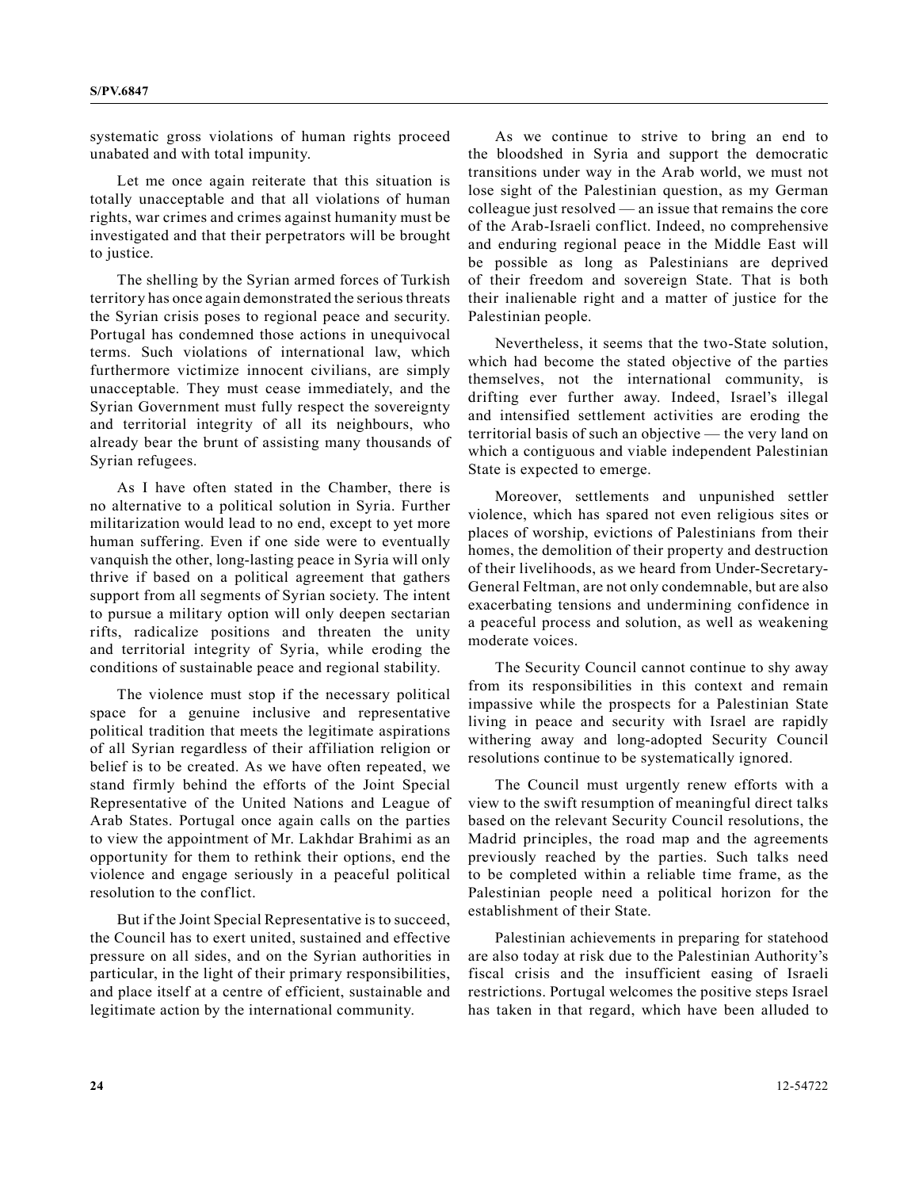systematic gross violations of human rights proceed unabated and with total impunity.

Let me once again reiterate that this situation is totally unacceptable and that all violations of human rights, war crimes and crimes against humanity must be investigated and that their perpetrators will be brought to justice.

The shelling by the Syrian armed forces of Turkish territory has once again demonstrated the serious threats the Syrian crisis poses to regional peace and security. Portugal has condemned those actions in unequivocal terms. Such violations of international law, which furthermore victimize innocent civilians, are simply unacceptable. They must cease immediately, and the Syrian Government must fully respect the sovereignty and territorial integrity of all its neighbours, who already bear the brunt of assisting many thousands of Syrian refugees.

As I have often stated in the Chamber, there is no alternative to a political solution in Syria. Further militarization would lead to no end, except to yet more human suffering. Even if one side were to eventually vanquish the other, long-lasting peace in Syria will only thrive if based on a political agreement that gathers support from all segments of Syrian society. The intent to pursue a military option will only deepen sectarian rifts, radicalize positions and threaten the unity and territorial integrity of Syria, while eroding the conditions of sustainable peace and regional stability.

The violence must stop if the necessary political space for a genuine inclusive and representative political tradition that meets the legitimate aspirations of all Syrian regardless of their affiliation religion or belief is to be created. As we have often repeated, we stand firmly behind the efforts of the Joint Special Representative of the United Nations and League of Arab States. Portugal once again calls on the parties to view the appointment of Mr. Lakhdar Brahimi as an opportunity for them to rethink their options, end the violence and engage seriously in a peaceful political resolution to the conflict.

But if the Joint Special Representative is to succeed, the Council has to exert united, sustained and effective pressure on all sides, and on the Syrian authorities in particular, in the light of their primary responsibilities, and place itself at a centre of efficient, sustainable and legitimate action by the international community.

As we continue to strive to bring an end to the bloodshed in Syria and support the democratic transitions under way in the Arab world, we must not lose sight of the Palestinian question, as my German colleague just resolved — an issue that remains the core of the Arab-Israeli conflict. Indeed, no comprehensive and enduring regional peace in the Middle East will be possible as long as Palestinians are deprived of their freedom and sovereign State. That is both their inalienable right and a matter of justice for the Palestinian people.

Nevertheless, it seems that the two-State solution, which had become the stated objective of the parties themselves, not the international community, is drifting ever further away. Indeed, Israel's illegal and intensified settlement activities are eroding the territorial basis of such an objective — the very land on which a contiguous and viable independent Palestinian State is expected to emerge.

Moreover, settlements and unpunished settler violence, which has spared not even religious sites or places of worship, evictions of Palestinians from their homes, the demolition of their property and destruction of their livelihoods, as we heard from Under-Secretary-General Feltman, are not only condemnable, but are also exacerbating tensions and undermining confidence in a peaceful process and solution, as well as weakening moderate voices.

The Security Council cannot continue to shy away from its responsibilities in this context and remain impassive while the prospects for a Palestinian State living in peace and security with Israel are rapidly withering away and long-adopted Security Council resolutions continue to be systematically ignored.

The Council must urgently renew efforts with a view to the swift resumption of meaningful direct talks based on the relevant Security Council resolutions, the Madrid principles, the road map and the agreements previously reached by the parties. Such talks need to be completed within a reliable time frame, as the Palestinian people need a political horizon for the establishment of their State.

Palestinian achievements in preparing for statehood are also today at risk due to the Palestinian Authority's fiscal crisis and the insufficient easing of Israeli restrictions. Portugal welcomes the positive steps Israel has taken in that regard, which have been alluded to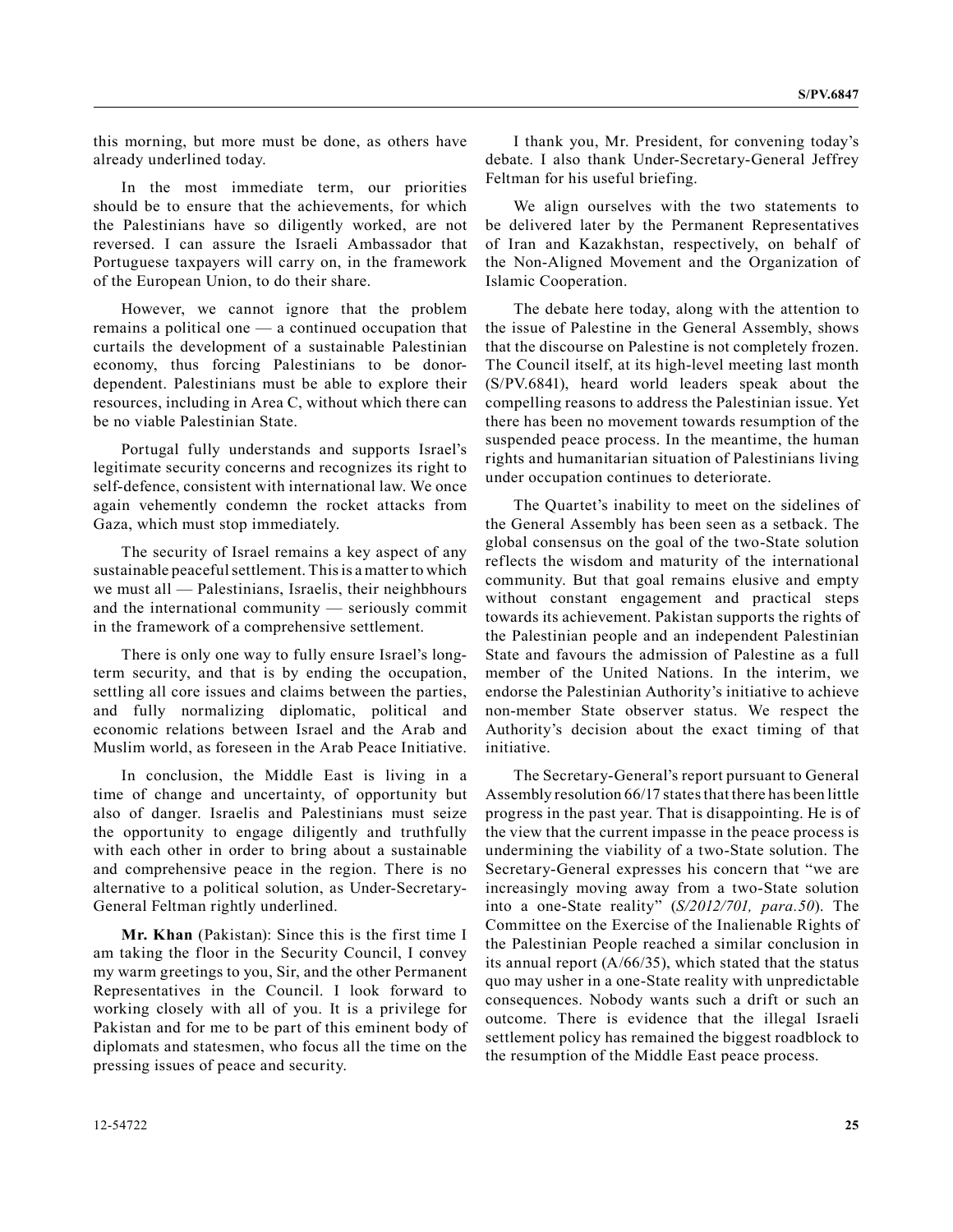this morning, but more must be done, as others have already underlined today.

In the most immediate term, our priorities should be to ensure that the achievements, for which the Palestinians have so diligently worked, are not reversed. I can assure the Israeli Ambassador that Portuguese taxpayers will carry on, in the framework of the European Union, to do their share.

However, we cannot ignore that the problem remains a political one — a continued occupation that curtails the development of a sustainable Palestinian economy, thus forcing Palestinians to be donor-dependent. Palestinians must be able to explore their resources, including in Area C, without which there can be no viable Palestinian State.

Portugal fully understands and supports Israel's legitimate security concerns and recognizes its right to self-defence, consistent with international law. We once again vehemently condemn the rocket attacks from Gaza, which must stop immediately.

The security of Israel remains a key aspect of any sustainable peaceful settlement. This is a matter to which we must all — Palestinians, Israelis, their neighbhours and the international community — seriously commit in the framework of a comprehensive settlement.

There is only one way to fully ensure Israel's long-term security, and that is by ending the occupation, settling all core issues and claims between the parties, and fully normalizing diplomatic, political and economic relations between Israel and the Arab and Muslim world, as foreseen in the Arab Peace Initiative.

In conclusion, the Middle East is living in a time of change and uncertainty, of opportunity but also of danger. Israelis and Palestinians must seize the opportunity to engage diligently and truthfully with each other in order to bring about a sustainable and comprehensive peace in the region. There is no alternative to a political solution, as Under-Secretary-General Feltman rightly underlined.

**Mr. Khan** (Pakistan): Since this is the first time I am taking the floor in the Security Council, I convey my warm greetings to you, Sir, and the other Permanent Representatives in the Council. I look forward to working closely with all of you. It is a privilege for Pakistan and for me to be part of this eminent body of diplomats and statesmen, who focus all the time on the pressing issues of peace and security.

I thank you, Mr. President, for convening today's debate. I also thank Under-Secretary-General Jeffrey Feltman for his useful briefing.

We align ourselves with the two statements to be delivered later by the Permanent Representatives of Iran and Kazakhstan, respectively, on behalf of the Non-Aligned Movement and the Organization of Islamic Cooperation.

The debate here today, along with the attention to the issue of Palestine in the General Assembly, shows that the discourse on Palestine is not completely frozen. The Council itself, at its high-level meeting last month (S/PV.6841), heard world leaders speak about the compelling reasons to address the Palestinian issue. Yet there has been no movement towards resumption of the suspended peace process. In the meantime, the human rights and humanitarian situation of Palestinians living under occupation continues to deteriorate.

The Quartet's inability to meet on the sidelines of the General Assembly has been seen as a setback. The global consensus on the goal of the two-State solution reflects the wisdom and maturity of the international community. But that goal remains elusive and empty without constant engagement and practical steps towards its achievement. Pakistan supports the rights of the Palestinian people and an independent Palestinian State and favours the admission of Palestine as a full member of the United Nations. In the interim, we endorse the Palestinian Authority's initiative to achieve non-member State observer status. We respect the Authority's decision about the exact timing of that initiative.

The Secretary-General's report pursuant to General Assembly resolution 66/17 states that there has been little progress in the past year. That is disappointing. He is of the view that the current impasse in the peace process is undermining the viability of a two-State solution. The Secretary-General expresses his concern that "we are increasingly moving away from a two-State solution into a one-State reality" (*S/2012/701, para.50*). The Committee on the Exercise of the Inalienable Rights of the Palestinian People reached a similar conclusion in its annual report (A/66/35), which stated that the status quo may usher in a one-State reality with unpredictable consequences. Nobody wants such a drift or such an outcome. There is evidence that the illegal Israeli settlement policy has remained the biggest roadblock to the resumption of the Middle East peace process.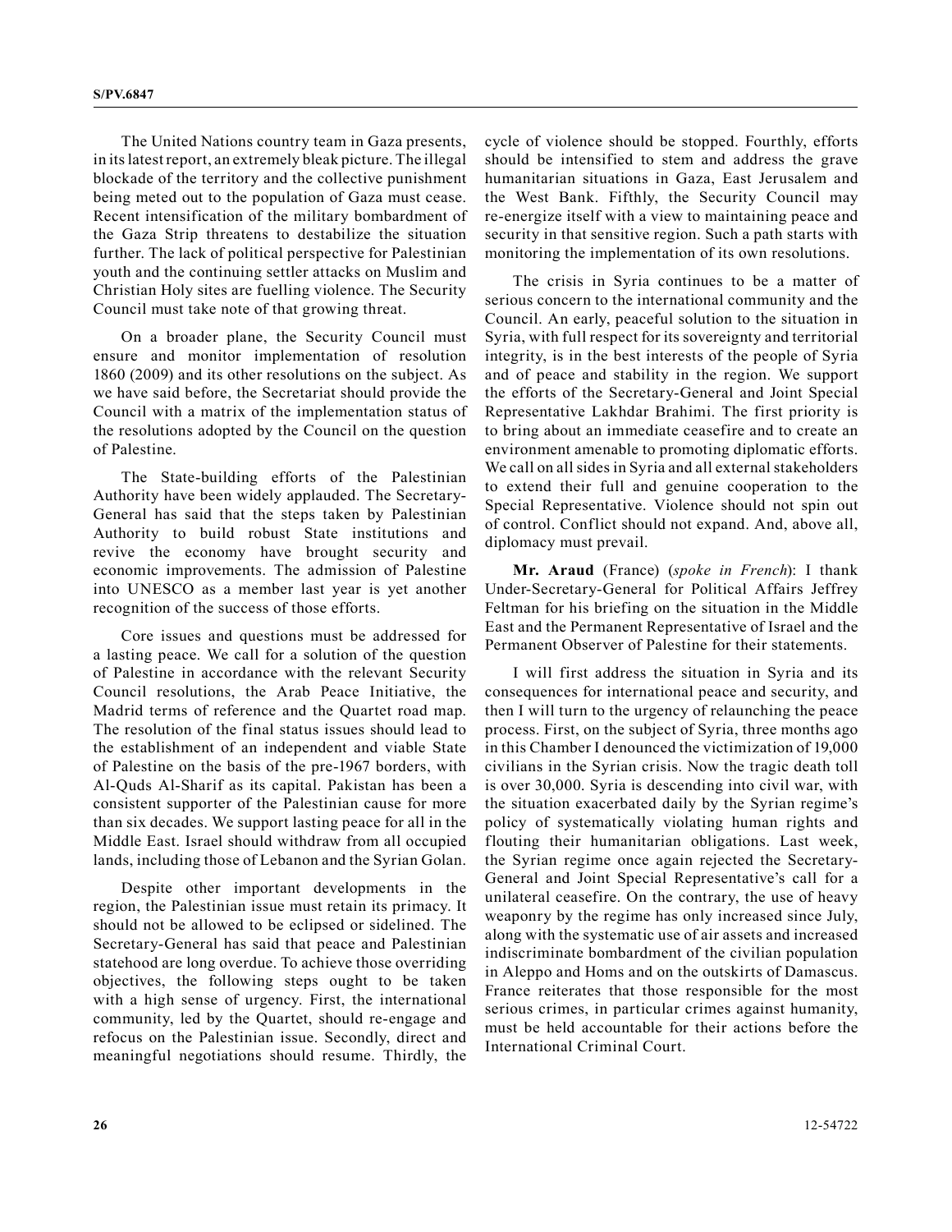The United Nations country team in Gaza presents, in its latest report, an extremely bleak picture. The illegal blockade of the territory and the collective punishment being meted out to the population of Gaza must cease. Recent intensification of the military bombardment of the Gaza Strip threatens to destabilize the situation further. The lack of political perspective for Palestinian youth and the continuing settler attacks on Muslim and Christian Holy sites are fuelling violence. The Security Council must take note of that growing threat.

On a broader plane, the Security Council must ensure and monitor implementation of resolution 1860 (2009) and its other resolutions on the subject. As we have said before, the Secretariat should provide the Council with a matrix of the implementation status of the resolutions adopted by the Council on the question of Palestine.

The State-building efforts of the Palestinian Authority have been widely applauded. The Secretary-General has said that the steps taken by Palestinian Authority to build robust State institutions and revive the economy have brought security and economic improvements. The admission of Palestine into UNESCO as a member last year is yet another recognition of the success of those efforts.

Core issues and questions must be addressed for a lasting peace. We call for a solution of the question of Palestine in accordance with the relevant Security Council resolutions, the Arab Peace Initiative, the Madrid terms of reference and the Quartet road map. The resolution of the final status issues should lead to the establishment of an independent and viable State of Palestine on the basis of the pre-1967 borders, with Al-Quds Al-Sharif as its capital. Pakistan has been a consistent supporter of the Palestinian cause for more than six decades. We support lasting peace for all in the Middle East. Israel should withdraw from all occupied lands, including those of Lebanon and the Syrian Golan.

Despite other important developments in the region, the Palestinian issue must retain its primacy. It should not be allowed to be eclipsed or sidelined. The Secretary-General has said that peace and Palestinian statehood are long overdue. To achieve those overriding objectives, the following steps ought to be taken with a high sense of urgency. First, the international community, led by the Quartet, should re-engage and refocus on the Palestinian issue. Secondly, direct and meaningful negotiations should resume. Thirdly, the cycle of violence should be stopped. Fourthly, efforts should be intensified to stem and address the grave humanitarian situations in Gaza, East Jerusalem and the West Bank. Fifthly, the Security Council may re-energize itself with a view to maintaining peace and security in that sensitive region. Such a path starts with monitoring the implementation of its own resolutions.

The crisis in Syria continues to be a matter of serious concern to the international community and the Council. An early, peaceful solution to the situation in Syria, with full respect for its sovereignty and territorial integrity, is in the best interests of the people of Syria and of peace and stability in the region. We support the efforts of the Secretary-General and Joint Special Representative Lakhdar Brahimi. The first priority is to bring about an immediate ceasefire and to create an environment amenable to promoting diplomatic efforts. We call on all sides in Syria and all external stakeholders to extend their full and genuine cooperation to the Special Representative. Violence should not spin out of control. Conflict should not expand. And, above all, diplomacy must prevail.

**Mr. Araud** (France) (*spoke in French*): I thank Under-Secretary-General for Political Affairs Jeffrey Feltman for his briefing on the situation in the Middle East and the Permanent Representative of Israel and the Permanent Observer of Palestine for their statements.

I will first address the situation in Syria and its consequences for international peace and security, and then I will turn to the urgency of relaunching the peace process. First, on the subject of Syria, three months ago in this Chamber I denounced the victimization of 19,000 civilians in the Syrian crisis. Now the tragic death toll is over 30,000. Syria is descending into civil war, with the situation exacerbated daily by the Syrian regime's policy of systematically violating human rights and flouting their humanitarian obligations. Last week, the Syrian regime once again rejected the Secretary-General and Joint Special Representative's call for a unilateral ceasefire. On the contrary, the use of heavy weaponry by the regime has only increased since July, along with the systematic use of air assets and increased indiscriminate bombardment of the civilian population in Aleppo and Homs and on the outskirts of Damascus. France reiterates that those responsible for the most serious crimes, in particular crimes against humanity, must be held accountable for their actions before the International Criminal Court.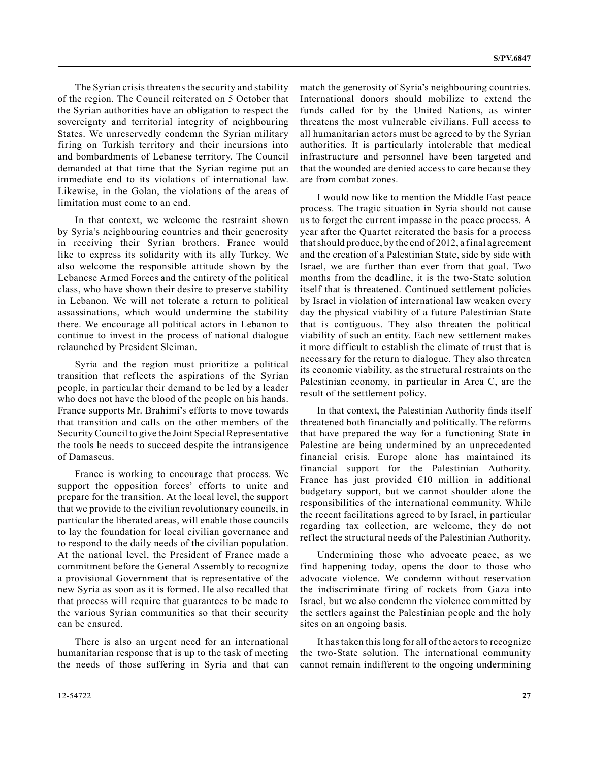The Syrian crisis threatens the security and stability of the region. The Council reiterated on 5 October that the Syrian authorities have an obligation to respect the sovereignty and territorial integrity of neighbouring States. We unreservedly condemn the Syrian military firing on Turkish territory and their incursions into and bombardments of Lebanese territory. The Council demanded at that time that the Syrian regime put an immediate end to its violations of international law. Likewise, in the Golan, the violations of the areas of limitation must come to an end.

In that context, we welcome the restraint shown by Syria's neighbouring countries and their generosity in receiving their Syrian brothers. France would like to express its solidarity with its ally Turkey. We also welcome the responsible attitude shown by the Lebanese Armed Forces and the entirety of the political class, who have shown their desire to preserve stability in Lebanon. We will not tolerate a return to political assassinations, which would undermine the stability there. We encourage all political actors in Lebanon to continue to invest in the process of national dialogue relaunched by President Sleiman.

Syria and the region must prioritize a political transition that reflects the aspirations of the Syrian people, in particular their demand to be led by a leader who does not have the blood of the people on his hands. France supports Mr. Brahimi's efforts to move towards that transition and calls on the other members of the Security Council to give the Joint Special Representative the tools he needs to succeed despite the intransigence of Damascus.

France is working to encourage that process. We support the opposition forces' efforts to unite and prepare for the transition. At the local level, the support that we provide to the civilian revolutionary councils, in particular the liberated areas, will enable those councils to lay the foundation for local civilian governance and to respond to the daily needs of the civilian population. At the national level, the President of France made a commitment before the General Assembly to recognize a provisional Government that is representative of the new Syria as soon as it is formed. He also recalled that that process will require that guarantees to be made to the various Syrian communities so that their security can be ensured.

There is also an urgent need for an international humanitarian response that is up to the task of meeting the needs of those suffering in Syria and that can match the generosity of Syria's neighbouring countries. International donors should mobilize to extend the funds called for by the United Nations, as winter threatens the most vulnerable civilians. Full access to all humanitarian actors must be agreed to by the Syrian authorities. It is particularly intolerable that medical infrastructure and personnel have been targeted and that the wounded are denied access to care because they are from combat zones.

I would now like to mention the Middle East peace process. The tragic situation in Syria should not cause us to forget the current impasse in the peace process. A year after the Quartet reiterated the basis for a process that should produce, by the end of 2012, a final agreement and the creation of a Palestinian State, side by side with Israel, we are further than ever from that goal. Two months from the deadline, it is the two-State solution itself that is threatened. Continued settlement policies by Israel in violation of international law weaken every day the physical viability of a future Palestinian State that is contiguous. They also threaten the political viability of such an entity. Each new settlement makes it more difficult to establish the climate of trust that is necessary for the return to dialogue. They also threaten its economic viability, as the structural restraints on the Palestinian economy, in particular in Area C, are the result of the settlement policy.

In that context, the Palestinian Authority finds itself threatened both financially and politically. The reforms that have prepared the way for a functioning State in Palestine are being undermined by an unprecedented financial crisis. Europe alone has maintained its financial support for the Palestinian Authority. France has just provided €10 million in additional budgetary support, but we cannot shoulder alone the responsibilities of the international community. While the recent facilitations agreed to by Israel, in particular regarding tax collection, are welcome, they do not reflect the structural needs of the Palestinian Authority.

Undermining those who advocate peace, as we find happening today, opens the door to those who advocate violence. We condemn without reservation the indiscriminate firing of rockets from Gaza into Israel, but we also condemn the violence committed by the settlers against the Palestinian people and the holy sites on an ongoing basis.

It has taken this long for all of the actors to recognize the two-State solution. The international community cannot remain indifferent to the ongoing undermining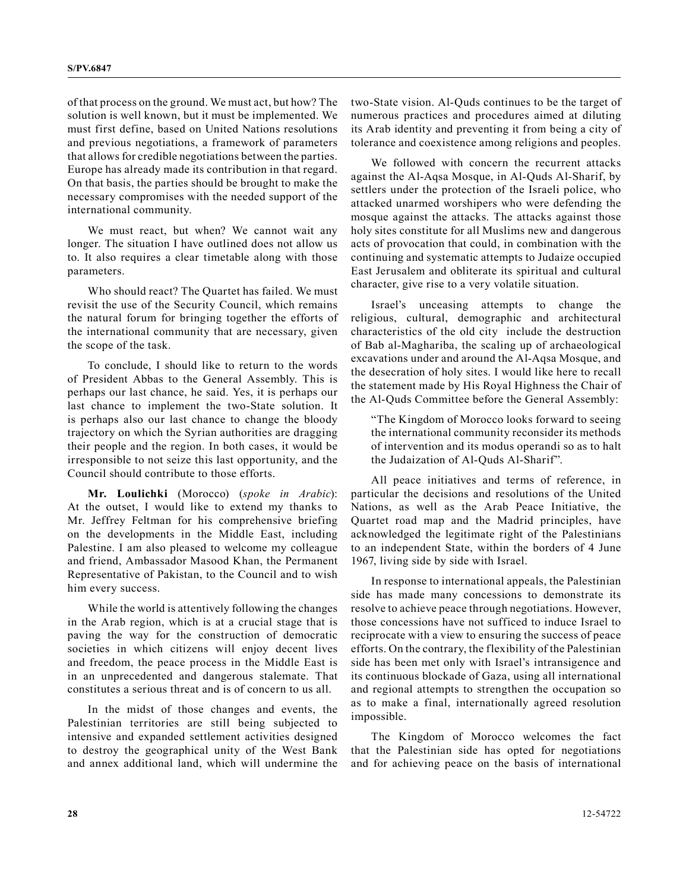of that process on the ground. We must act, but how? The solution is well known, but it must be implemented. We must first define, based on United Nations resolutions and previous negotiations, a framework of parameters that allows for credible negotiations between the parties. Europe has already made its contribution in that regard. On that basis, the parties should be brought to make the necessary compromises with the needed support of the international community.

We must react, but when? We cannot wait any longer. The situation I have outlined does not allow us to. It also requires a clear timetable along with those parameters.

Who should react? The Quartet has failed. We must revisit the use of the Security Council, which remains the natural forum for bringing together the efforts of the international community that are necessary, given the scope of the task.

To conclude, I should like to return to the words of President Abbas to the General Assembly. This is perhaps our last chance, he said. Yes, it is perhaps our last chance to implement the two-State solution. It is perhaps also our last chance to change the bloody trajectory on which the Syrian authorities are dragging their people and the region. In both cases, it would be irresponsible to not seize this last opportunity, and the Council should contribute to those efforts.

**Mr. Loulichki** (Morocco) (*spoke in Arabic*): At the outset, I would like to extend my thanks to Mr. Jeffrey Feltman for his comprehensive briefing on the developments in the Middle East, including Palestine. I am also pleased to welcome my colleague and friend, Ambassador Masood Khan, the Permanent Representative of Pakistan, to the Council and to wish him every success.

While the world is attentively following the changes in the Arab region, which is at a crucial stage that is paving the way for the construction of democratic societies in which citizens will enjoy decent lives and freedom, the peace process in the Middle East is in an unprecedented and dangerous stalemate. That constitutes a serious threat and is of concern to us all.

In the midst of those changes and events, the Palestinian territories are still being subjected to intensive and expanded settlement activities designed to destroy the geographical unity of the West Bank and annex additional land, which will undermine the two-State vision. Al-Quds continues to be the target of numerous practices and procedures aimed at diluting its Arab identity and preventing it from being a city of tolerance and coexistence among religions and peoples.

We followed with concern the recurrent attacks against the Al-Aqsa Mosque, in Al-Quds Al-Sharif, by settlers under the protection of the Israeli police, who attacked unarmed worshipers who were defending the mosque against the attacks. The attacks against those holy sites constitute for all Muslims new and dangerous acts of provocation that could, in combination with the continuing and systematic attempts to Judaize occupied East Jerusalem and obliterate its spiritual and cultural character, give rise to a very volatile situation.

Israel's unceasing attempts to change the religious, cultural, demographic and architectural characteristics of the old city include the destruction of Bab al-Maghariba, the scaling up of archaeological excavations under and around the Al-Aqsa Mosque, and the desecration of holy sites. I would like here to recall the statement made by His Royal Highness the Chair of the Al-Quds Committee before the General Assembly:

> "The Kingdom of Morocco looks forward to seeing the international community reconsider its methods of intervention and its modus operandi so as to halt the Judaization of Al-Quds Al-Sharif".

All peace initiatives and terms of reference, in particular the decisions and resolutions of the United Nations, as well as the Arab Peace Initiative, the Quartet road map and the Madrid principles, have acknowledged the legitimate right of the Palestinians to an independent State, within the borders of 4 June 1967, living side by side with Israel.

In response to international appeals, the Palestinian side has made many concessions to demonstrate its resolve to achieve peace through negotiations. However, those concessions have not sufficed to induce Israel to reciprocate with a view to ensuring the success of peace efforts. On the contrary, the flexibility of the Palestinian side has been met only with Israel's intransigence and its continuous blockade of Gaza, using all international and regional attempts to strengthen the occupation so as to make a final, internationally agreed resolution impossible.

The Kingdom of Morocco welcomes the fact that the Palestinian side has opted for negotiations and for achieving peace on the basis of international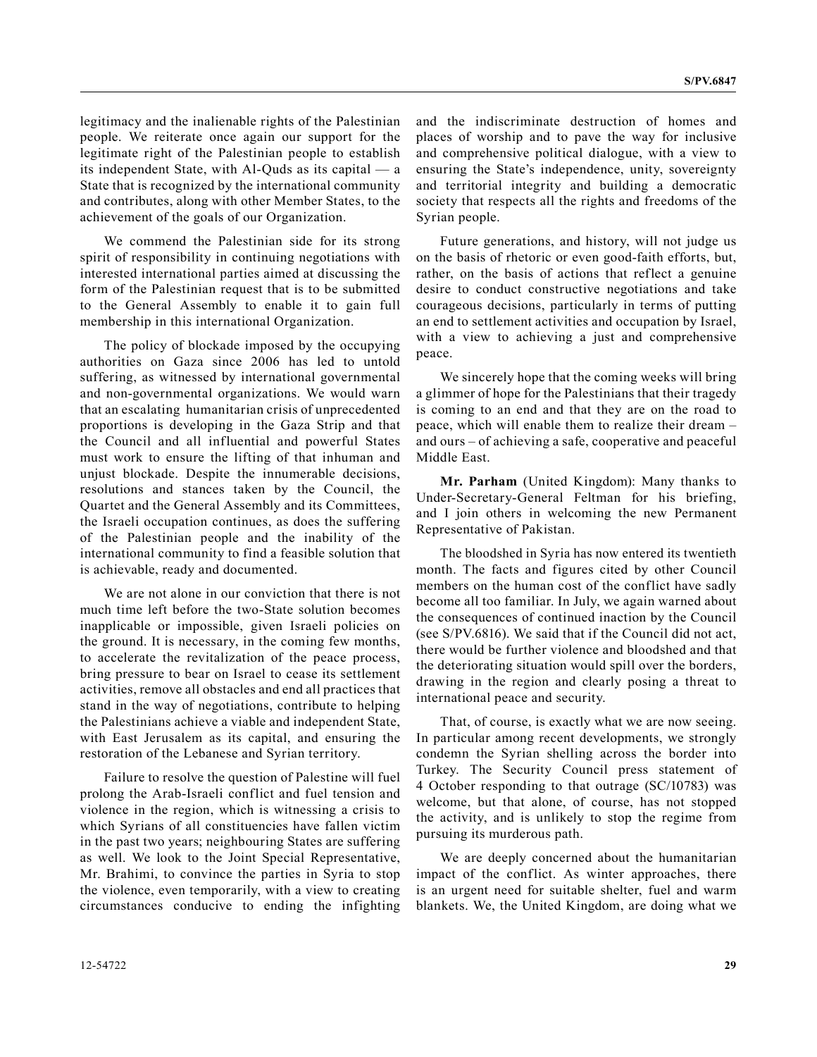legitimacy and the inalienable rights of the Palestinian people. We reiterate once again our support for the legitimate right of the Palestinian people to establish its independent State, with Al-Quds as its capital — a State that is recognized by the international community and contributes, along with other Member States, to the achievement of the goals of our Organization.

We commend the Palestinian side for its strong spirit of responsibility in continuing negotiations with interested international parties aimed at discussing the form of the Palestinian request that is to be submitted to the General Assembly to enable it to gain full membership in this international Organization.

The policy of blockade imposed by the occupying authorities on Gaza since 2006 has led to untold suffering, as witnessed by international governmental and non-governmental organizations. We would warn that an escalating humanitarian crisis of unprecedented proportions is developing in the Gaza Strip and that the Council and all influential and powerful States must work to ensure the lifting of that inhuman and unjust blockade. Despite the innumerable decisions, resolutions and stances taken by the Council, the Quartet and the General Assembly and its Committees, the Israeli occupation continues, as does the suffering of the Palestinian people and the inability of the international community to find a feasible solution that is achievable, ready and documented.

We are not alone in our conviction that there is not much time left before the two-State solution becomes inapplicable or impossible, given Israeli policies on the ground. It is necessary, in the coming few months, to accelerate the revitalization of the peace process, bring pressure to bear on Israel to cease its settlement activities, remove all obstacles and end all practices that stand in the way of negotiations, contribute to helping the Palestinians achieve a viable and independent State, with East Jerusalem as its capital, and ensuring the restoration of the Lebanese and Syrian territory.

Failure to resolve the question of Palestine will fuel prolong the Arab-Israeli conflict and fuel tension and violence in the region, which is witnessing a crisis to which Syrians of all constituencies have fallen victim in the past two years; neighbouring States are suffering as well. We look to the Joint Special Representative, Mr. Brahimi, to convince the parties in Syria to stop the violence, even temporarily, with a view to creating circumstances conducive to ending the infighting and the indiscriminate destruction of homes and places of worship and to pave the way for inclusive and comprehensive political dialogue, with a view to ensuring the State's independence, unity, sovereignty and territorial integrity and building a democratic society that respects all the rights and freedoms of the Syrian people.

Future generations, and history, will not judge us on the basis of rhetoric or even good-faith efforts, but, rather, on the basis of actions that reflect a genuine desire to conduct constructive negotiations and take courageous decisions, particularly in terms of putting an end to settlement activities and occupation by Israel, with a view to achieving a just and comprehensive peace.

We sincerely hope that the coming weeks will bring a glimmer of hope for the Palestinians that their tragedy is coming to an end and that they are on the road to peace, which will enable them to realize their dream – and ours – of achieving a safe, cooperative and peaceful Middle East.

**Mr. Parham** (United Kingdom): Many thanks to Under-Secretary-General Feltman for his briefing, and I join others in welcoming the new Permanent Representative of Pakistan.

The bloodshed in Syria has now entered its twentieth month. The facts and figures cited by other Council members on the human cost of the conflict have sadly become all too familiar. In July, we again warned about the consequences of continued inaction by the Council (see S/PV.6816). We said that if the Council did not act, there would be further violence and bloodshed and that the deteriorating situation would spill over the borders, drawing in the region and clearly posing a threat to international peace and security.

That, of course, is exactly what we are now seeing. In particular among recent developments, we strongly condemn the Syrian shelling across the border into Turkey. The Security Council press statement of 4 October responding to that outrage (SC/10783) was welcome, but that alone, of course, has not stopped the activity, and is unlikely to stop the regime from pursuing its murderous path.

We are deeply concerned about the humanitarian impact of the conflict. As winter approaches, there is an urgent need for suitable shelter, fuel and warm blankets. We, the United Kingdom, are doing what we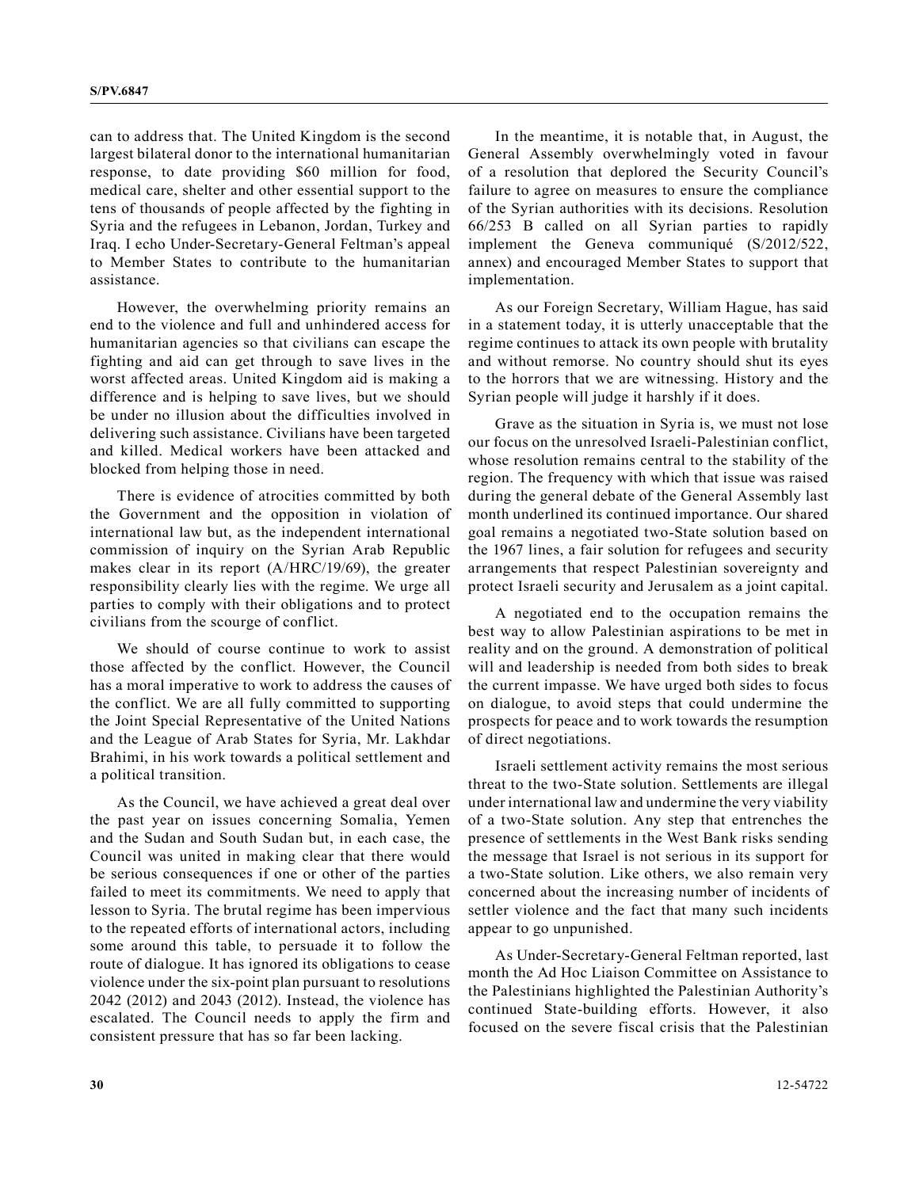can to address that. The United Kingdom is the second largest bilateral donor to the international humanitarian response, to date providing $60 million for food, medical care, shelter and other essential support to the tens of thousands of people affected by the fighting in Syria and the refugees in Lebanon, Jordan, Turkey and Iraq. I echo Under-Secretary-General Feltman's appeal to Member States to contribute to the humanitarian assistance.

However, the overwhelming priority remains an end to the violence and full and unhindered access for humanitarian agencies so that civilians can escape the fighting and aid can get through to save lives in the worst affected areas. United Kingdom aid is making a difference and is helping to save lives, but we should be under no illusion about the difficulties involved in delivering such assistance. Civilians have been targeted and killed. Medical workers have been attacked and blocked from helping those in need.

There is evidence of atrocities committed by both the Government and the opposition in violation of international law but, as the independent international commission of inquiry on the Syrian Arab Republic makes clear in its report (A/HRC/19/69), the greater responsibility clearly lies with the regime. We urge all parties to comply with their obligations and to protect civilians from the scourge of conflict.

We should of course continue to work to assist those affected by the conflict. However, the Council has a moral imperative to work to address the causes of the conflict. We are all fully committed to supporting the Joint Special Representative of the United Nations and the League of Arab States for Syria, Mr. Lakhdar Brahimi, in his work towards a political settlement and a political transition.

As the Council, we have achieved a great deal over the past year on issues concerning Somalia, Yemen and the Sudan and South Sudan but, in each case, the Council was united in making clear that there would be serious consequences if one or other of the parties failed to meet its commitments. We need to apply that lesson to Syria. The brutal regime has been impervious to the repeated efforts of international actors, including some around this table, to persuade it to follow the route of dialogue. It has ignored its obligations to cease violence under the six-point plan pursuant to resolutions 2042 (2012) and 2043 (2012). Instead, the violence has escalated. The Council needs to apply the firm and consistent pressure that has so far been lacking.

In the meantime, it is notable that, in August, the General Assembly overwhelmingly voted in favour of a resolution that deplored the Security Council's failure to agree on measures to ensure the compliance of the Syrian authorities with its decisions. Resolution 66/253 B called on all Syrian parties to rapidly implement the Geneva communiqué (S/2012/522, annex) and encouraged Member States to support that implementation.

As our Foreign Secretary, William Hague, has said in a statement today, it is utterly unacceptable that the regime continues to attack its own people with brutality and without remorse. No country should shut its eyes to the horrors that we are witnessing. History and the Syrian people will judge it harshly if it does.

Grave as the situation in Syria is, we must not lose our focus on the unresolved Israeli-Palestinian conflict, whose resolution remains central to the stability of the region. The frequency with which that issue was raised during the general debate of the General Assembly last month underlined its continued importance. Our shared goal remains a negotiated two-State solution based on the 1967 lines, a fair solution for refugees and security arrangements that respect Palestinian sovereignty and protect Israeli security and Jerusalem as a joint capital.

A negotiated end to the occupation remains the best way to allow Palestinian aspirations to be met in reality and on the ground. A demonstration of political will and leadership is needed from both sides to break the current impasse. We have urged both sides to focus on dialogue, to avoid steps that could undermine the prospects for peace and to work towards the resumption of direct negotiations.

Israeli settlement activity remains the most serious threat to the two-State solution. Settlements are illegal under international law and undermine the very viability of a two-State solution. Any step that entrenches the presence of settlements in the West Bank risks sending the message that Israel is not serious in its support for a two-State solution. Like others, we also remain very concerned about the increasing number of incidents of settler violence and the fact that many such incidents appear to go unpunished.

As Under-Secretary-General Feltman reported, last month the Ad Hoc Liaison Committee on Assistance to the Palestinians highlighted the Palestinian Authority's continued State-building efforts. However, it also focused on the severe fiscal crisis that the Palestinian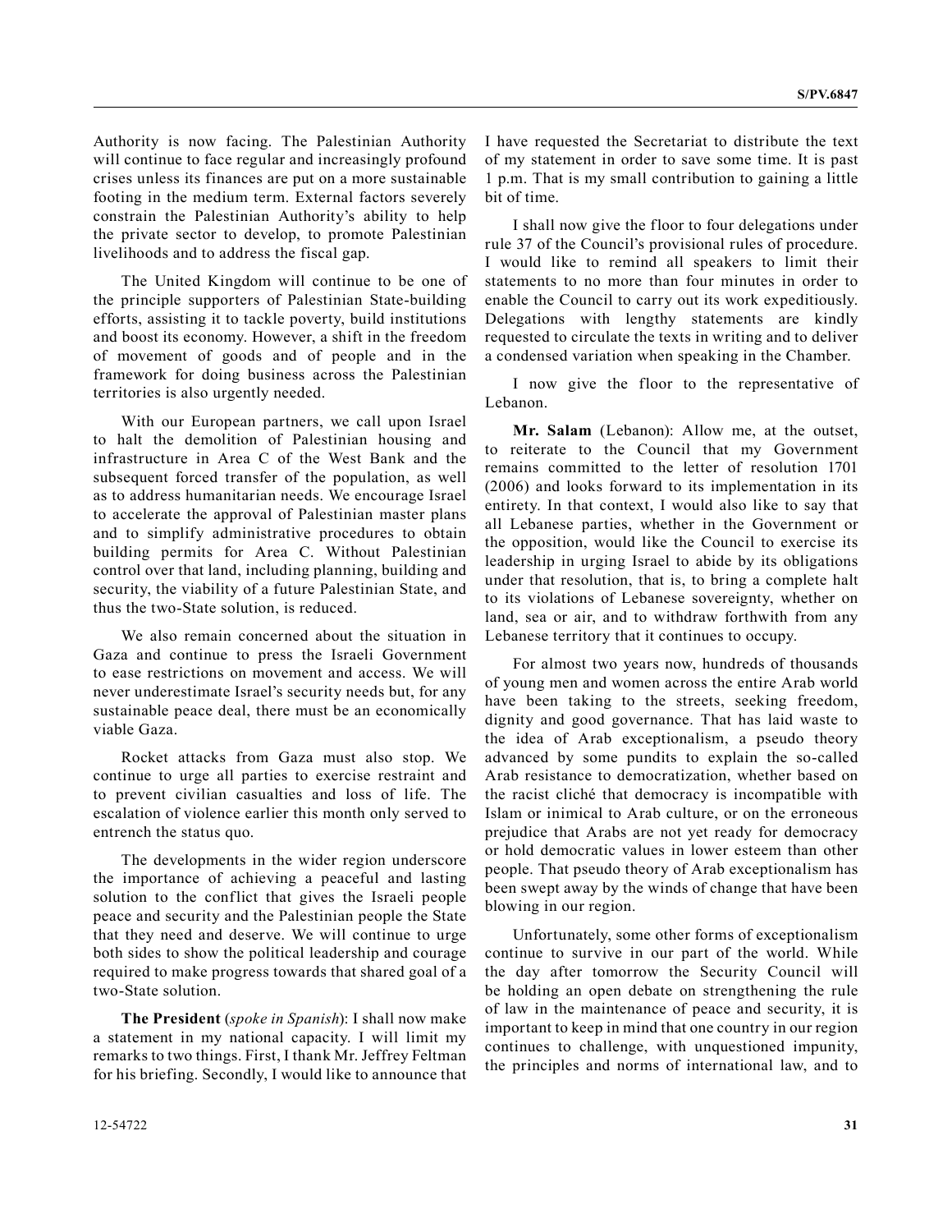Authority is now facing. The Palestinian Authority will continue to face regular and increasingly profound crises unless its finances are put on a more sustainable footing in the medium term. External factors severely constrain the Palestinian Authority's ability to help the private sector to develop, to promote Palestinian livelihoods and to address the fiscal gap.

The United Kingdom will continue to be one of the principle supporters of Palestinian State-building efforts, assisting it to tackle poverty, build institutions and boost its economy. However, a shift in the freedom of movement of goods and of people and in the framework for doing business across the Palestinian territories is also urgently needed.

With our European partners, we call upon Israel to halt the demolition of Palestinian housing and infrastructure in Area C of the West Bank and the subsequent forced transfer of the population, as well as to address humanitarian needs. We encourage Israel to accelerate the approval of Palestinian master plans and to simplify administrative procedures to obtain building permits for Area C. Without Palestinian control over that land, including planning, building and security, the viability of a future Palestinian State, and thus the two-State solution, is reduced.

We also remain concerned about the situation in Gaza and continue to press the Israeli Government to ease restrictions on movement and access. We will never underestimate Israel's security needs but, for any sustainable peace deal, there must be an economically viable Gaza.

Rocket attacks from Gaza must also stop. We continue to urge all parties to exercise restraint and to prevent civilian casualties and loss of life. The escalation of violence earlier this month only served to entrench the status quo.

The developments in the wider region underscore the importance of achieving a peaceful and lasting solution to the conflict that gives the Israeli people peace and security and the Palestinian people the State that they need and deserve. We will continue to urge both sides to show the political leadership and courage required to make progress towards that shared goal of a two-State solution.

**The President** (*spoke in Spanish*): I shall now make a statement in my national capacity. I will limit my remarks to two things. First, I thank Mr. Jeffrey Feltman for his briefing. Secondly, I would like to announce that I have requested the Secretariat to distribute the text of my statement in order to save some time. It is past 1 p.m. That is my small contribution to gaining a little bit of time.

I shall now give the floor to four delegations under rule 37 of the Council's provisional rules of procedure. I would like to remind all speakers to limit their statements to no more than four minutes in order to enable the Council to carry out its work expeditiously. Delegations with lengthy statements are kindly requested to circulate the texts in writing and to deliver a condensed variation when speaking in the Chamber.

I now give the floor to the representative of Lebanon.

**Mr. Salam** (Lebanon): Allow me, at the outset, to reiterate to the Council that my Government remains committed to the letter of resolution 1701 (2006) and looks forward to its implementation in its entirety. In that context, I would also like to say that all Lebanese parties, whether in the Government or the opposition, would like the Council to exercise its leadership in urging Israel to abide by its obligations under that resolution, that is, to bring a complete halt to its violations of Lebanese sovereignty, whether on land, sea or air, and to withdraw forthwith from any Lebanese territory that it continues to occupy.

For almost two years now, hundreds of thousands of young men and women across the entire Arab world have been taking to the streets, seeking freedom, dignity and good governance. That has laid waste to the idea of Arab exceptionalism, a pseudo theory advanced by some pundits to explain the so-called Arab resistance to democratization, whether based on the racist cliché that democracy is incompatible with Islam or inimical to Arab culture, or on the erroneous prejudice that Arabs are not yet ready for democracy or hold democratic values in lower esteem than other people. That pseudo theory of Arab exceptionalism has been swept away by the winds of change that have been blowing in our region.

Unfortunately, some other forms of exceptionalism continue to survive in our part of the world. While the day after tomorrow the Security Council will be holding an open debate on strengthening the rule of law in the maintenance of peace and security, it is important to keep in mind that one country in our region continues to challenge, with unquestioned impunity, the principles and norms of international law, and to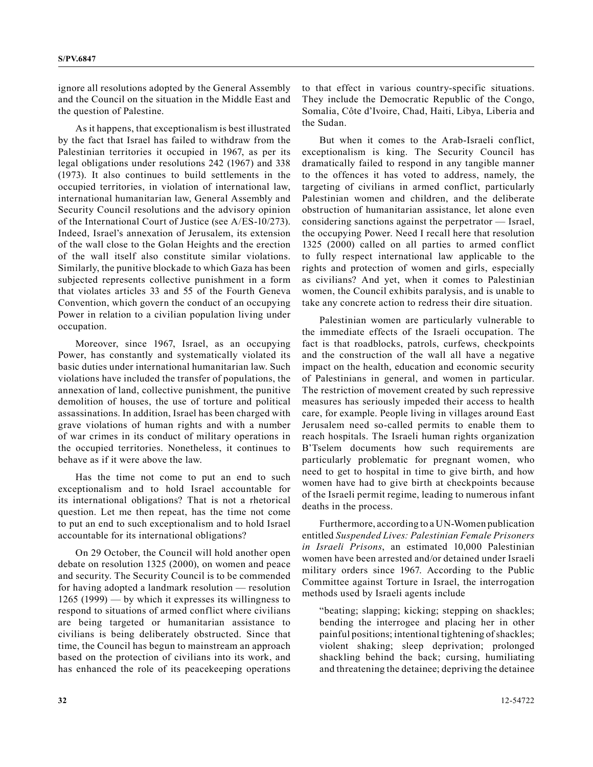ignore all resolutions adopted by the General Assembly and the Council on the situation in the Middle East and the question of Palestine.

As it happens, that exceptionalism is best illustrated by the fact that Israel has failed to withdraw from the Palestinian territories it occupied in 1967, as per its legal obligations under resolutions 242 (1967) and 338 (1973). It also continues to build settlements in the occupied territories, in violation of international law, international humanitarian law, General Assembly and Security Council resolutions and the advisory opinion of the International Court of Justice (see A/ES-10/273). Indeed, Israel's annexation of Jerusalem, its extension of the wall close to the Golan Heights and the erection of the wall itself also constitute similar violations. Similarly, the punitive blockade to which Gaza has been subjected represents collective punishment in a form that violates articles 33 and 55 of the Fourth Geneva Convention, which govern the conduct of an occupying Power in relation to a civilian population living under occupation.

Moreover, since 1967, Israel, as an occupying Power, has constantly and systematically violated its basic duties under international humanitarian law. Such violations have included the transfer of populations, the annexation of land, collective punishment, the punitive demolition of houses, the use of torture and political assassinations. In addition, Israel has been charged with grave violations of human rights and with a number of war crimes in its conduct of military operations in the occupied territories. Nonetheless, it continues to behave as if it were above the law.

Has the time not come to put an end to such exceptionalism and to hold Israel accountable for its international obligations? That is not a rhetorical question. Let me then repeat, has the time not come to put an end to such exceptionalism and to hold Israel accountable for its international obligations?

On 29 October, the Council will hold another open debate on resolution 1325 (2000), on women and peace and security. The Security Council is to be commended for having adopted a landmark resolution — resolution 1265 (1999) — by which it expresses its willingness to respond to situations of armed conflict where civilians are being targeted or humanitarian assistance to civilians is being deliberately obstructed. Since that time, the Council has begun to mainstream an approach based on the protection of civilians into its work, and has enhanced the role of its peacekeeping operations to that effect in various country-specific situations. They include the Democratic Republic of the Congo, Somalia, Côte d'Ivoire, Chad, Haiti, Libya, Liberia and the Sudan.

But when it comes to the Arab-Israeli conflict, exceptionalism is king. The Security Council has dramatically failed to respond in any tangible manner to the offences it has voted to address, namely, the targeting of civilians in armed conflict, particularly Palestinian women and children, and the deliberate obstruction of humanitarian assistance, let alone even considering sanctions against the perpetrator — Israel, the occupying Power. Need I recall here that resolution 1325 (2000) called on all parties to armed conflict to fully respect international law applicable to the rights and protection of women and girls, especially as civilians? And yet, when it comes to Palestinian women, the Council exhibits paralysis, and is unable to take any concrete action to redress their dire situation.

Palestinian women are particularly vulnerable to the immediate effects of the Israeli occupation. The fact is that roadblocks, patrols, curfews, checkpoints and the construction of the wall all have a negative impact on the health, education and economic security of Palestinians in general, and women in particular. The restriction of movement created by such repressive measures has seriously impeded their access to health care, for example. People living in villages around East Jerusalem need so-called permits to enable them to reach hospitals. The Israeli human rights organization B'Tselem documents how such requirements are particularly problematic for pregnant women, who need to get to hospital in time to give birth, and how women have had to give birth at checkpoints because of the Israeli permit regime, leading to numerous infant deaths in the process.

Furthermore, according to a UN-Women publication entitled *Suspended Lives: Palestinian Female Prisoners in Israeli Prisons*, an estimated 10,000 Palestinian women have been arrested and/or detained under Israeli military orders since 1967. According to the Public Committee against Torture in Israel, the interrogation methods used by Israeli agents include

> "beating; slapping; kicking; stepping on shackles; bending the interrogee and placing her in other painful positions; intentional tightening of shackles; violent shaking; sleep deprivation; prolonged shackling behind the back; cursing, humiliating and threatening the detainee; depriving the detainee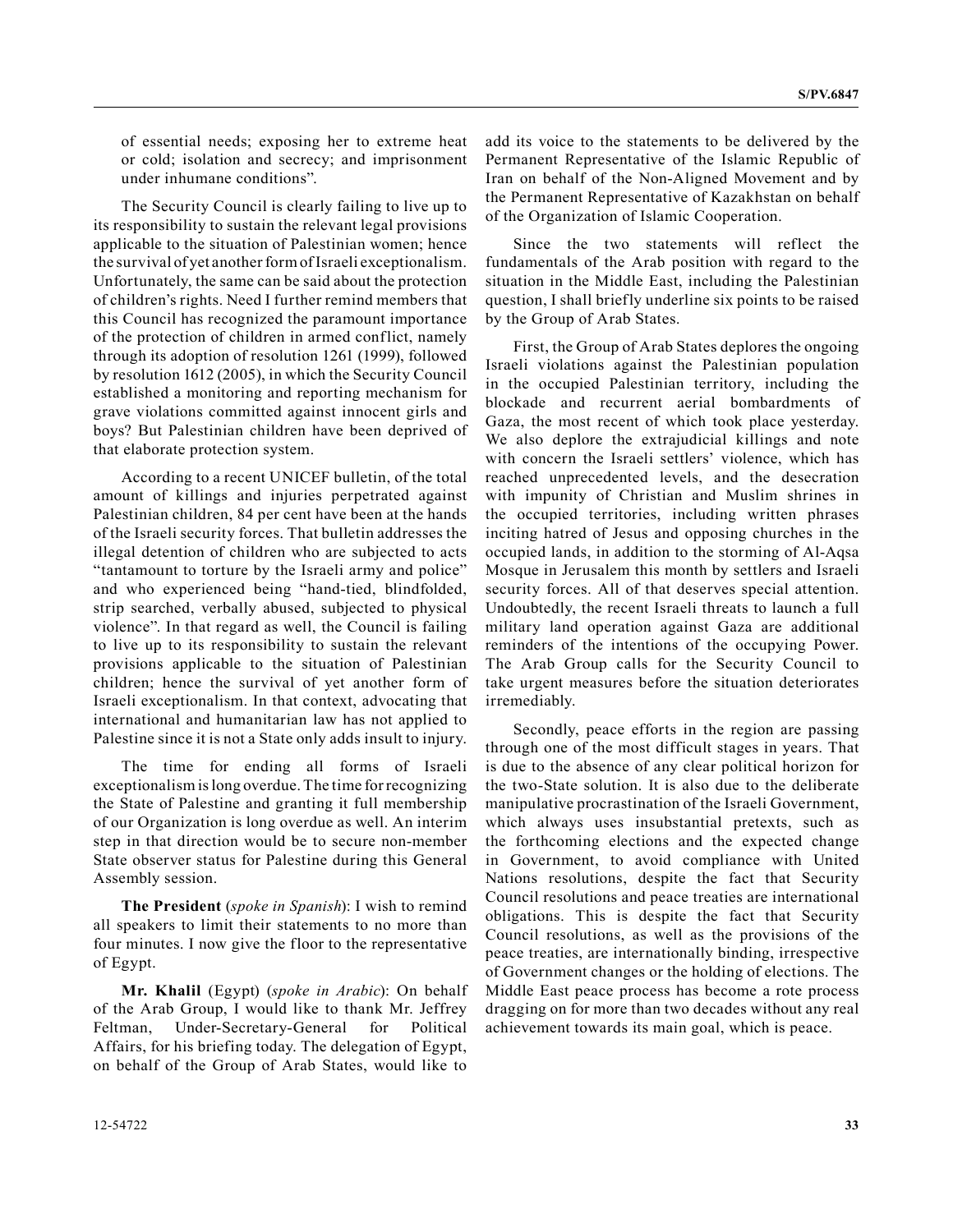of essential needs; exposing her to extreme heat or cold; isolation and secrecy; and imprisonment under inhumane conditions".

The Security Council is clearly failing to live up to its responsibility to sustain the relevant legal provisions applicable to the situation of Palestinian women; hence the survival of yet another form of Israeli exceptionalism. Unfortunately, the same can be said about the protection of children's rights. Need I further remind members that this Council has recognized the paramount importance of the protection of children in armed conflict, namely through its adoption of resolution 1261 (1999), followed by resolution 1612 (2005), in which the Security Council established a monitoring and reporting mechanism for grave violations committed against innocent girls and boys? But Palestinian children have been deprived of that elaborate protection system.

According to a recent UNICEF bulletin, of the total amount of killings and injuries perpetrated against Palestinian children, 84 per cent have been at the hands of the Israeli security forces. That bulletin addresses the illegal detention of children who are subjected to acts "tantamount to torture by the Israeli army and police" and who experienced being "hand-tied, blindfolded, strip searched, verbally abused, subjected to physical violence". In that regard as well, the Council is failing to live up to its responsibility to sustain the relevant provisions applicable to the situation of Palestinian children; hence the survival of yet another form of Israeli exceptionalism. In that context, advocating that international and humanitarian law has not applied to Palestine since it is not a State only adds insult to injury.

The time for ending all forms of Israeli exceptionalism is long overdue. The time for recognizing the State of Palestine and granting it full membership of our Organization is long overdue as well. An interim step in that direction would be to secure non-member State observer status for Palestine during this General Assembly session.

**The President** (*spoke in Spanish*): I wish to remind all speakers to limit their statements to no more than four minutes. I now give the floor to the representative of Egypt.

**Mr. Khalil** (Egypt) (*spoke in Arabic*): On behalf of the Arab Group, I would like to thank Mr. Jeffrey Feltman, Under-Secretary-General for Political Affairs, for his briefing today. The delegation of Egypt, on behalf of the Group of Arab States, would like to add its voice to the statements to be delivered by the Permanent Representative of the Islamic Republic of Iran on behalf of the Non-Aligned Movement and by the Permanent Representative of Kazakhstan on behalf of the Organization of Islamic Cooperation.

Since the two statements will reflect the fundamentals of the Arab position with regard to the situation in the Middle East, including the Palestinian question, I shall briefly underline six points to be raised by the Group of Arab States.

First, the Group of Arab States deplores the ongoing Israeli violations against the Palestinian population in the occupied Palestinian territory, including the blockade and recurrent aerial bombardments of Gaza, the most recent of which took place yesterday. We also deplore the extrajudicial killings and note with concern the Israeli settlers' violence, which has reached unprecedented levels, and the desecration with impunity of Christian and Muslim shrines in the occupied territories, including written phrases inciting hatred of Jesus and opposing churches in the occupied lands, in addition to the storming of Al-Aqsa Mosque in Jerusalem this month by settlers and Israeli security forces. All of that deserves special attention. Undoubtedly, the recent Israeli threats to launch a full military land operation against Gaza are additional reminders of the intentions of the occupying Power. The Arab Group calls for the Security Council to take urgent measures before the situation deteriorates irremediably.

Secondly, peace efforts in the region are passing through one of the most difficult stages in years. That is due to the absence of any clear political horizon for the two-State solution. It is also due to the deliberate manipulative procrastination of the Israeli Government, which always uses insubstantial pretexts, such as the forthcoming elections and the expected change in Government, to avoid compliance with United Nations resolutions, despite the fact that Security Council resolutions and peace treaties are international obligations. This is despite the fact that Security Council resolutions, as well as the provisions of the peace treaties, are internationally binding, irrespective of Government changes or the holding of elections. The Middle East peace process has become a rote process dragging on for more than two decades without any real achievement towards its main goal, which is peace.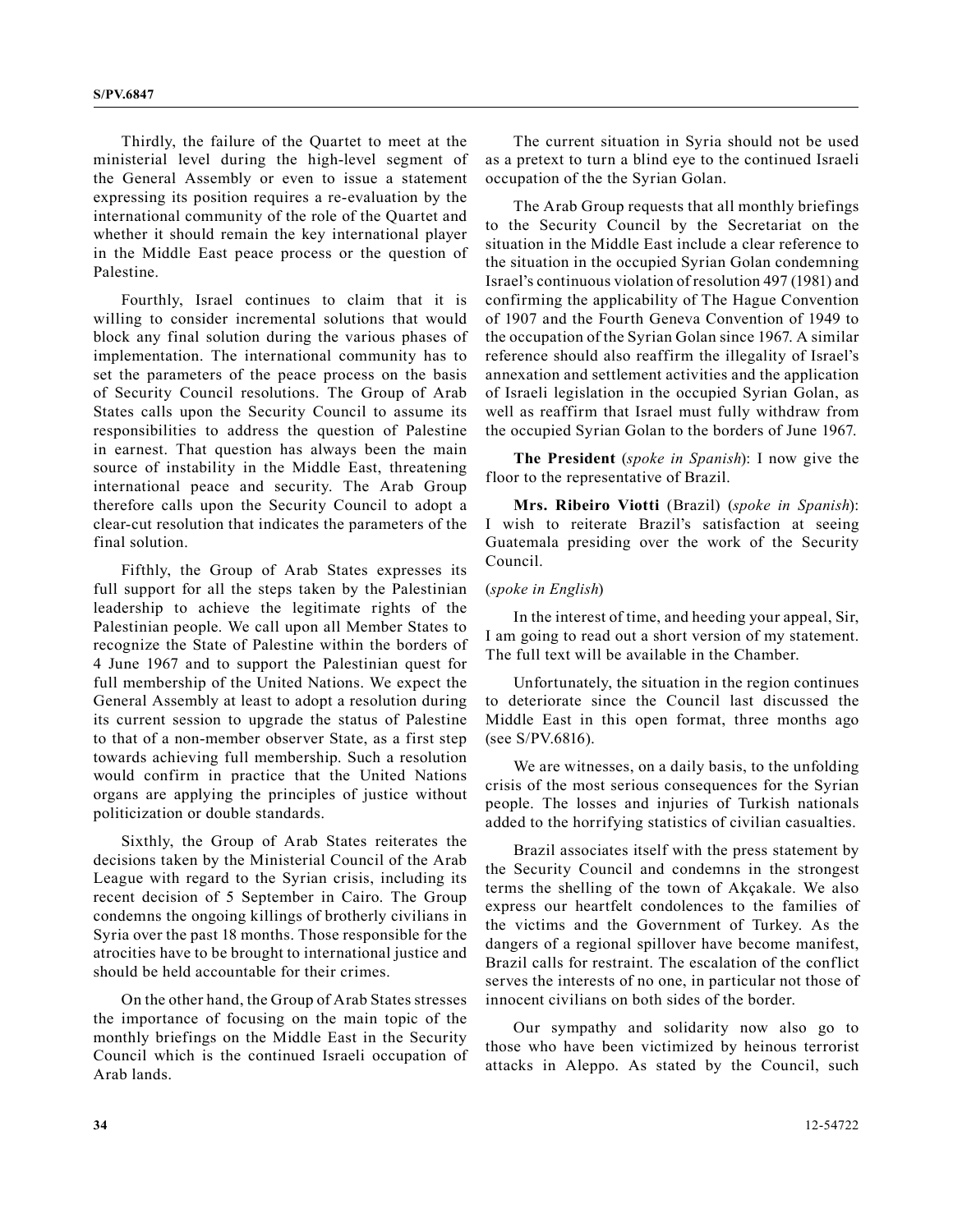Thirdly, the failure of the Quartet to meet at the ministerial level during the high-level segment of the General Assembly or even to issue a statement expressing its position requires a re-evaluation by the international community of the role of the Quartet and whether it should remain the key international player in the Middle East peace process or the question of Palestine.

Fourthly, Israel continues to claim that it is willing to consider incremental solutions that would block any final solution during the various phases of implementation. The international community has to set the parameters of the peace process on the basis of Security Council resolutions. The Group of Arab States calls upon the Security Council to assume its responsibilities to address the question of Palestine in earnest. That question has always been the main source of instability in the Middle East, threatening international peace and security. The Arab Group therefore calls upon the Security Council to adopt a clear-cut resolution that indicates the parameters of the final solution.

Fifthly, the Group of Arab States expresses its full support for all the steps taken by the Palestinian leadership to achieve the legitimate rights of the Palestinian people. We call upon all Member States to recognize the State of Palestine within the borders of 4 June 1967 and to support the Palestinian quest for full membership of the United Nations. We expect the General Assembly at least to adopt a resolution during its current session to upgrade the status of Palestine to that of a non-member observer State, as a first step towards achieving full membership. Such a resolution would confirm in practice that the United Nations organs are applying the principles of justice without politicization or double standards.

Sixthly, the Group of Arab States reiterates the decisions taken by the Ministerial Council of the Arab League with regard to the Syrian crisis, including its recent decision of 5 September in Cairo. The Group condemns the ongoing killings of brotherly civilians in Syria over the past 18 months. Those responsible for the atrocities have to be brought to international justice and should be held accountable for their crimes.

On the other hand, the Group of Arab States stresses the importance of focusing on the main topic of the monthly briefings on the Middle East in the Security Council which is the continued Israeli occupation of Arab lands.

The current situation in Syria should not be used as a pretext to turn a blind eye to the continued Israeli occupation of the the Syrian Golan.

The Arab Group requests that all monthly briefings to the Security Council by the Secretariat on the situation in the Middle East include a clear reference to the situation in the occupied Syrian Golan condemning Israel's continuous violation of resolution 497 (1981) and confirming the applicability of The Hague Convention of 1907 and the Fourth Geneva Convention of 1949 to the occupation of the Syrian Golan since 1967. A similar reference should also reaffirm the illegality of Israel's annexation and settlement activities and the application of Israeli legislation in the occupied Syrian Golan, as well as reaffirm that Israel must fully withdraw from the occupied Syrian Golan to the borders of June 1967.

**The President** (*spoke in Spanish*): I now give the floor to the representative of Brazil.

**Mrs. Ribeiro Viotti** (Brazil) (*spoke in Spanish*): I wish to reiterate Brazil's satisfaction at seeing Guatemala presiding over the work of the Security Council.

(*spoke in English*)

In the interest of time, and heeding your appeal, Sir, I am going to read out a short version of my statement. The full text will be available in the Chamber.

Unfortunately, the situation in the region continues to deteriorate since the Council last discussed the Middle East in this open format, three months ago (see S/PV.6816).

We are witnesses, on a daily basis, to the unfolding crisis of the most serious consequences for the Syrian people. The losses and injuries of Turkish nationals added to the horrifying statistics of civilian casualties.

Brazil associates itself with the press statement by the Security Council and condemns in the strongest terms the shelling of the town of Akçakale. We also express our heartfelt condolences to the families of the victims and the Government of Turkey. As the dangers of a regional spillover have become manifest, Brazil calls for restraint. The escalation of the conflict serves the interests of no one, in particular not those of innocent civilians on both sides of the border.

Our sympathy and solidarity now also go to those who have been victimized by heinous terrorist attacks in Aleppo. As stated by the Council, such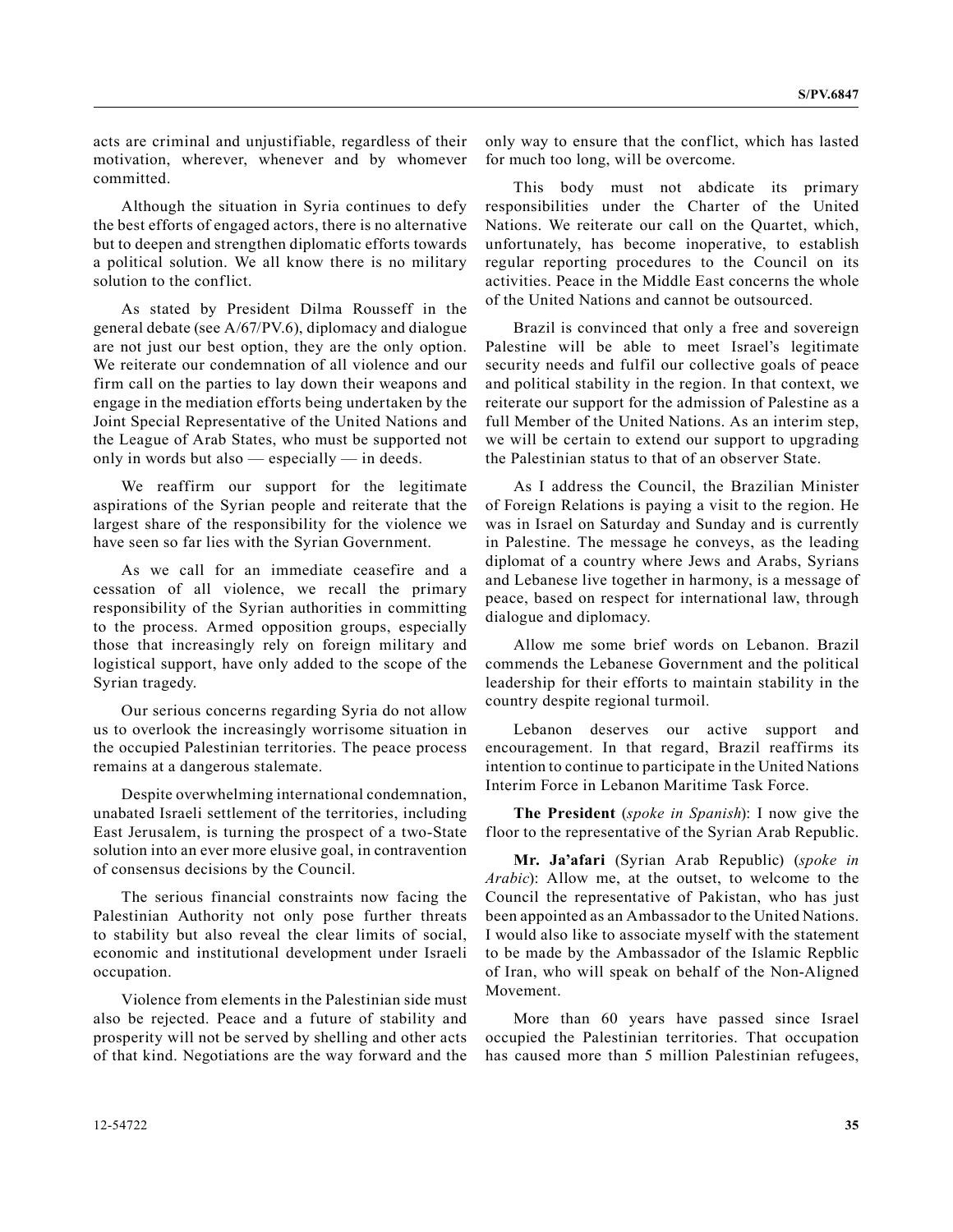acts are criminal and unjustifiable, regardless of their motivation, wherever, whenever and by whomever committed.

Although the situation in Syria continues to defy the best efforts of engaged actors, there is no alternative but to deepen and strengthen diplomatic efforts towards a political solution. We all know there is no military solution to the conflict.

As stated by President Dilma Rousseff in the general debate (see A/67/PV.6), diplomacy and dialogue are not just our best option, they are the only option. We reiterate our condemnation of all violence and our firm call on the parties to lay down their weapons and engage in the mediation efforts being undertaken by the Joint Special Representative of the United Nations and the League of Arab States, who must be supported not only in words but also — especially — in deeds.

We reaffirm our support for the legitimate aspirations of the Syrian people and reiterate that the largest share of the responsibility for the violence we have seen so far lies with the Syrian Government.

As we call for an immediate ceasefire and a cessation of all violence, we recall the primary responsibility of the Syrian authorities in committing to the process. Armed opposition groups, especially those that increasingly rely on foreign military and logistical support, have only added to the scope of the Syrian tragedy.

Our serious concerns regarding Syria do not allow us to overlook the increasingly worrisome situation in the occupied Palestinian territories. The peace process remains at a dangerous stalemate.

Despite overwhelming international condemnation, unabated Israeli settlement of the territories, including East Jerusalem, is turning the prospect of a two-State solution into an ever more elusive goal, in contravention of consensus decisions by the Council.

The serious financial constraints now facing the Palestinian Authority not only pose further threats to stability but also reveal the clear limits of social, economic and institutional development under Israeli occupation.

Violence from elements in the Palestinian side must also be rejected. Peace and a future of stability and prosperity will not be served by shelling and other acts of that kind. Negotiations are the way forward and the only way to ensure that the conflict, which has lasted for much too long, will be overcome.

This body must not abdicate its primary responsibilities under the Charter of the United Nations. We reiterate our call on the Quartet, which, unfortunately, has become inoperative, to establish regular reporting procedures to the Council on its activities. Peace in the Middle East concerns the whole of the United Nations and cannot be outsourced.

Brazil is convinced that only a free and sovereign Palestine will be able to meet Israel's legitimate security needs and fulfil our collective goals of peace and political stability in the region. In that context, we reiterate our support for the admission of Palestine as a full Member of the United Nations. As an interim step, we will be certain to extend our support to upgrading the Palestinian status to that of an observer State.

As I address the Council, the Brazilian Minister of Foreign Relations is paying a visit to the region. He was in Israel on Saturday and Sunday and is currently in Palestine. The message he conveys, as the leading diplomat of a country where Jews and Arabs, Syrians and Lebanese live together in harmony, is a message of peace, based on respect for international law, through dialogue and diplomacy.

Allow me some brief words on Lebanon. Brazil commends the Lebanese Government and the political leadership for their efforts to maintain stability in the country despite regional turmoil.

Lebanon deserves our active support and encouragement. In that regard, Brazil reaffirms its intention to continue to participate in the United Nations Interim Force in Lebanon Maritime Task Force.

**The President** (*spoke in Spanish*): I now give the floor to the representative of the Syrian Arab Republic.

**Mr. Ja'afari** (Syrian Arab Republic) (*spoke in Arabic*): Allow me, at the outset, to welcome to the Council the representative of Pakistan, who has just been appointed as an Ambassador to the United Nations. I would also like to associate myself with the statement to be made by the Ambassador of the Islamic Repblic of Iran, who will speak on behalf of the Non-Aligned Movement.

More than 60 years have passed since Israel occupied the Palestinian territories. That occupation has caused more than 5 million Palestinian refugees,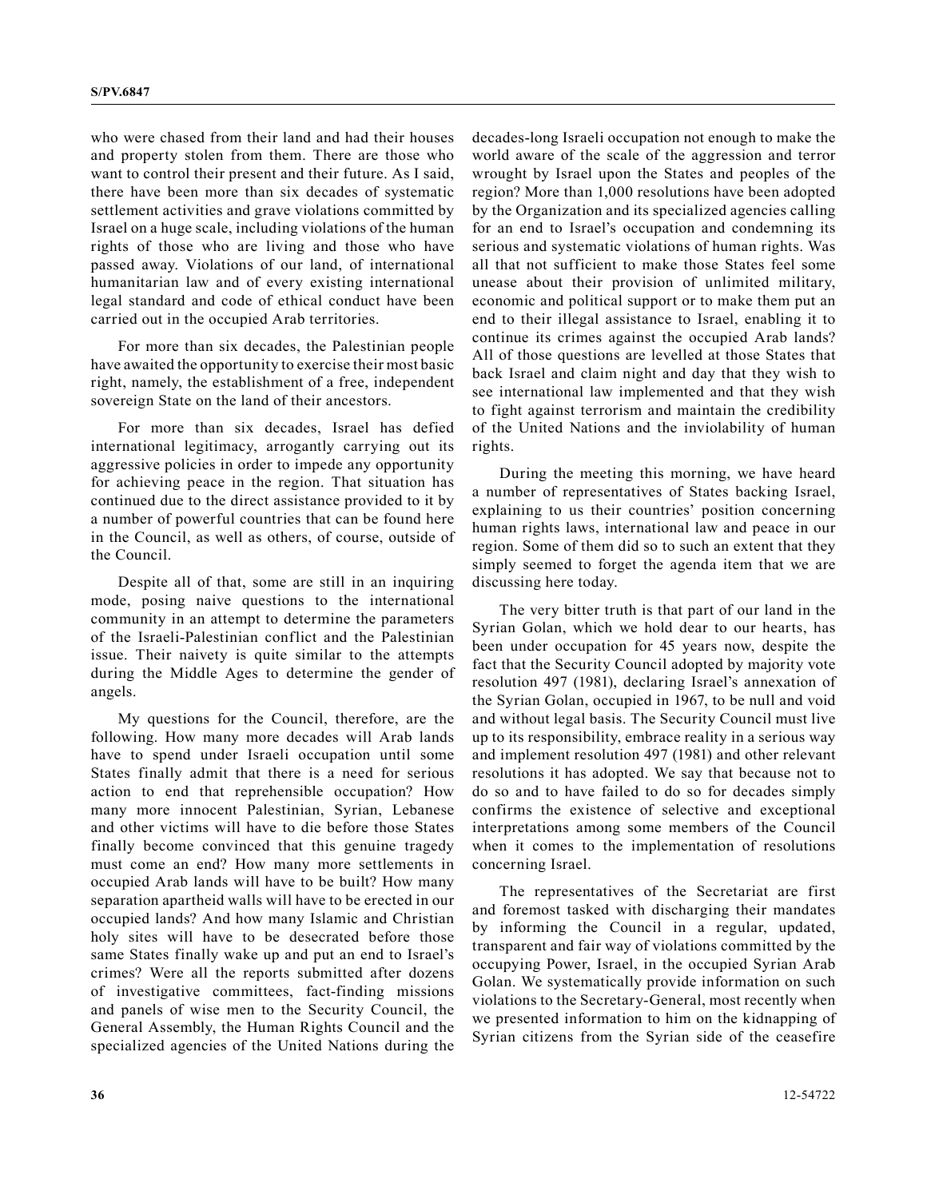who were chased from their land and had their houses and property stolen from them. There are those who want to control their present and their future. As I said, there have been more than six decades of systematic settlement activities and grave violations committed by Israel on a huge scale, including violations of the human rights of those who are living and those who have passed away. Violations of our land, of international humanitarian law and of every existing international legal standard and code of ethical conduct have been carried out in the occupied Arab territories.

For more than six decades, the Palestinian people have awaited the opportunity to exercise their most basic right, namely, the establishment of a free, independent sovereign State on the land of their ancestors.

For more than six decades, Israel has defied international legitimacy, arrogantly carrying out its aggressive policies in order to impede any opportunity for achieving peace in the region. That situation has continued due to the direct assistance provided to it by a number of powerful countries that can be found here in the Council, as well as others, of course, outside of the Council.

Despite all of that, some are still in an inquiring mode, posing naive questions to the international community in an attempt to determine the parameters of the Israeli-Palestinian conflict and the Palestinian issue. Their naivety is quite similar to the attempts during the Middle Ages to determine the gender of angels.

My questions for the Council, therefore, are the following. How many more decades will Arab lands have to spend under Israeli occupation until some States finally admit that there is a need for serious action to end that reprehensible occupation? How many more innocent Palestinian, Syrian, Lebanese and other victims will have to die before those States finally become convinced that this genuine tragedy must come an end? How many more settlements in occupied Arab lands will have to be built? How many separation apartheid walls will have to be erected in our occupied lands? And how many Islamic and Christian holy sites will have to be desecrated before those same States finally wake up and put an end to Israel's crimes? Were all the reports submitted after dozens of investigative committees, fact-finding missions and panels of wise men to the Security Council, the General Assembly, the Human Rights Council and the specialized agencies of the United Nations during the decades-long Israeli occupation not enough to make the world aware of the scale of the aggression and terror wrought by Israel upon the States and peoples of the region? More than 1,000 resolutions have been adopted by the Organization and its specialized agencies calling for an end to Israel's occupation and condemning its serious and systematic violations of human rights. Was all that not sufficient to make those States feel some unease about their provision of unlimited military, economic and political support or to make them put an end to their illegal assistance to Israel, enabling it to continue its crimes against the occupied Arab lands? All of those questions are levelled at those States that back Israel and claim night and day that they wish to see international law implemented and that they wish to fight against terrorism and maintain the credibility of the United Nations and the inviolability of human rights.

During the meeting this morning, we have heard a number of representatives of States backing Israel, explaining to us their countries' position concerning human rights laws, international law and peace in our region. Some of them did so to such an extent that they simply seemed to forget the agenda item that we are discussing here today.

The very bitter truth is that part of our land in the Syrian Golan, which we hold dear to our hearts, has been under occupation for 45 years now, despite the fact that the Security Council adopted by majority vote resolution 497 (1981), declaring Israel's annexation of the Syrian Golan, occupied in 1967, to be null and void and without legal basis. The Security Council must live up to its responsibility, embrace reality in a serious way and implement resolution 497 (1981) and other relevant resolutions it has adopted. We say that because not to do so and to have failed to do so for decades simply confirms the existence of selective and exceptional interpretations among some members of the Council when it comes to the implementation of resolutions concerning Israel.

The representatives of the Secretariat are first and foremost tasked with discharging their mandates by informing the Council in a regular, updated, transparent and fair way of violations committed by the occupying Power, Israel, in the occupied Syrian Arab Golan. We systematically provide information on such violations to the Secretary-General, most recently when we presented information to him on the kidnapping of Syrian citizens from the Syrian side of the ceasefire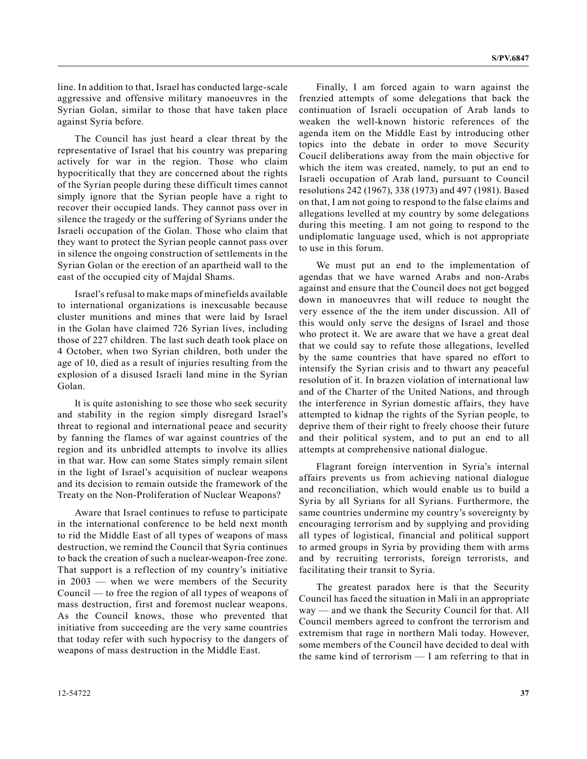line. In addition to that, Israel has conducted large-scale aggressive and offensive military manoeuvres in the Syrian Golan, similar to those that have taken place against Syria before.

The Council has just heard a clear threat by the representative of Israel that his country was preparing actively for war in the region. Those who claim hypocritically that they are concerned about the rights of the Syrian people during these difficult times cannot simply ignore that the Syrian people have a right to recover their occupied lands. They cannot pass over in silence the tragedy or the suffering of Syrians under the Israeli occupation of the Golan. Those who claim that they want to protect the Syrian people cannot pass over in silence the ongoing construction of settlements in the Syrian Golan or the erection of an apartheid wall to the east of the occupied city of Majdal Shams.

Israel's refusal to make maps of minefields available to international organizations is inexcusable because cluster munitions and mines that were laid by Israel in the Golan have claimed 726 Syrian lives, including those of 227 children. The last such death took place on 4 October, when two Syrian children, both under the age of 10, died as a result of injuries resulting from the explosion of a disused Israeli land mine in the Syrian Golan.

It is quite astonishing to see those who seek security and stability in the region simply disregard Israel's threat to regional and international peace and security by fanning the flames of war against countries of the region and its unbridled attempts to involve its allies in that war. How can some States simply remain silent in the light of Israel's acquisition of nuclear weapons and its decision to remain outside the framework of the Treaty on the Non-Proliferation of Nuclear Weapons?

Aware that Israel continues to refuse to participate in the international conference to be held next month to rid the Middle East of all types of weapons of mass destruction, we remind the Council that Syria continues to back the creation of such a nuclear-weapon-free zone. That support is a reflection of my country's initiative in 2003 — when we were members of the Security Council — to free the region of all types of weapons of mass destruction, first and foremost nuclear weapons. As the Council knows, those who prevented that initiative from succeeding are the very same countries that today refer with such hypocrisy to the dangers of weapons of mass destruction in the Middle East.

Finally, I am forced again to warn against the frenzied attempts of some delegations that back the continuation of Israeli occupation of Arab lands to weaken the well-known historic references of the agenda item on the Middle East by introducing other topics into the debate in order to move Security Coucil deliberations away from the main objective for which the item was created, namely, to put an end to Israeli occupation of Arab land, pursuant to Council resolutions 242 (1967), 338 (1973) and 497 (1981). Based on that, I am not going to respond to the false claims and allegations levelled at my country by some delegations during this meeting. I am not going to respond to the undiplomatic language used, which is not appropriate to use in this forum.

We must put an end to the implementation of agendas that we have warned Arabs and non-Arabs against and ensure that the Council does not get bogged down in manoeuvres that will reduce to nought the very essence of the the item under discussion. All of this would only serve the designs of Israel and those who protect it. We are aware that we have a great deal that we could say to refute those allegations, levelled by the same countries that have spared no effort to intensify the Syrian crisis and to thwart any peaceful resolution of it. In brazen violation of international law and of the Charter of the United Nations, and through the interference in Syrian domestic affairs, they have attempted to kidnap the rights of the Syrian people, to deprive them of their right to freely choose their future and their political system, and to put an end to all attempts at comprehensive national dialogue.

Flagrant foreign intervention in Syria's internal affairs prevents us from achieving national dialogue and reconciliation, which would enable us to build a Syria by all Syrians for all Syrians. Furthermore, the same countries undermine my country's sovereignty by encouraging terrorism and by supplying and providing all types of logistical, financial and political support to armed groups in Syria by providing them with arms and by recruiting terrorists, foreign terrorists, and facilitating their transit to Syria.

The greatest paradox here is that the Security Council has faced the situation in Mali in an appropriate way — and we thank the Security Council for that. All Council members agreed to confront the terrorism and extremism that rage in northern Mali today. However, some members of the Council have decided to deal with the same kind of terrorism — I am referring to that in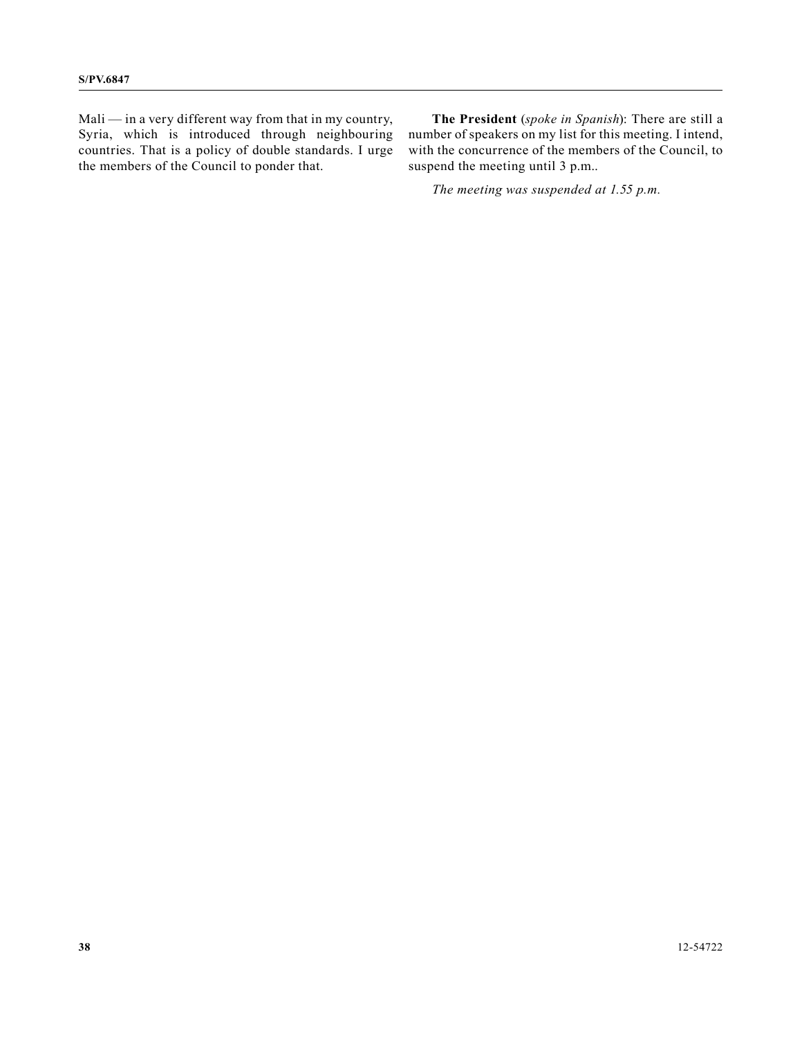Mali — in a very different way from that in my country, Syria, which is introduced through neighbouring countries. That is a policy of double standards. I urge the members of the Council to ponder that.

**The President** (*spoke in Spanish*): There are still a number of speakers on my list for this meeting. I intend, with the concurrence of the members of the Council, to suspend the meeting until 3 p.m..

*The meeting was suspended at 1.55 p.m.*